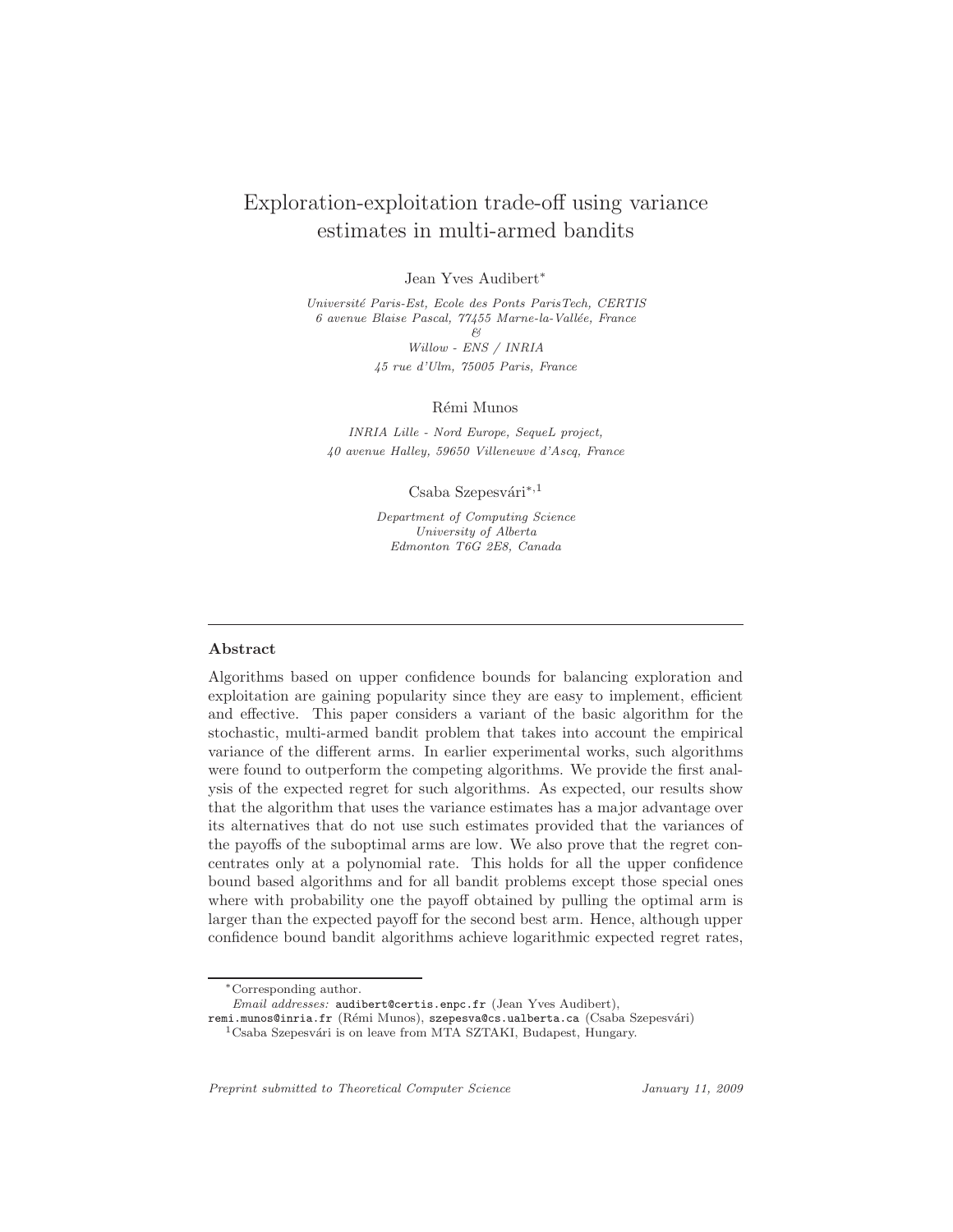# Exploration-exploitation trade-off using variance estimates in multi-armed bandits

Jean Yves Audibert*

*Université Paris-Est, Ecole des Ponts ParisTech, CERTIS*
*6 avenue Blaise Pascal, 77455 Marne-la-Vallée, France*
*&*
*Willow - ENS / INRIA*
*45 rue d'Ulm, 75005 Paris, France*

Rémi Munos

*INRIA Lille - Nord Europe, SequeL project,*
*40 avenue Halley, 59650 Villeneuve d'Ascq, France*

Csaba Szepesvári*,[1]

*Department of Computing Science*
*University of Alberta*
*Edmonton T6G 2E8, Canada*

---

### Abstract

Algorithms based on upper confidence bounds for balancing exploration and exploitation are gaining popularity since they are easy to implement, efficient and effective. This paper considers a variant of the basic algorithm for the stochastic, multi-armed bandit problem that takes into account the empirical variance of the different arms. In earlier experimental works, such algorithms were found to outperform the competing algorithms. We provide the first analysis of the expected regret for such algorithms. As expected, our results show that the algorithm that uses the variance estimates has a major advantage over its alternatives that do not use such estimates provided that the variances of the payoffs of the suboptimal arms are low. We also prove that the regret concentrates only at a polynomial rate. This holds for all the upper confidence bound based algorithms and for all bandit problems except those special ones where with probability one the payoff obtained by pulling the optimal arm is larger than the expected payoff for the second best arm. Hence, although upper confidence bound bandit algorithms achieve logarithmic expected regret rates,

---

*Corresponding author.
*Email addresses:* audibert@certis.enpc.fr (Jean Yves Audibert), remi.munos@inria.fr (Rémi Munos), szepesva@cs.ualberta.ca (Csaba Szepesvári)

[1] Csaba Szepesvári is on leave from MTA SZTAKI, Budapest, Hungary.

*Preprint submitted to Theoretical Computer Science* *January 11, 2009*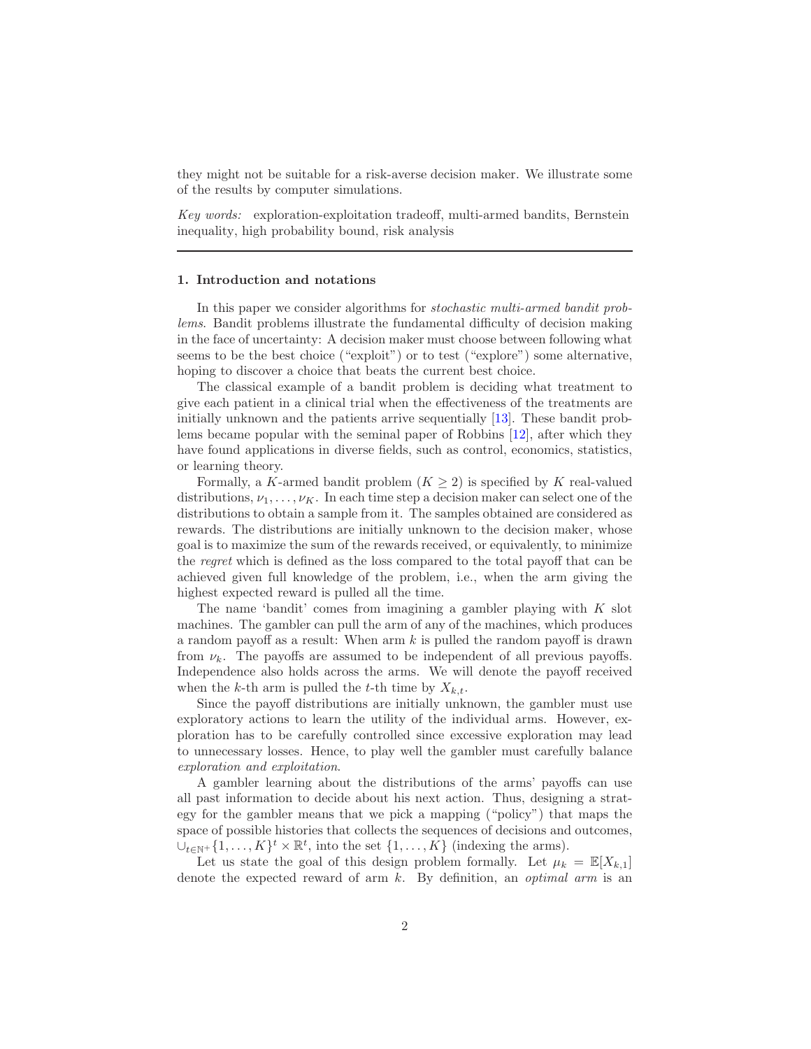they might not be suitable for a risk-averse decision maker. We illustrate some of the results by computer simulations.

*Key words:* exploration-exploitation tradeoff, multi-armed bandits, Bernstein inequality, high probability bound, risk analysis

## 1. Introduction and notations

In this paper we consider algorithms for *stochastic multi-armed bandit problems*. Bandit problems illustrate the fundamental difficulty of decision making in the face of uncertainty: A decision maker must choose between following what seems to be the best choice ("exploit") or to test ("explore") some alternative, hoping to discover a choice that beats the current best choice.

The classical example of a bandit problem is deciding what treatment to give each patient in a clinical trial when the effectiveness of the treatments are initially unknown and the patients arrive sequentially [13]. These bandit problems became popular with the seminal paper of Robbins [12], after which they have found applications in diverse fields, such as control, economics, statistics, or learning theory.

Formally, a $K$-armed bandit problem ($K \geq 2$) is specified by $K$ real-valued distributions, $\nu_1, \ldots, \nu_K$. In each time step a decision maker can select one of the distributions to obtain a sample from it. The samples obtained are considered as rewards. The distributions are initially unknown to the decision maker, whose goal is to maximize the sum of the rewards received, or equivalently, to minimize the *regret* which is defined as the loss compared to the total payoff that can be achieved given full knowledge of the problem, i.e., when the arm giving the highest expected reward is pulled all the time.

The name 'bandit' comes from imagining a gambler playing with $K$ slot machines. The gambler can pull the arm of any of the machines, which produces a random payoff as a result: When arm $k$ is pulled the random payoff is drawn from $\nu_k$. The payoffs are assumed to be independent of all previous payoffs. Independence also holds across the arms. We will denote the payoff received when the $k$-th arm is pulled the $t$-th time by $X_{k,t}$.

Since the payoff distributions are initially unknown, the gambler must use exploratory actions to learn the utility of the individual arms. However, exploration has to be carefully controlled since excessive exploration may lead to unnecessary losses. Hence, to play well the gambler must carefully balance *exploration and exploitation*.

A gambler learning about the distributions of the arms' payoffs can use all past information to decide about his next action. Thus, designing a strategy for the gambler means that we pick a mapping ("policy") that maps the space of possible histories that collects the sequences of decisions and outcomes, $\cup_{t \in \mathbb{N}^+} \{1, \ldots, K\}^t \times \mathbb{R}^t$, into the set $\{1, \ldots, K\}$ (indexing the arms).

Let us state the goal of this design problem formally. Let $\mu_k = \mathbb{E}[X_{k,1}]$ denote the expected reward of arm $k$. By definition, an *optimal arm* is an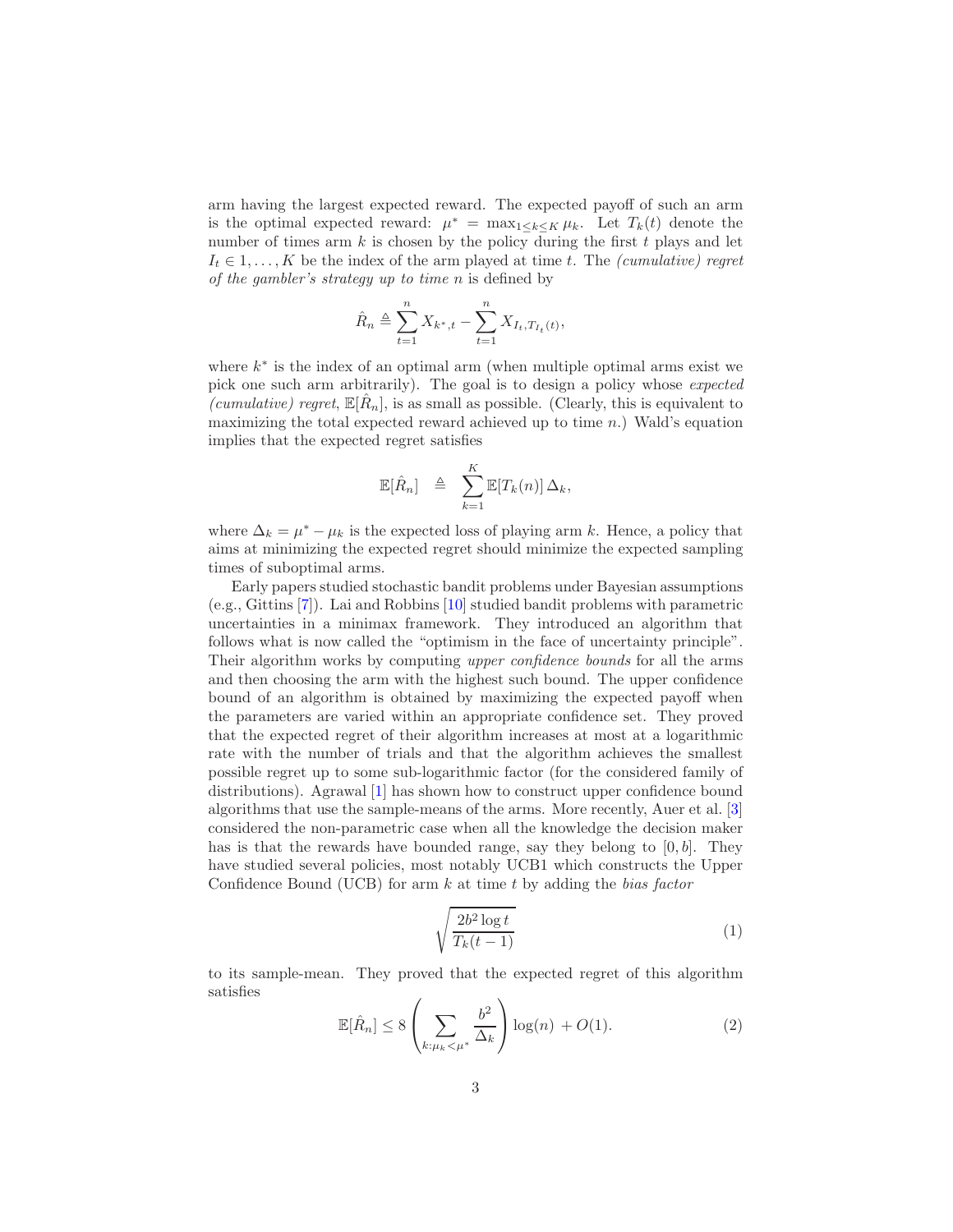arm having the largest expected reward. The expected payoff of such an arm is the optimal expected reward: $\mu^* = \max_{1 \le k \le K} \mu_k$. Let $T_k(t)$ denote the number of times arm $k$ is chosen by the policy during the first $t$ plays and let $I_t \in 1, \ldots, K$ be the index of the arm played at time $t$. The *(cumulative) regret of the gambler's strategy up to time n* is defined by

$$\hat{R}_n \triangleq \sum_{t=1}^{n} X_{k^*,t} - \sum_{t=1}^{n} X_{I_t, T_{I_t}(t)},$$

where $k^*$ is the index of an optimal arm (when multiple optimal arms exist we pick one such arm arbitrarily). The goal is to design a policy whose *expected (cumulative) regret*, $\mathbb{E}[\hat{R}_n]$, is as small as possible. (Clearly, this is equivalent to maximizing the total expected reward achieved up to time $n$.) Wald's equation implies that the expected regret satisfies

$$\mathbb{E}[\hat{R}_n] \quad \triangleq \quad \sum_{k=1}^{K} \mathbb{E}[T_k(n)] \, \Delta_k,$$

where $\Delta_k = \mu^* - \mu_k$ is the expected loss of playing arm $k$. Hence, a policy that aims at minimizing the expected regret should minimize the expected sampling times of suboptimal arms.

Early papers studied stochastic bandit problems under Bayesian assumptions (e.g., Gittins [7]). Lai and Robbins [10] studied bandit problems with parametric uncertainties in a minimax framework. They introduced an algorithm that follows what is now called the "optimism in the face of uncertainty principle". Their algorithm works by computing *upper confidence bounds* for all the arms and then choosing the arm with the highest such bound. The upper confidence bound of an algorithm is obtained by maximizing the expected payoff when the parameters are varied within an appropriate confidence set. They proved that the expected regret of their algorithm increases at most at a logarithmic rate with the number of trials and that the algorithm achieves the smallest possible regret up to some sub-logarithmic factor (for the considered family of distributions). Agrawal [1] has shown how to construct upper confidence bound algorithms that use the sample-means of the arms. More recently, Auer et al. [3] considered the non-parametric case when all the knowledge the decision maker has is that the rewards have bounded range, say they belong to $[0, b]$. They have studied several policies, most notably UCB1 which constructs the Upper Confidence Bound (UCB) for arm $k$ at time $t$ by adding the *bias factor*

$$\sqrt{\frac{2b^2 \log t}{T_k(t-1)}} \tag{1}$$

to its sample-mean. They proved that the expected regret of this algorithm satisfies

$$\mathbb{E}[\hat{R}_n] \le 8 \left( \sum_{k: \mu_k < \mu^*} \frac{b^2}{\Delta_k} \right) \log(n) \; + O(1). \tag{2}$$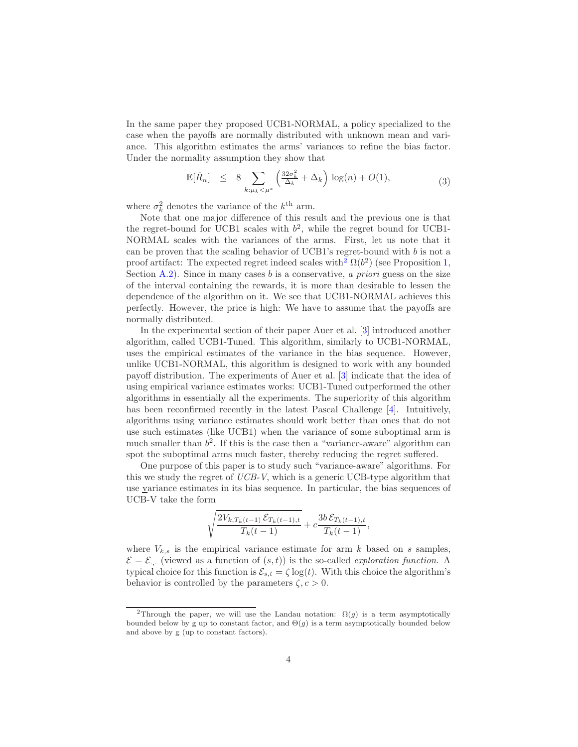In the same paper they proposed UCB1-NORMAL, a policy specialized to the case when the payoffs are normally distributed with unknown mean and variance. This algorithm estimates the arms' variances to refine the bias factor. Under the normality assumption they show that

$$\mathbb{E}[\hat{R}_n] \quad \leq \quad 8 \sum_{k:\mu_k<\mu^*} \left( \frac{32\sigma_k^2}{\Delta_k} + \Delta_k \right) \log(n) + O(1), \tag{3}$$

where $\sigma_k^2$ denotes the variance of the $k^{\text{th}}$ arm.

Note that one major difference of this result and the previous one is that the regret-bound for UCB1 scales with $b^2$, while the regret bound for UCB1-NORMAL scales with the variances of the arms. First, let us note that it can be proven that the scaling behavior of UCB1's regret-bound with $b$ is not a proof artifact: The expected regret indeed scales with[2] $\Omega(b^2)$ (see Proposition 1, Section A.2). Since in many cases $b$ is a conservative, *a priori* guess on the size of the interval containing the rewards, it is more than desirable to lessen the dependence of the algorithm on it. We see that UCB1-NORMAL achieves this perfectly. However, the price is high: We have to assume that the payoffs are normally distributed.

In the experimental section of their paper Auer et al. [3] introduced another algorithm, called UCB1-Tuned. This algorithm, similarly to UCB1-NORMAL, uses the empirical estimates of the variance in the bias sequence. However, unlike UCB1-NORMAL, this algorithm is designed to work with any bounded payoff distribution. The experiments of Auer et al. [3] indicate that the idea of using empirical variance estimates works: UCB1-Tuned outperformed the other algorithms in essentially all the experiments. The superiority of this algorithm has been reconfirmed recently in the latest Pascal Challenge [4]. Intuitively, algorithms using variance estimates should work better than ones that do not use such estimates (like UCB1) when the variance of some suboptimal arm is much smaller than $b^2$. If this is the case then a "variance-aware" algorithm can spot the suboptimal arms much faster, thereby reducing the regret suffered.

One purpose of this paper is to study such "variance-aware" algorithms. For this we study the regret of *UCB-V*, which is a generic UCB-type algorithm that use variance estimates in its bias sequence. In particular, the bias sequences of UCB-V take the form

$$\sqrt{\frac{2V_{k,T_k(t-1)}\,\mathcal{E}_{T_k(t-1),t}}{T_k(t-1)}} + c\frac{3b\,\mathcal{E}_{T_k(t-1),t}}{T_k(t-1)},$$

where $V_{k,s}$ is the empirical variance estimate for arm $k$ based on $s$ samples, $\mathcal{E} = \mathcal{E}_{\cdot,\cdot}$ (viewed as a function of $(s,t)$) is the so-called *exploration function*. A typical choice for this function is $\mathcal{E}_{s,t} = \zeta \log(t)$. With this choice the algorithm's behavior is controlled by the parameters $\zeta, c > 0$.

[2] Through the paper, we will use the Landau notation: $\Omega(g)$ is a term asymptotically bounded below by g up to constant factor, and $\Theta(g)$ is a term asymptotically bounded below and above by g (up to constant factors).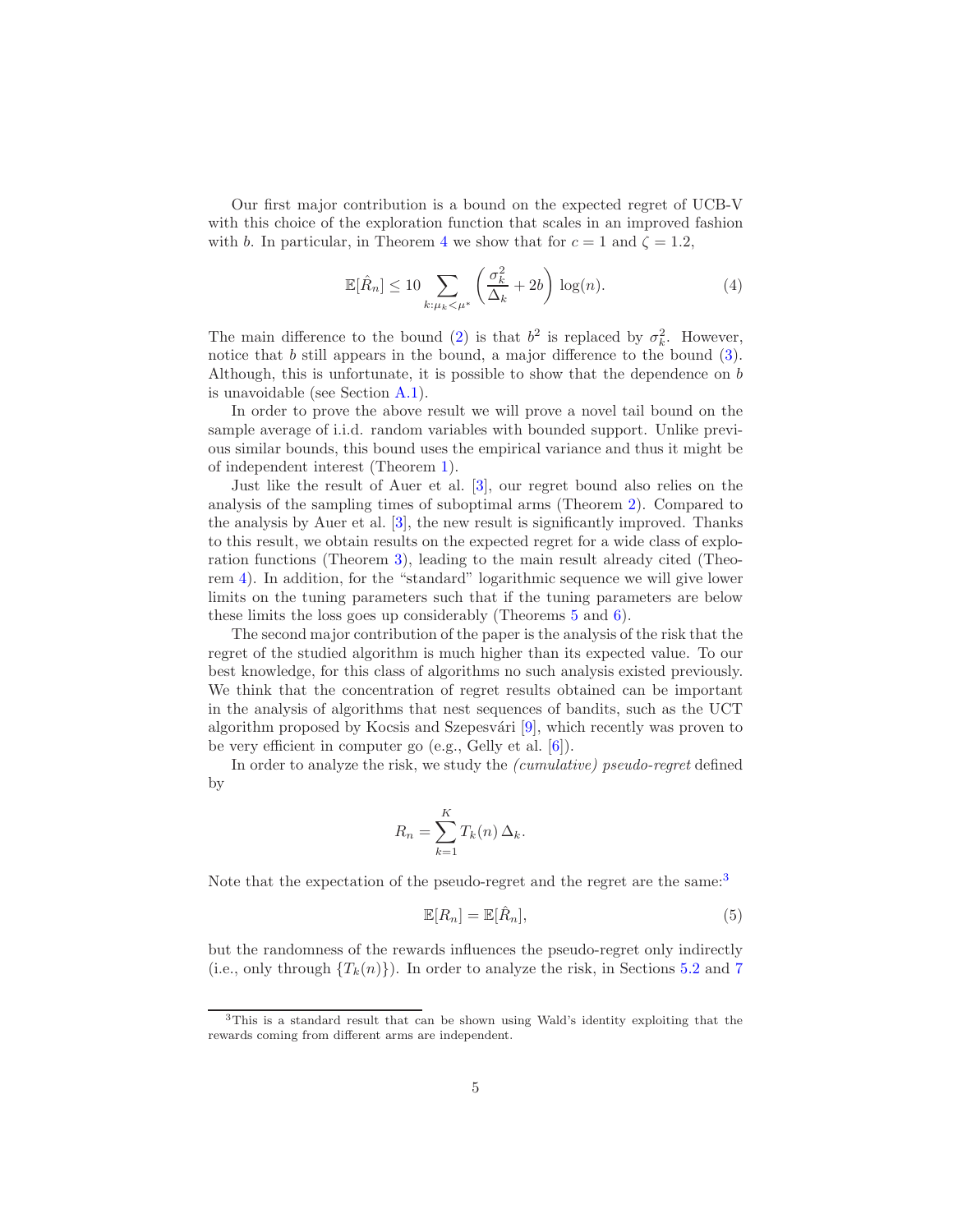Our first major contribution is a bound on the expected regret of UCB-V with this choice of the exploration function that scales in an improved fashion with $b$. In particular, in Theorem 4 we show that for $c = 1$ and $\zeta = 1.2$,

$$\mathbb{E}[\hat{R}_n] \leq 10 \sum_{k:\mu_k<\mu^*} \left( \frac{\sigma_k^2}{\Delta_k} + 2b \right) \log(n). \tag{4}$$

The main difference to the bound (2) is that $b^2$ is replaced by $\sigma_k^2$. However, notice that $b$ still appears in the bound, a major difference to the bound (3). Although, this is unfortunate, it is possible to show that the dependence on $b$ is unavoidable (see Section A.1).

In order to prove the above result we will prove a novel tail bound on the sample average of i.i.d. random variables with bounded support. Unlike previous similar bounds, this bound uses the empirical variance and thus it might be of independent interest (Theorem 1).

Just like the result of Auer et al. [3], our regret bound also relies on the analysis of the sampling times of suboptimal arms (Theorem 2). Compared to the analysis by Auer et al. [3], the new result is significantly improved. Thanks to this result, we obtain results on the expected regret for a wide class of exploration functions (Theorem 3), leading to the main result already cited (Theorem 4). In addition, for the "standard" logarithmic sequence we will give lower limits on the tuning parameters such that if the tuning parameters are below these limits the loss goes up considerably (Theorems 5 and 6).

The second major contribution of the paper is the analysis of the risk that the regret of the studied algorithm is much higher than its expected value. To our best knowledge, for this class of algorithms no such analysis existed previously. We think that the concentration of regret results obtained can be important in the analysis of algorithms that nest sequences of bandits, such as the UCT algorithm proposed by Kocsis and Szepesvári [9], which recently was proven to be very efficient in computer go (e.g., Gelly et al. [6]).

In order to analyze the risk, we study the *(cumulative) pseudo-regret* defined by

$$R_n = \sum_{k=1}^{K} T_k(n)\, \Delta_k.$$

Note that the expectation of the pseudo-regret and the regret are the same:[3]

$$\mathbb{E}[R_n] = \mathbb{E}[\hat{R}_n], \tag{5}$$

but the randomness of the rewards influences the pseudo-regret only indirectly (i.e., only through $\{T_k(n)\}$). In order to analyze the risk, in Sections 5.2 and 7

[3] This is a standard result that can be shown using Wald's identity exploiting that the rewards coming from different arms are independent.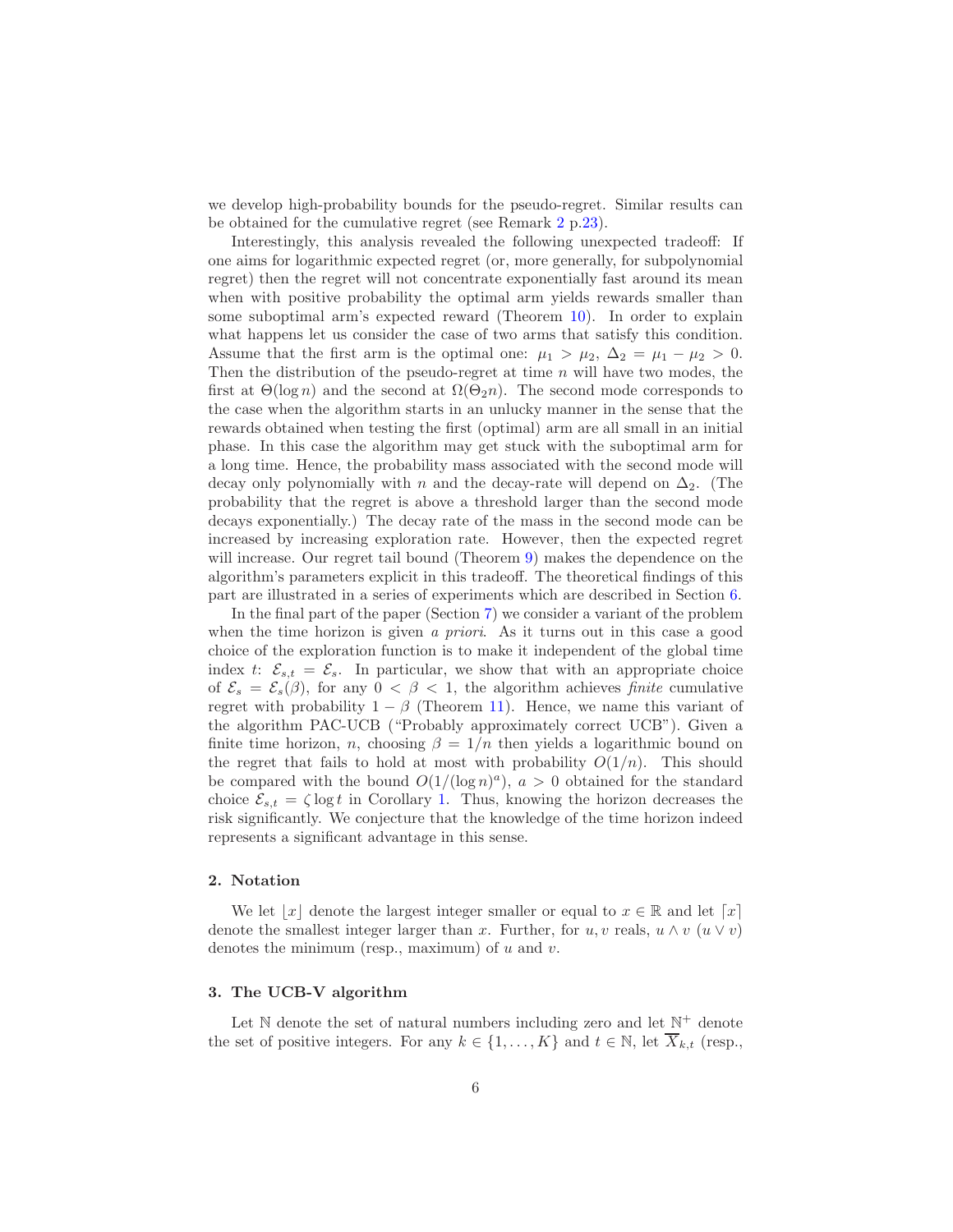we develop high-probability bounds for the pseudo-regret. Similar results can be obtained for the cumulative regret (see Remark 2 p.23).

Interestingly, this analysis revealed the following unexpected tradeoff: If one aims for logarithmic expected regret (or, more generally, for subpolynomial regret) then the regret will not concentrate exponentially fast around its mean when with positive probability the optimal arm yields rewards smaller than some suboptimal arm's expected reward (Theorem 10). In order to explain what happens let us consider the case of two arms that satisfy this condition. Assume that the first arm is the optimal one: $\mu_1 > \mu_2$, $\Delta_2 = \mu_1 - \mu_2 > 0$. Then the distribution of the pseudo-regret at time $n$ will have two modes, the first at $\Theta(\log n)$ and the second at $\Omega(\Theta_2 n)$. The second mode corresponds to the case when the algorithm starts in an unlucky manner in the sense that the rewards obtained when testing the first (optimal) arm are all small in an initial phase. In this case the algorithm may get stuck with the suboptimal arm for a long time. Hence, the probability mass associated with the second mode will decay only polynomially with $n$ and the decay-rate will depend on $\Delta_2$. (The probability that the regret is above a threshold larger than the second mode decays exponentially.) The decay rate of the mass in the second mode can be increased by increasing exploration rate. However, then the expected regret will increase. Our regret tail bound (Theorem 9) makes the dependence on the algorithm's parameters explicit in this tradeoff. The theoretical findings of this part are illustrated in a series of experiments which are described in Section 6.

In the final part of the paper (Section 7) we consider a variant of the problem when the time horizon is given *a priori*. As it turns out in this case a good choice of the exploration function is to make it independent of the global time index $t$: $\mathcal{E}_{s,t} = \mathcal{E}_s$. In particular, we show that with an appropriate choice of $\mathcal{E}_s = \mathcal{E}_s(\beta)$, for any $0 < \beta < 1$, the algorithm achieves *finite* cumulative regret with probability $1 - \beta$ (Theorem 11). Hence, we name this variant of the algorithm PAC-UCB ("Probably approximately correct UCB"). Given a finite time horizon, $n$, choosing $\beta = 1/n$ then yields a logarithmic bound on the regret that fails to hold at most with probability $O(1/n)$. This should be compared with the bound $O(1/(\log n)^a)$, $a > 0$ obtained for the standard choice $\mathcal{E}_{s,t} = \zeta \log t$ in Corollary 1. Thus, knowing the horizon decreases the risk significantly. We conjecture that the knowledge of the time horizon indeed represents a significant advantage in this sense.

## 2. Notation

We let $\lfloor x \rfloor$ denote the largest integer smaller or equal to $x \in \mathbb{R}$ and let $\lceil x \rceil$ denote the smallest integer larger than $x$. Further, for $u, v$ reals, $u \wedge v$ ($u \vee v$) denotes the minimum (resp., maximum) of $u$ and $v$.

## 3. The UCB-V algorithm

Let $\mathbb{N}$ denote the set of natural numbers including zero and let $\mathbb{N}^+$ denote the set of positive integers. For any $k \in \{1, \ldots, K\}$ and $t \in \mathbb{N}$, let $\overline{X}_{k,t}$ (resp.,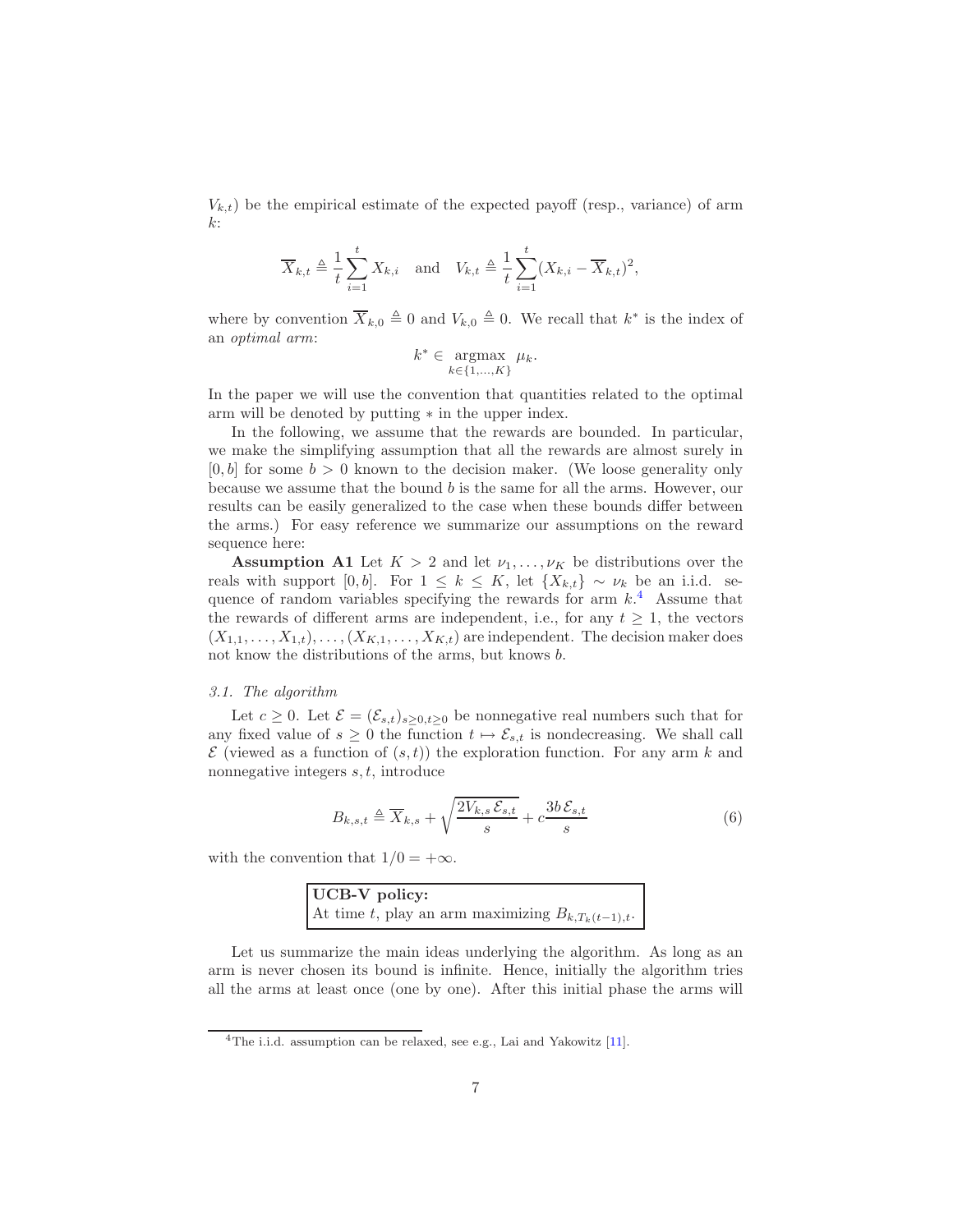$V_{k,t}$) be the empirical estimate of the expected payoff (resp., variance) of arm $k$:

$$\overline{X}_{k,t} \triangleq \frac{1}{t}\sum_{i=1}^{t} X_{k,i} \quad \text{and} \quad V_{k,t} \triangleq \frac{1}{t}\sum_{i=1}^{t}(X_{k,i} - \overline{X}_{k,t})^2,$$

where by convention $\overline{X}_{k,0} \triangleq 0$ and $V_{k,0} \triangleq 0$. We recall that $k^*$ is the index of an *optimal arm*:

$$k^* \in \underset{k\in\{1,\ldots,K\}}{\operatorname{argmax}} \ \mu_k.$$

In the paper we will use the convention that quantities related to the optimal arm will be denoted by putting $*$ in the upper index.

In the following, we assume that the rewards are bounded. In particular, we make the simplifying assumption that all the rewards are almost surely in $[0, b]$ for some $b > 0$ known to the decision maker. (We loose generality only because we assume that the bound $b$ is the same for all the arms. However, our results can be easily generalized to the case when these bounds differ between the arms.) For easy reference we summarize our assumptions on the reward sequence here:

**Assumption A1** Let $K > 2$ and let $\nu_1, \ldots, \nu_K$ be distributions over the reals with support $[0, b]$. For $1 \le k \le K$, let $\{X_{k,t}\} \sim \nu_k$ be an i.i.d. sequence of random variables specifying the rewards for arm $k$.[4] Assume that the rewards of different arms are independent, i.e., for any $t \ge 1$, the vectors $(X_{1,1}, \ldots, X_{1,t}), \ldots, (X_{K,1}, \ldots, X_{K,t})$ are independent. The decision maker does not know the distributions of the arms, but knows $b$.

### 3.1. The algorithm

Let $c \ge 0$. Let $\mathcal{E} = (\mathcal{E}_{s,t})_{s\ge 0, t\ge 0}$ be nonnegative real numbers such that for any fixed value of $s \ge 0$ the function $t \mapsto \mathcal{E}_{s,t}$ is nondecreasing. We shall call $\mathcal{E}$ (viewed as a function of $(s,t)$) the exploration function. For any arm $k$ and nonnegative integers $s, t$, introduce

$$B_{k,s,t} \triangleq \overline{X}_{k,s} + \sqrt{\frac{2V_{k,s}\,\mathcal{E}_{s,t}}{s}} + c\frac{3b\,\mathcal{E}_{s,t}}{s} \tag{6}$$

with the convention that $1/0 = +\infty$.

> **UCB-V policy:**
> At time $t$, play an arm maximizing $B_{k,T_k(t-1),t}$.

Let us summarize the main ideas underlying the algorithm. As long as an arm is never chosen its bound is infinite. Hence, initially the algorithm tries all the arms at least once (one by one). After this initial phase the arms will

[4] The i.i.d. assumption can be relaxed, see e.g., Lai and Yakowitz [11].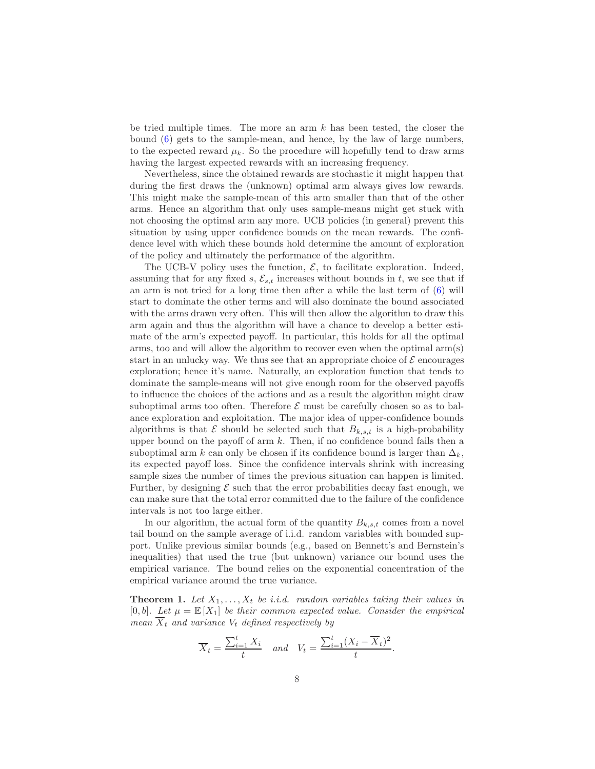be tried multiple times. The more an arm $k$ has been tested, the closer the bound (6) gets to the sample-mean, and hence, by the law of large numbers, to the expected reward $\mu_k$. So the procedure will hopefully tend to draw arms having the largest expected rewards with an increasing frequency.

Nevertheless, since the obtained rewards are stochastic it might happen that during the first draws the (unknown) optimal arm always gives low rewards. This might make the sample-mean of this arm smaller than that of the other arms. Hence an algorithm that only uses sample-means might get stuck with not choosing the optimal arm any more. UCB policies (in general) prevent this situation by using upper confidence bounds on the mean rewards. The confidence level with which these bounds hold determine the amount of exploration of the policy and ultimately the performance of the algorithm.

The UCB-V policy uses the function, $\mathcal{E}$, to facilitate exploration. Indeed, assuming that for any fixed $s$, $\mathcal{E}_{s,t}$ increases without bounds in $t$, we see that if an arm is not tried for a long time then after a while the last term of (6) will start to dominate the other terms and will also dominate the bound associated with the arms drawn very often. This will then allow the algorithm to draw this arm again and thus the algorithm will have a chance to develop a better estimate of the arm's expected payoff. In particular, this holds for all the optimal arms, too and will allow the algorithm to recover even when the optimal arm(s) start in an unlucky way. We thus see that an appropriate choice of $\mathcal{E}$ encourages exploration; hence it's name. Naturally, an exploration function that tends to dominate the sample-means will not give enough room for the observed payoffs to influence the choices of the actions and as a result the algorithm might draw suboptimal arms too often. Therefore $\mathcal{E}$ must be carefully chosen so as to balance exploration and exploitation. The major idea of upper-confidence bounds algorithms is that $\mathcal{E}$ should be selected such that $B_{k,s,t}$ is a high-probability upper bound on the payoff of arm $k$. Then, if no confidence bound fails then a suboptimal arm $k$ can only be chosen if its confidence bound is larger than $\Delta_k$, its expected payoff loss. Since the confidence intervals shrink with increasing sample sizes the number of times the previous situation can happen is limited. Further, by designing $\mathcal{E}$ such that the error probabilities decay fast enough, we can make sure that the total error committed due to the failure of the confidence intervals is not too large either.

In our algorithm, the actual form of the quantity $B_{k,s,t}$ comes from a novel tail bound on the sample average of i.i.d. random variables with bounded support. Unlike previous similar bounds (e.g., based on Bennett's and Bernstein's inequalities) that used the true (but unknown) variance our bound uses the empirical variance. The bound relies on the exponential concentration of the empirical variance around the true variance.

**Theorem 1.** *Let $X_1, \ldots, X_t$ be i.i.d. random variables taking their values in $[0, b]$. Let $\mu = \mathbb{E}[X_1]$ be their common expected value. Consider the empirical mean $\overline{X}_t$ and variance $V_t$ defined respectively by*

$$\overline{X}_t = \frac{\sum_{i=1}^t X_i}{t} \quad \text{and} \quad V_t = \frac{\sum_{i=1}^t (X_i - \overline{X}_t)^2}{t}.$$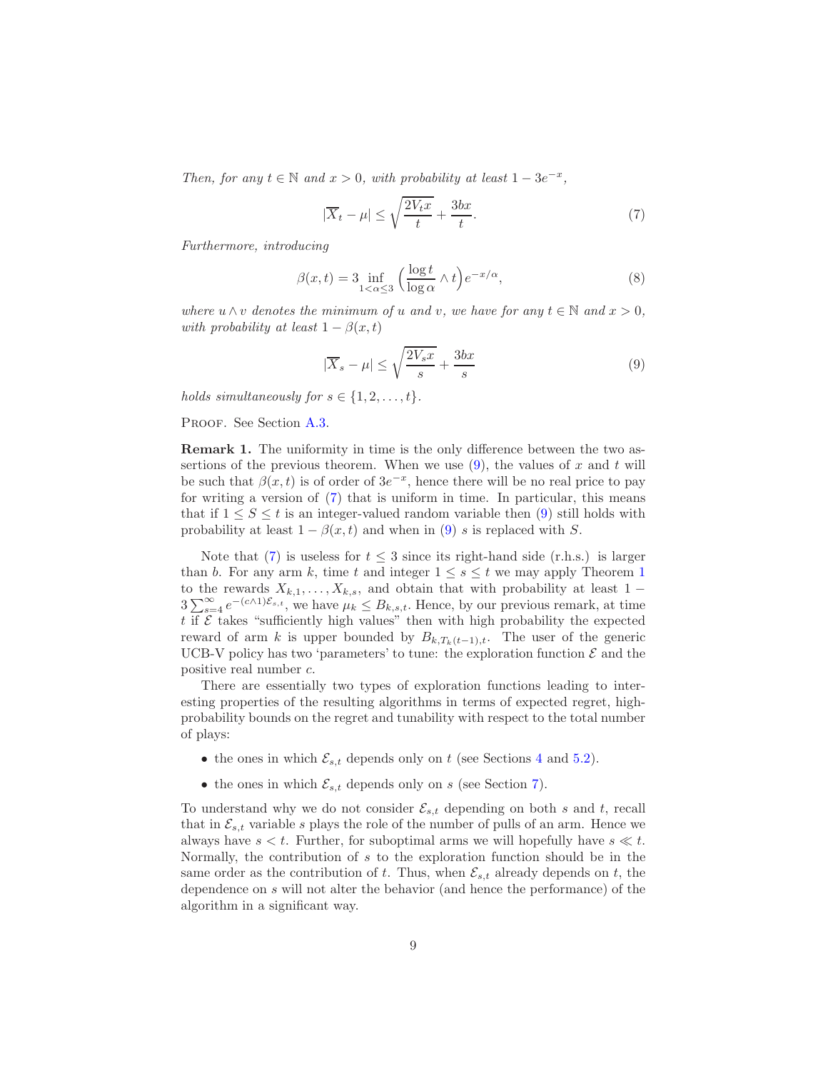*Then, for any $t \in \mathbb{N}$ and $x > 0$, with probability at least $1 - 3e^{-x}$,*

$$|\overline{X}_t - \mu| \leq \sqrt{\frac{2V_t x}{t}} + \frac{3bx}{t}. \tag{7}$$

*Furthermore, introducing*

$$\beta(x,t) = 3 \inf_{1<\alpha\leq 3} \Big( \frac{\log t}{\log \alpha} \wedge t \Big) e^{-x/\alpha}, \tag{8}$$

*where $u \wedge v$ denotes the minimum of $u$ and $v$, we have for any $t \in \mathbb{N}$ and $x > 0$, with probability at least $1 - \beta(x,t)$*

$$|\overline{X}_s - \mu| \leq \sqrt{\frac{2V_s x}{s}} + \frac{3bx}{s} \tag{9}$$

*holds simultaneously for $s \in \{1, 2, \ldots, t\}$.*

Proof. See Section A.3.

**Remark 1.** The uniformity in time is the only difference between the two assertions of the previous theorem. When we use (9), the values of $x$ and $t$ will be such that $\beta(x,t)$ is of order of $3e^{-x}$, hence there will be no real price to pay for writing a version of (7) that is uniform in time. In particular, this means that if $1 \leq S \leq t$ is an integer-valued random variable then (9) still holds with probability at least $1 - \beta(x,t)$ and when in (9) $s$ is replaced with $S$.

Note that (7) is useless for $t \leq 3$ since its right-hand side (r.h.s.) is larger than $b$. For any arm $k$, time $t$ and integer $1 \leq s \leq t$ we may apply Theorem 1 to the rewards $X_{k,1}, \ldots, X_{k,s}$, and obtain that with probability at least $1 - 3\sum_{s=4}^{\infty} e^{-(c\wedge 1)\mathcal{E}_{s,t}}$, we have $\mu_k \leq B_{k,s,t}$. Hence, by our previous remark, at time $t$ if $\mathcal{E}$ takes "sufficiently high values" then with high probability the expected reward of arm $k$ is upper bounded by $B_{k,T_k(t-1),t}$. The user of the generic UCB-V policy has two 'parameters' to tune: the exploration function $\mathcal{E}$ and the positive real number $c$.

There are essentially two types of exploration functions leading to interesting properties of the resulting algorithms in terms of expected regret, high-probability bounds on the regret and tunability with respect to the total number of plays:

- the ones in which $\mathcal{E}_{s,t}$ depends only on $t$ (see Sections 4 and 5.2).
- the ones in which $\mathcal{E}_{s,t}$ depends only on $s$ (see Section 7).

To understand why we do not consider $\mathcal{E}_{s,t}$ depending on both $s$ and $t$, recall that in $\mathcal{E}_{s,t}$ variable $s$ plays the role of the number of pulls of an arm. Hence we always have $s < t$. Further, for suboptimal arms we will hopefully have $s \ll t$. Normally, the contribution of $s$ to the exploration function should be in the same order as the contribution of $t$. Thus, when $\mathcal{E}_{s,t}$ already depends on $t$, the dependence on $s$ will not alter the behavior (and hence the performance) of the algorithm in a significant way.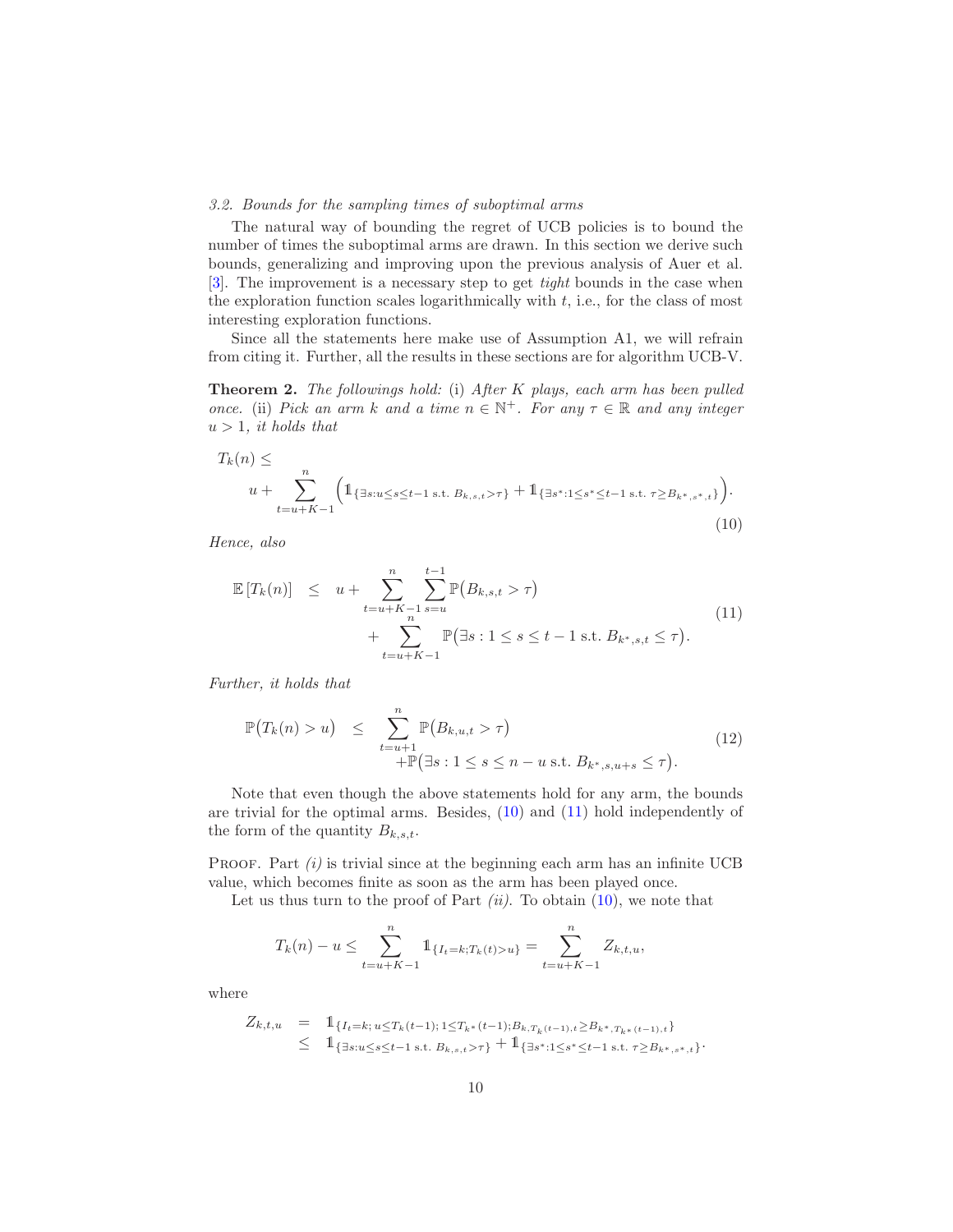*3.2. Bounds for the sampling times of suboptimal arms*

The natural way of bounding the regret of UCB policies is to bound the number of times the suboptimal arms are drawn. In this section we derive such bounds, generalizing and improving upon the previous analysis of Auer et al. [3]. The improvement is a necessary step to get *tight* bounds in the case when the exploration function scales logarithmically with $t$, i.e., for the class of most interesting exploration functions.

Since all the statements here make use of Assumption A1, we will refrain from citing it. Further, all the results in these sections are for algorithm UCB-V.

**Theorem 2.** *The followings hold:* (i) *After $K$ plays, each arm has been pulled once.* (ii) *Pick an arm $k$ and a time $n \in \mathbb{N}^+$. For any $\tau \in \mathbb{R}$ and any integer $u > 1$, it holds that*

$$T_k(n) \leq u + \sum_{t=u+K-1}^{n} \Big( \mathbb{1}_{\{\exists s: u \leq s \leq t-1 \text{ s.t. } B_{k,s,t} > \tau\}} + \mathbb{1}_{\{\exists s^*: 1 \leq s^* \leq t-1 \text{ s.t. } \tau \geq B_{k^*,s^*,t}\}} \Big). \tag{10}$$

*Hence, also*

$$\begin{aligned} \mathbb{E}\left[T_k(n)\right] \quad \leq \quad & u + \sum_{t=u+K-1}^{n} \sum_{s=u}^{t-1} \mathbb{P}\big(B_{k,s,t} > \tau\big) \\ & + \sum_{t=u+K-1}^{n} \mathbb{P}\big(\exists s : 1 \leq s \leq t-1 \text{ s.t. } B_{k^*,s,t} \leq \tau\big). \end{aligned} \tag{11}$$

*Further, it holds that*

$$\begin{aligned} \mathbb{P}\big(T_k(n) > u\big) \quad \leq \quad & \sum_{t=u+1}^{n} \mathbb{P}\big(B_{k,u,t} > \tau\big) \\ & + \mathbb{P}\big(\exists s : 1 \leq s \leq n-u \text{ s.t. } B_{k^*,s,u+s} \leq \tau\big). \end{aligned} \tag{12}$$

Note that even though the above statements hold for any arm, the bounds are trivial for the optimal arms. Besides, (10) and (11) hold independently of the form of the quantity $B_{k,s,t}$.

Proof. Part *(i)* is trivial since at the beginning each arm has an infinite UCB value, which becomes finite as soon as the arm has been played once.

Let us thus turn to the proof of Part *(ii)*. To obtain (10), we note that

$$T_k(n) - u \leq \sum_{t=u+K-1}^{n} \mathbb{1}_{\{I_t = k; T_k(t) > u\}} = \sum_{t=u+K-1}^{n} Z_{k,t,u},$$

where

$$\begin{aligned} Z_{k,t,u} \quad & = \quad \mathbb{1}_{\{I_t=k;\, u \leq T_k(t-1);\, 1 \leq T_{k^*}(t-1); B_{k,T_k(t-1),t} \geq B_{k^*,T_{k^*}(t-1),t}\}} \\ & \leq \quad \mathbb{1}_{\{\exists s: u \leq s \leq t-1 \text{ s.t. } B_{k,s,t} > \tau\}} + \mathbb{1}_{\{\exists s^*: 1 \leq s^* \leq t-1 \text{ s.t. } \tau \geq B_{k^*,s^*,t}\}}. \end{aligned}$$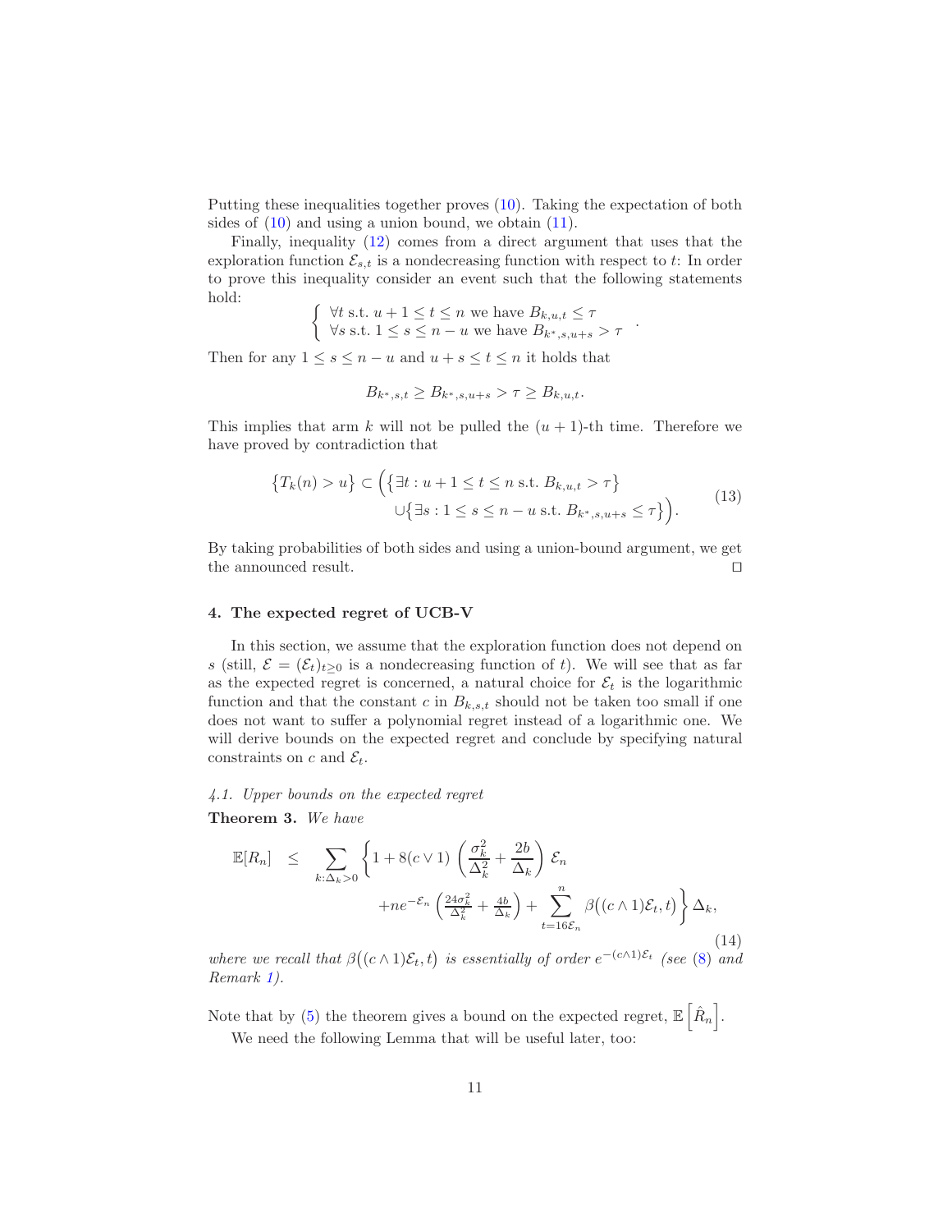Putting these inequalities together proves (10). Taking the expectation of both sides of (10) and using a union bound, we obtain (11).

Finally, inequality (12) comes from a direct argument that uses that the exploration function $\mathcal{E}_{s,t}$ is a nondecreasing function with respect to $t$: In order to prove this inequality consider an event such that the following statements hold:

$$\begin{cases} \forall t \text{ s.t. } u+1 \leq t \leq n \text{ we have } B_{k,u,t} \leq \tau \\ \forall s \text{ s.t. } 1 \leq s \leq n-u \text{ we have } B_{k^*,s,u+s} > \tau \end{cases}.$$

Then for any $1 \leq s \leq n-u$ and $u+s \leq t \leq n$ it holds that

$$B_{k^*,s,t} \geq B_{k^*,s,u+s} > \tau \geq B_{k,u,t}.$$

This implies that arm $k$ will not be pulled the $(u+1)$-th time. Therefore we have proved by contradiction that

$$\begin{aligned} \big\{T_k(n) > u\big\} \subset \Big( & \big\{\exists t : u+1 \leq t \leq n \text{ s.t. } B_{k,u,t} > \tau\big\} \\ & \cup \big\{\exists s : 1 \leq s \leq n-u \text{ s.t. } B_{k^*,s,u+s} \leq \tau\big\}\Big). \end{aligned} \tag{13}$$

By taking probabilities of both sides and using a union-bound argument, we get the announced result. □

## 4. The expected regret of UCB-V

In this section, we assume that the exploration function does not depend on $s$ (still, $\mathcal{E} = (\mathcal{E}_t)_{t\geq 0}$ is a nondecreasing function of $t$). We will see that as far as the expected regret is concerned, a natural choice for $\mathcal{E}_t$ is the logarithmic function and that the constant $c$ in $B_{k,s,t}$ should not be taken too small if one does not want to suffer a polynomial regret instead of a logarithmic one. We will derive bounds on the expected regret and conclude by specifying natural constraints on $c$ and $\mathcal{E}_t$.

### *4.1. Upper bounds on the expected regret*

**Theorem 3.** *We have*

$$\begin{aligned} \mathbb{E}[R_n] \quad \leq \quad \sum_{k:\Delta_k>0} \Bigg\{ & 1 + 8(c \vee 1)\left(\frac{\sigma_k^2}{\Delta_k^2} + \frac{2b}{\Delta_k}\right)\mathcal{E}_n \\ & + n e^{-\mathcal{E}_n}\left(\frac{24\sigma_k^2}{\Delta_k^2} + \frac{4b}{\Delta_k}\right) + \sum_{t=16\mathcal{E}_n}^{n} \beta\big((c\wedge 1)\mathcal{E}_t, t\big)\Bigg\}\Delta_k, \end{aligned} \tag{14}$$

*where we recall that $\beta\big((c\wedge 1)\mathcal{E}_t, t\big)$ is essentially of order $e^{-(c\wedge 1)\mathcal{E}_t}$ (see (8) and Remark 1).*

Note that by (5) the theorem gives a bound on the expected regret, $\mathbb{E}\left[\hat{R}_n\right]$.

We need the following Lemma that will be useful later, too: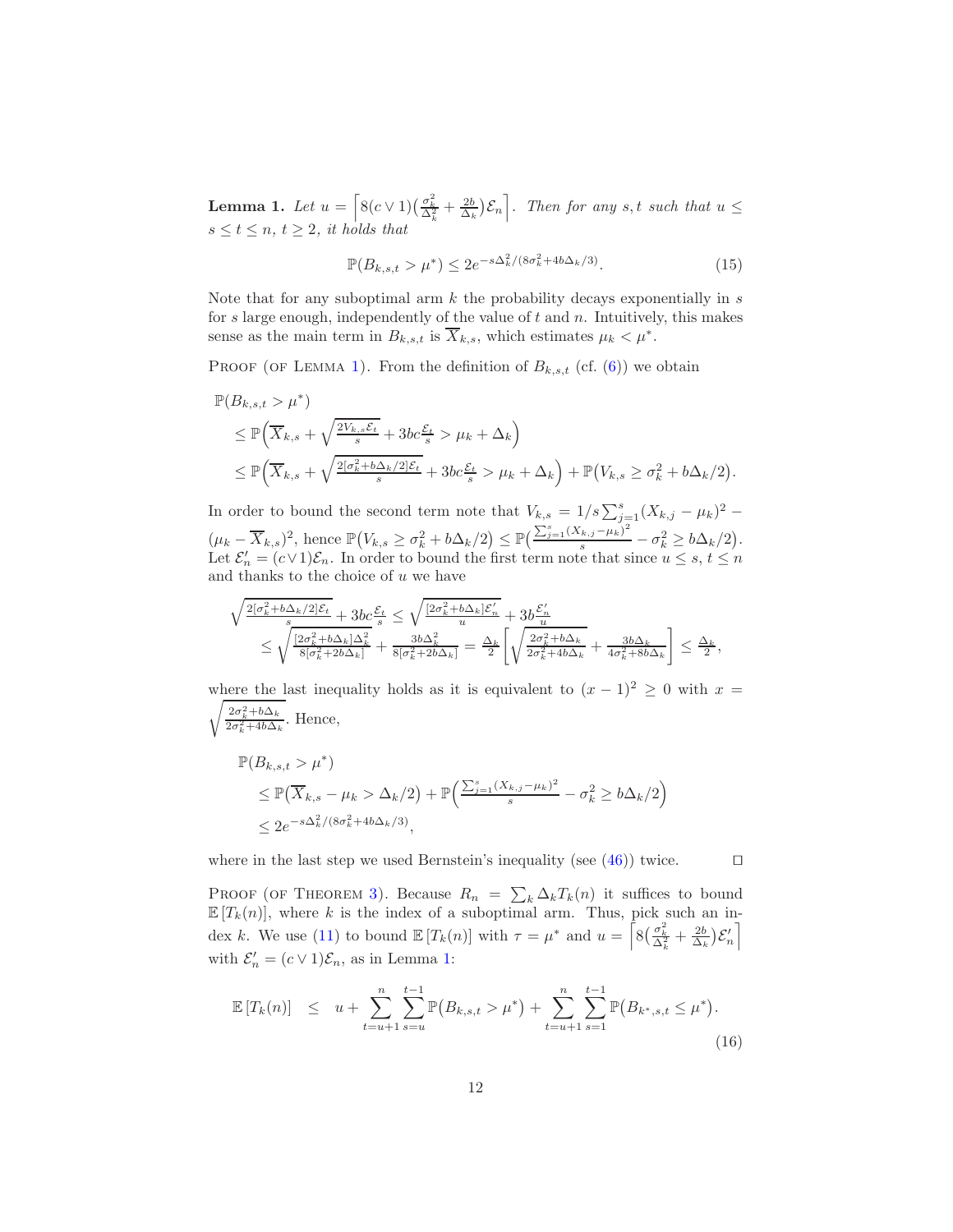**Lemma 1.** *Let $u = \left\lceil 8(c \vee 1)\left(\frac{\sigma_k^2}{\Delta_k^2} + \frac{2b}{\Delta_k}\right)\mathcal{E}_n \right\rceil$. Then for any $s, t$ such that $u \leq s \leq t \leq n$, $t \geq 2$, it holds that*

$$\mathbb{P}(B_{k,s,t} > \mu^*) \leq 2e^{-s\Delta_k^2/(8\sigma_k^2 + 4b\Delta_k/3)}. \tag{15}$$

Note that for any suboptimal arm $k$ the probability decays exponentially in $s$ for $s$ large enough, independently of the value of $t$ and $n$. Intuitively, this makes sense as the main term in $B_{k,s,t}$ is $\overline{X}_{k,s}$, which estimates $\mu_k < \mu^*$.

Proof (of Lemma 1). From the definition of $B_{k,s,t}$ (cf. (6)) we obtain

$$\begin{aligned}
&\mathbb{P}(B_{k,s,t} > \mu^*) \\
&\quad \leq \mathbb{P}\Big(\overline{X}_{k,s} + \sqrt{\tfrac{2V_{k,s}\mathcal{E}_t}{s}} + 3bc\tfrac{\mathcal{E}_t}{s} > \mu_k + \Delta_k\Big) \\
&\quad \leq \mathbb{P}\Big(\overline{X}_{k,s} + \sqrt{\tfrac{2[\sigma_k^2 + b\Delta_k/2]\mathcal{E}_t}{s}} + 3bc\tfrac{\mathcal{E}_t}{s} > \mu_k + \Delta_k\Big) + \mathbb{P}\big(V_{k,s} \geq \sigma_k^2 + b\Delta_k/2\big).
\end{aligned}$$

In order to bound the second term note that $V_{k,s} = 1/s\sum_{j=1}^s (X_{k,j} - \mu_k)^2 - (\mu_k - \overline{X}_{k,s})^2$, hence $\mathbb{P}\big(V_{k,s} \geq \sigma_k^2 + b\Delta_k/2\big) \leq \mathbb{P}\big(\frac{\sum_{j=1}^s (X_{k,j}-\mu_k)^2}{s} - \sigma_k^2 \geq b\Delta_k/2\big)$. Let $\mathcal{E}_n' = (c \vee 1)\mathcal{E}_n$. In order to bound the first term note that since $u \leq s$, $t \leq n$ and thanks to the choice of $u$ we have

$$\begin{aligned}
\sqrt{\tfrac{2[\sigma_k^2 + b\Delta_k/2]\mathcal{E}_t}{s}} + 3bc\tfrac{\mathcal{E}_t}{s} &\leq \sqrt{\tfrac{[2\sigma_k^2 + b\Delta_k]\mathcal{E}_n'}{u}} + 3b\tfrac{\mathcal{E}_n'}{u} \\
&\leq \sqrt{\tfrac{[2\sigma_k^2 + b\Delta_k]\Delta_k^2}{8[\sigma_k^2 + 2b\Delta_k]}} + \tfrac{3b\Delta_k^2}{8[\sigma_k^2 + 2b\Delta_k]} = \tfrac{\Delta_k}{2}\left[\sqrt{\tfrac{2\sigma_k^2 + b\Delta_k}{2\sigma_k^2 + 4b\Delta_k}} + \tfrac{3b\Delta_k}{4\sigma_k^2 + 8b\Delta_k}\right] \leq \tfrac{\Delta_k}{2},
\end{aligned}$$

where the last inequality holds as it is equivalent to $(x-1)^2 \geq 0$ with $x = \sqrt{\frac{2\sigma_k^2 + b\Delta_k}{2\sigma_k^2 + 4b\Delta_k}}$. Hence,

$$\begin{aligned}
&\mathbb{P}(B_{k,s,t} > \mu^*) \\
&\quad \leq \mathbb{P}\big(\overline{X}_{k,s} - \mu_k > \Delta_k/2\big) + \mathbb{P}\Big(\tfrac{\sum_{j=1}^s (X_{k,j}-\mu_k)^2}{s} - \sigma_k^2 \geq b\Delta_k/2\Big) \\
&\quad \leq 2e^{-s\Delta_k^2/(8\sigma_k^2 + 4b\Delta_k/3)},
\end{aligned}$$

where in the last step we used Bernstein's inequality (see (46)) twice. $\square$

Proof (of Theorem 3). Because $R_n = \sum_k \Delta_k T_k(n)$ it suffices to bound $\mathbb{E}[T_k(n)]$, where $k$ is the index of a suboptimal arm. Thus, pick such an index $k$. We use (11) to bound $\mathbb{E}[T_k(n)]$ with $\tau = \mu^*$ and $u = \left\lceil 8\left(\frac{\sigma_k^2}{\Delta_k^2} + \frac{2b}{\Delta_k}\right)\mathcal{E}_n' \right\rceil$ with $\mathcal{E}_n' = (c \vee 1)\mathcal{E}_n$, as in Lemma 1:

$$\mathbb{E}[T_k(n)] \quad \leq \quad u + \sum_{t=u+1}^{n}\sum_{s=u}^{t-1} \mathbb{P}\big(B_{k,s,t} > \mu^*\big) + \sum_{t=u+1}^{n}\sum_{s=1}^{t-1} \mathbb{P}\big(B_{k^*,s,t} \leq \mu^*\big). \tag{16}$$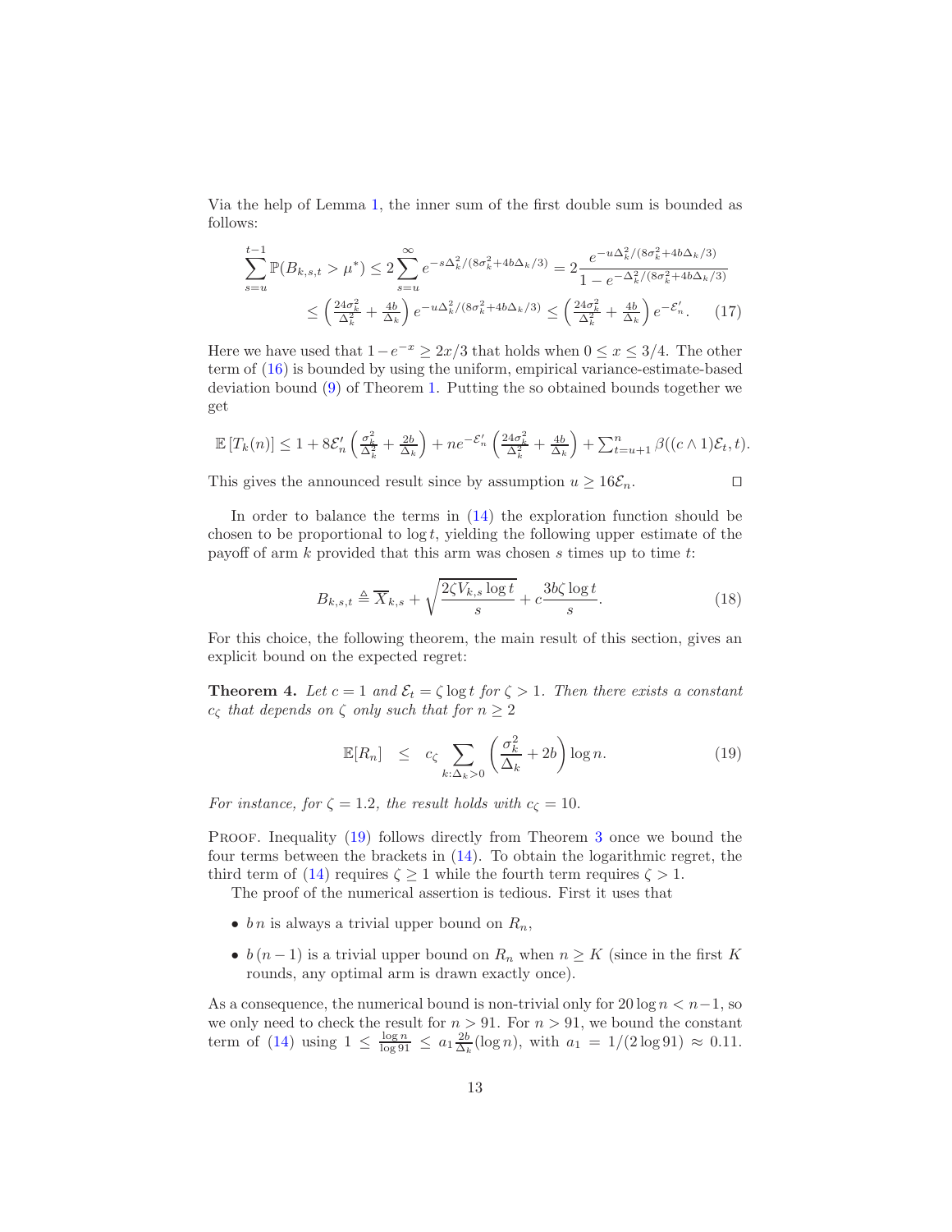Via the help of Lemma 1, the inner sum of the first double sum is bounded as follows:

$$\sum_{s=u}^{t-1} \mathbb{P}(B_{k,s,t} > \mu^*) \leq 2\sum_{s=u}^{\infty} e^{-s\Delta_k^2/(8\sigma_k^2+4b\Delta_k/3)} = 2\frac{e^{-u\Delta_k^2/(8\sigma_k^2+4b\Delta_k/3)}}{1-e^{-\Delta_k^2/(8\sigma_k^2+4b\Delta_k/3)}}$$
$$\leq \left(\tfrac{24\sigma_k^2}{\Delta_k^2} + \tfrac{4b}{\Delta_k}\right) e^{-u\Delta_k^2/(8\sigma_k^2+4b\Delta_k/3)} \leq \left(\tfrac{24\sigma_k^2}{\Delta_k^2} + \tfrac{4b}{\Delta_k}\right) e^{-\mathcal{E}'_n}. \quad (17)$$

Here we have used that $1 - e^{-x} \geq 2x/3$ that holds when $0 \leq x \leq 3/4$. The other term of (16) is bounded by using the uniform, empirical variance-estimate-based deviation bound (9) of Theorem 1. Putting the so obtained bounds together we get

$$\mathbb{E}\left[T_k(n)\right] \leq 1 + 8\mathcal{E}'_n\left(\tfrac{\sigma_k^2}{\Delta_k^2} + \tfrac{2b}{\Delta_k}\right) + ne^{-\mathcal{E}'_n}\left(\tfrac{24\sigma_k^2}{\Delta_k^2} + \tfrac{4b}{\Delta_k}\right) + \textstyle\sum_{t=u+1}^{n} \beta((c \wedge 1)\mathcal{E}_t, t).$$

This gives the announced result since by assumption $u \geq 16\mathcal{E}_n$. $\square$

In order to balance the terms in (14) the exploration function should be chosen to be proportional to $\log t$, yielding the following upper estimate of the payoff of arm $k$ provided that this arm was chosen $s$ times up to time $t$:

$$B_{k,s,t} \triangleq \overline{X}_{k,s} + \sqrt{\frac{2\zeta V_{k,s}\log t}{s}} + c\frac{3b\zeta\log t}{s}. \quad (18)$$

For this choice, the following theorem, the main result of this section, gives an explicit bound on the expected regret:

**Theorem 4.** *Let $c = 1$ and $\mathcal{E}_t = \zeta \log t$ for $\zeta > 1$. Then there exists a constant $c_\zeta$ that depends on $\zeta$ only such that for $n \geq 2$*

$$\mathbb{E}[R_n] \quad \leq \quad c_\zeta \sum_{k:\Delta_k > 0}\left(\frac{\sigma_k^2}{\Delta_k} + 2b\right)\log n. \quad (19)$$

*For instance, for $\zeta = 1.2$, the result holds with $c_\zeta = 10$.*

Proof. Inequality (19) follows directly from Theorem 3 once we bound the four terms between the brackets in (14). To obtain the logarithmic regret, the third term of (14) requires $\zeta \geq 1$ while the fourth term requires $\zeta > 1$.

The proof of the numerical assertion is tedious. First it uses that

- $b\,n$ is always a trivial upper bound on $R_n$,
- $b\,(n-1)$ is a trivial upper bound on $R_n$ when $n \geq K$ (since in the first $K$ rounds, any optimal arm is drawn exactly once).

As a consequence, the numerical bound is non-trivial only for $20 \log n < n-1$, so we only need to check the result for $n > 91$. For $n > 91$, we bound the constant term of (14) using $1 \leq \frac{\log n}{\log 91} \leq a_1 \frac{2b}{\Delta_k}(\log n)$, with $a_1 = 1/(2\log 91) \approx 0.11$.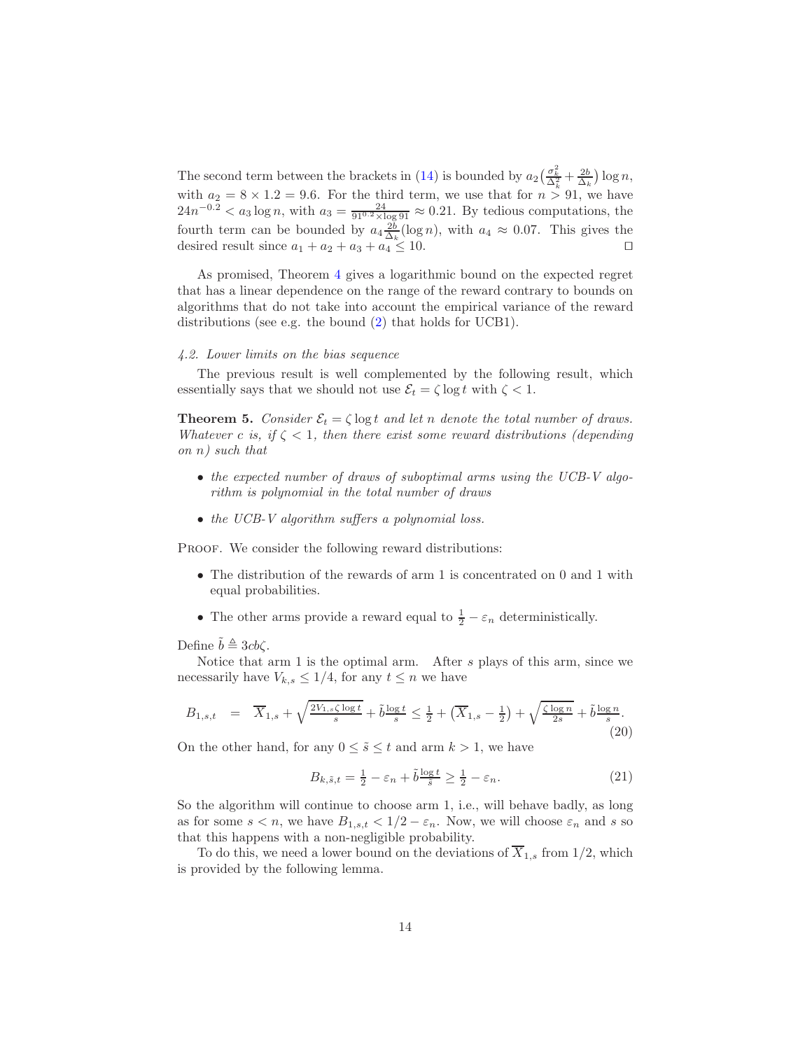The second term between the brackets in (14) is bounded by $a_2\big(\frac{\sigma_k^2}{\Delta_k^2}+\frac{2b}{\Delta_k}\big)\log n$, with $a_2 = 8\times 1.2 = 9.6$. For the third term, we use that for $n > 91$, we have $24n^{-0.2} < a_3 \log n$, with $a_3 = \frac{24}{91^{0.2}\times \log 91} \approx 0.21$. By tedious computations, the fourth term can be bounded by $a_4 \frac{2b}{\Delta_k}(\log n)$, with $a_4 \approx 0.07$. This gives the desired result since $a_1 + a_2 + a_3 + a_4 \leq 10$. □

As promised, Theorem 4 gives a logarithmic bound on the expected regret that has a linear dependence on the range of the reward contrary to bounds on algorithms that do not take into account the empirical variance of the reward distributions (see e.g. the bound (2) that holds for UCB1).

### *4.2. Lower limits on the bias sequence*

The previous result is well complemented by the following result, which essentially says that we should not use $\mathcal{E}_t = \zeta \log t$ with $\zeta < 1$.

**Theorem 5.** *Consider $\mathcal{E}_t = \zeta \log t$ and let $n$ denote the total number of draws. Whatever $c$ is, if $\zeta < 1$, then there exist some reward distributions (depending on $n$) such that*

- *the expected number of draws of suboptimal arms using the UCB-V algorithm is polynomial in the total number of draws*
- *the UCB-V algorithm suffers a polynomial loss.*

Proof. We consider the following reward distributions:

- The distribution of the rewards of arm 1 is concentrated on 0 and 1 with equal probabilities.
- The other arms provide a reward equal to $\frac{1}{2} - \varepsilon_n$ deterministically.

Define $\tilde{b} \triangleq 3cb\zeta$.

Notice that arm 1 is the optimal arm. After $s$ plays of this arm, since we necessarily have $V_{k,s} \leq 1/4$, for any $t \leq n$ we have

$$B_{1,s,t} \;=\; \overline{X}_{1,s} + \sqrt{\tfrac{2V_{1,s}\zeta \log t}{s}} + \tilde{b}\tfrac{\log t}{s} \leq \tfrac{1}{2} + \big(\overline{X}_{1,s} - \tfrac{1}{2}\big) + \sqrt{\tfrac{\zeta \log n}{2s}} + \tilde{b}\tfrac{\log n}{s}. \tag{20}$$

On the other hand, for any $0 \leq \tilde{s} \leq t$ and arm $k > 1$, we have

$$B_{k,\tilde{s},t} = \tfrac{1}{2} - \varepsilon_n + \tilde{b}\tfrac{\log t}{\tilde{s}} \geq \tfrac{1}{2} - \varepsilon_n. \tag{21}$$

So the algorithm will continue to choose arm 1, i.e., will behave badly, as long as for some $s < n$, we have $B_{1,s,t} < 1/2 - \varepsilon_n$. Now, we will choose $\varepsilon_n$ and $s$ so that this happens with a non-negligible probability.

To do this, we need a lower bound on the deviations of $\overline{X}_{1,s}$ from $1/2$, which is provided by the following lemma.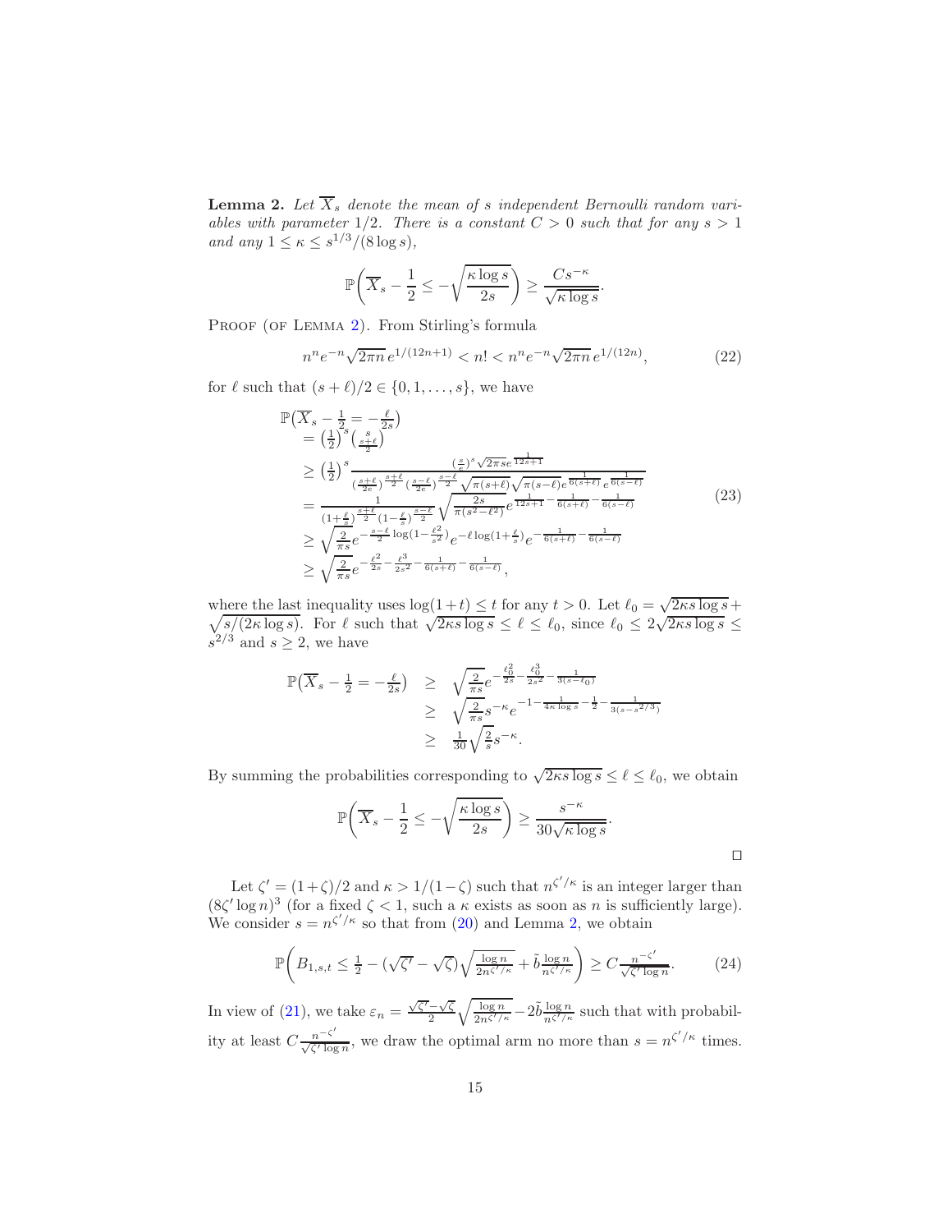**Lemma 2.** *Let $\overline{X}_s$ denote the mean of $s$ independent Bernoulli random variables with parameter $1/2$. There is a constant $C > 0$ such that for any $s > 1$ and any $1 \leq \kappa \leq s^{1/3}/(8 \log s)$,*

$$\mathbb{P}\left(\overline{X}_s - \frac{1}{2} \leq -\sqrt{\frac{\kappa \log s}{2s}}\right) \geq \frac{C s^{-\kappa}}{\sqrt{\kappa \log s}}.$$

Proof (of Lemma 2). From Stirling's formula

$$n^n e^{-n} \sqrt{2\pi n}\, e^{1/(12n+1)} < n! < n^n e^{-n} \sqrt{2\pi n}\, e^{1/(12n)}, \tag{22}$$

for $\ell$ such that $(s+\ell)/2 \in \{0, 1, \ldots, s\}$, we have

$$\begin{aligned}
&\mathbb{P}\left(\overline{X}_s - \tfrac{1}{2} = -\tfrac{\ell}{2s}\right) \\
&= \left(\tfrac{1}{2}\right)^s \binom{s}{\frac{s+\ell}{2}} \\
&\geq \left(\tfrac{1}{2}\right)^s \frac{\left(\frac{s}{e}\right)^s \sqrt{2\pi s}\, e^{\frac{1}{12s+1}}}{\left(\frac{s+\ell}{2e}\right)^{\frac{s+\ell}{2}} \left(\frac{s-\ell}{2e}\right)^{\frac{s-\ell}{2}} \sqrt{\pi(s+\ell)} \sqrt{\pi(s-\ell)}\, e^{\frac{1}{6(s+\ell)}} e^{\frac{1}{6(s-\ell)}}} \\
&= \frac{1}{\left(1+\frac{\ell}{s}\right)^{\frac{s+\ell}{2}} \left(1-\frac{\ell}{s}\right)^{\frac{s-\ell}{2}}} \sqrt{\frac{2s}{\pi(s^2-\ell^2)}}\, e^{\frac{1}{12s+1} - \frac{1}{6(s+\ell)} - \frac{1}{6(s-\ell)}} \\
&\geq \sqrt{\frac{2}{\pi s}}\, e^{-\frac{s-\ell}{2}\log\left(1-\frac{\ell^2}{s^2}\right)} e^{-\ell \log\left(1+\frac{\ell}{s}\right)} e^{-\frac{1}{6(s+\ell)} - \frac{1}{6(s-\ell)}} \\
&\geq \sqrt{\frac{2}{\pi s}}\, e^{-\frac{\ell^2}{2s} - \frac{\ell^3}{2s^2} - \frac{1}{6(s+\ell)} - \frac{1}{6(s-\ell)}},
\end{aligned} \tag{23}$$

where the last inequality uses $\log(1+t) \leq t$ for any $t > 0$. Let $\ell_0 = \sqrt{2\kappa s \log s} + \sqrt{s/(2\kappa \log s)}$. For $\ell$ such that $\sqrt{2\kappa s \log s} \leq \ell \leq \ell_0$, since $\ell_0 \leq 2\sqrt{2\kappa s \log s} \leq s^{2/3}$ and $s \geq 2$, we have

$$\begin{aligned}
\mathbb{P}\left(\overline{X}_s - \tfrac{1}{2} = -\tfrac{\ell}{2s}\right) &\geq \sqrt{\frac{2}{\pi s}}\, e^{-\frac{\ell_0^2}{2s} - \frac{\ell_0^3}{2s^2} - \frac{1}{3(s-\ell_0)}} \\
&\geq \sqrt{\frac{2}{\pi s}}\, s^{-\kappa} e^{-1 - \frac{1}{4\kappa \log s} - \frac{1}{2} - \frac{1}{3(s - s^{2/3})}} \\
&\geq \frac{1}{30}\sqrt{\frac{2}{s}}\, s^{-\kappa}.
\end{aligned}$$

By summing the probabilities corresponding to $\sqrt{2\kappa s \log s} \leq \ell \leq \ell_0$, we obtain

$$\mathbb{P}\left(\overline{X}_s - \frac{1}{2} \leq -\sqrt{\frac{\kappa \log s}{2s}}\right) \geq \frac{s^{-\kappa}}{30\sqrt{\kappa \log s}}.$$

□

Let $\zeta' = (1+\zeta)/2$ and $\kappa > 1/(1-\zeta)$ such that $n^{\zeta'/\kappa}$ is an integer larger than $(8\zeta' \log n)^3$ (for a fixed $\zeta < 1$, such a $\kappa$ exists as soon as $n$ is sufficiently large). We consider $s = n^{\zeta'/\kappa}$ so that from (20) and Lemma 2, we obtain

$$\mathbb{P}\left(B_{1,s,t} \leq \frac{1}{2} - (\sqrt{\zeta'} - \sqrt{\zeta})\sqrt{\frac{\log n}{2n^{\zeta'/\kappa}}} + \tilde{b}\frac{\log n}{n^{\zeta'/\kappa}}\right) \geq C\frac{n^{-\zeta'}}{\sqrt{\zeta' \log n}}. \tag{24}$$

In view of (21), we take $\varepsilon_n = \frac{\sqrt{\zeta'} - \sqrt{\zeta}}{2}\sqrt{\frac{\log n}{2n^{\zeta'/\kappa}}} - 2\tilde{b}\frac{\log n}{n^{\zeta'/\kappa}}$ such that with probability at least $C\frac{n^{-\zeta'}}{\sqrt{\zeta' \log n}}$, we draw the optimal arm no more than $s = n^{\zeta'/\kappa}$ times.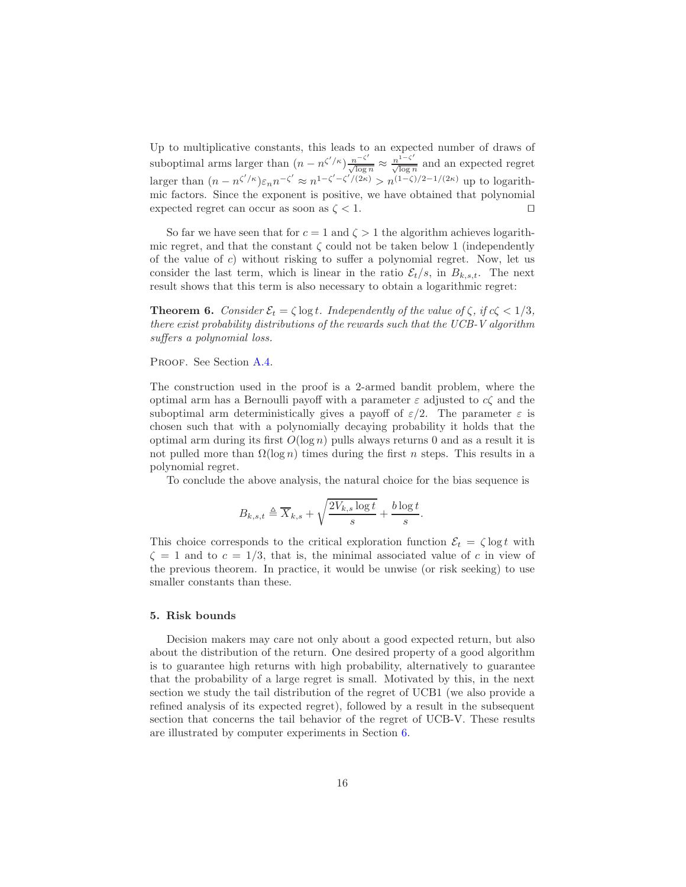Up to multiplicative constants, this leads to an expected number of draws of suboptimal arms larger than $(n - n^{\zeta'/\kappa})\frac{n^{-\zeta'}}{\sqrt{\log n}} \approx \frac{n^{1-\zeta'}}{\sqrt{\log n}}$ and an expected regret larger than $(n - n^{\zeta'/\kappa})\varepsilon_n n^{-\zeta'} \approx n^{1-\zeta'-\zeta'/(2\kappa)} > n^{(1-\zeta)/2-1/(2\kappa)}$ up to logarithmic factors. Since the exponent is positive, we have obtained that polynomial expected regret can occur as soon as $\zeta < 1$. □

So far we have seen that for $c = 1$ and $\zeta > 1$ the algorithm achieves logarithmic regret, and that the constant $\zeta$ could not be taken below 1 (independently of the value of $c$) without risking to suffer a polynomial regret. Now, let us consider the last term, which is linear in the ratio $\mathcal{E}_t/s$, in $B_{k,s,t}$. The next result shows that this term is also necessary to obtain a logarithmic regret:

**Theorem 6.** *Consider $\mathcal{E}_t = \zeta \log t$. Independently of the value of $\zeta$, if $c\zeta < 1/3$, there exist probability distributions of the rewards such that the UCB-V algorithm suffers a polynomial loss.*

Proof. See Section A.4.

The construction used in the proof is a 2-armed bandit problem, where the optimal arm has a Bernoulli payoff with a parameter $\varepsilon$ adjusted to $c\zeta$ and the suboptimal arm deterministically gives a payoff of $\varepsilon/2$. The parameter $\varepsilon$ is chosen such that with a polynomially decaying probability it holds that the optimal arm during its first $O(\log n)$ pulls always returns 0 and as a result it is not pulled more than $\Omega(\log n)$ times during the first $n$ steps. This results in a polynomial regret.

To conclude the above analysis, the natural choice for the bias sequence is

$$B_{k,s,t} \triangleq \overline{X}_{k,s} + \sqrt{\frac{2V_{k,s}\log t}{s}} + \frac{b\log t}{s}.$$

This choice corresponds to the critical exploration function $\mathcal{E}_t = \zeta \log t$ with $\zeta = 1$ and to $c = 1/3$, that is, the minimal associated value of $c$ in view of the previous theorem. In practice, it would be unwise (or risk seeking) to use smaller constants than these.

## 5. Risk bounds

Decision makers may care not only about a good expected return, but also about the distribution of the return. One desired property of a good algorithm is to guarantee high returns with high probability, alternatively to guarantee that the probability of a large regret is small. Motivated by this, in the next section we study the tail distribution of the regret of UCB1 (we also provide a refined analysis of its expected regret), followed by a result in the subsequent section that concerns the tail behavior of the regret of UCB-V. These results are illustrated by computer experiments in Section 6.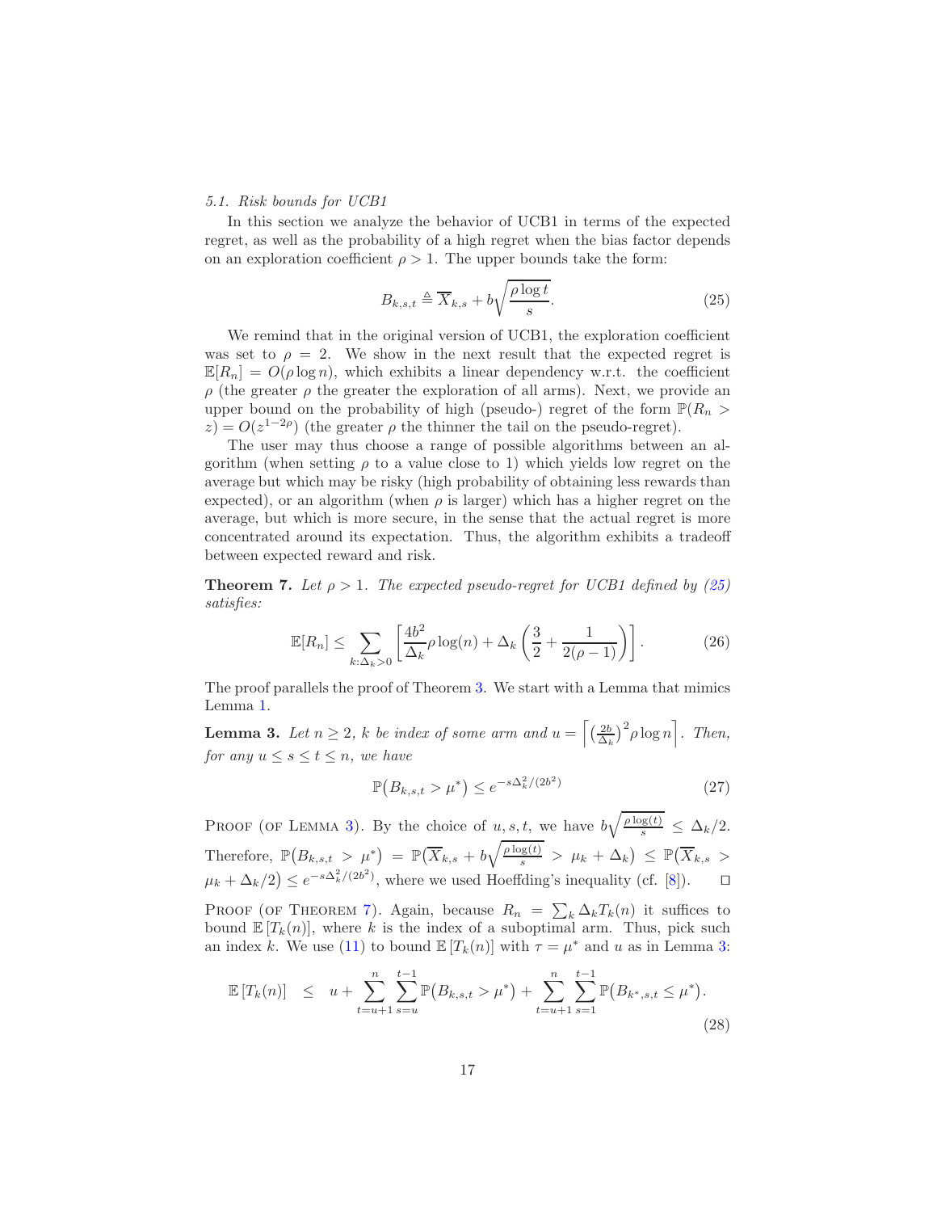### 5.1. Risk bounds for UCB1

In this section we analyze the behavior of UCB1 in terms of the expected regret, as well as the probability of a high regret when the bias factor depends on an exploration coefficient $\rho > 1$. The upper bounds take the form:

$$B_{k,s,t} \triangleq \overline{X}_{k,s} + b\sqrt{\frac{\rho \log t}{s}}. \tag{25}$$

We remind that in the original version of UCB1, the exploration coefficient was set to $\rho = 2$. We show in the next result that the expected regret is $\mathbb{E}[R_n] = O(\rho \log n)$, which exhibits a linear dependency w.r.t. the coefficient $\rho$ (the greater $\rho$ the greater the exploration of all arms). Next, we provide an upper bound on the probability of high (pseudo-) regret of the form $\mathbb{P}(R_n > z) = O(z^{1-2\rho})$ (the greater $\rho$ the thinner the tail on the pseudo-regret).

The user may thus choose a range of possible algorithms between an algorithm (when setting $\rho$ to a value close to 1) which yields low regret on the average but which may be risky (high probability of obtaining less rewards than expected), or an algorithm (when $\rho$ is larger) which has a higher regret on the average, but which is more secure, in the sense that the actual regret is more concentrated around its expectation. Thus, the algorithm exhibits a tradeoff between expected reward and risk.

**Theorem 7.** *Let $\rho > 1$. The expected pseudo-regret for UCB1 defined by (25) satisfies:*

$$\mathbb{E}[R_n] \leq \sum_{k:\Delta_k>0} \left[ \frac{4b^2}{\Delta_k} \rho \log(n) + \Delta_k \left( \frac{3}{2} + \frac{1}{2(\rho-1)} \right) \right]. \tag{26}$$

The proof parallels the proof of Theorem 3. We start with a Lemma that mimics Lemma 1.

**Lemma 3.** *Let $n \geq 2$, $k$ be index of some arm and $u = \left\lceil \left(\frac{2b}{\Delta_k}\right)^2 \rho \log n \right\rceil$. Then, for any $u \leq s \leq t \leq n$, we have*

$$\mathbb{P}\big(B_{k,s,t} > \mu^*\big) \leq e^{-s\Delta_k^2/(2b^2)} \tag{27}$$

Proof (of Lemma 3). By the choice of $u, s, t$, we have $b\sqrt{\frac{\rho \log(t)}{s}} \leq \Delta_k/2$. Therefore, $\mathbb{P}\big(B_{k,s,t} > \mu^*\big) = \mathbb{P}\big(\overline{X}_{k,s} + b\sqrt{\frac{\rho \log(t)}{s}} > \mu_k + \Delta_k\big) \leq \mathbb{P}\big(\overline{X}_{k,s} > \mu_k + \Delta_k/2\big) \leq e^{-s\Delta_k^2/(2b^2)}$, where we used Hoeffding's inequality (cf. [8]). $\square$

Proof (of Theorem 7). Again, because $R_n = \sum_k \Delta_k T_k(n)$ it suffices to bound $\mathbb{E}[T_k(n)]$, where $k$ is the index of a suboptimal arm. Thus, pick such an index $k$. We use (11) to bound $\mathbb{E}[T_k(n)]$ with $\tau = \mu^*$ and $u$ as in Lemma 3:

$$\mathbb{E}[T_k(n)] \quad \leq \quad u + \sum_{t=u+1}^{n} \sum_{s=u}^{t-1} \mathbb{P}\big(B_{k,s,t} > \mu^*\big) + \sum_{t=u+1}^{n} \sum_{s=1}^{t-1} \mathbb{P}\big(B_{k^*,s,t} \leq \mu^*\big). \tag{28}$$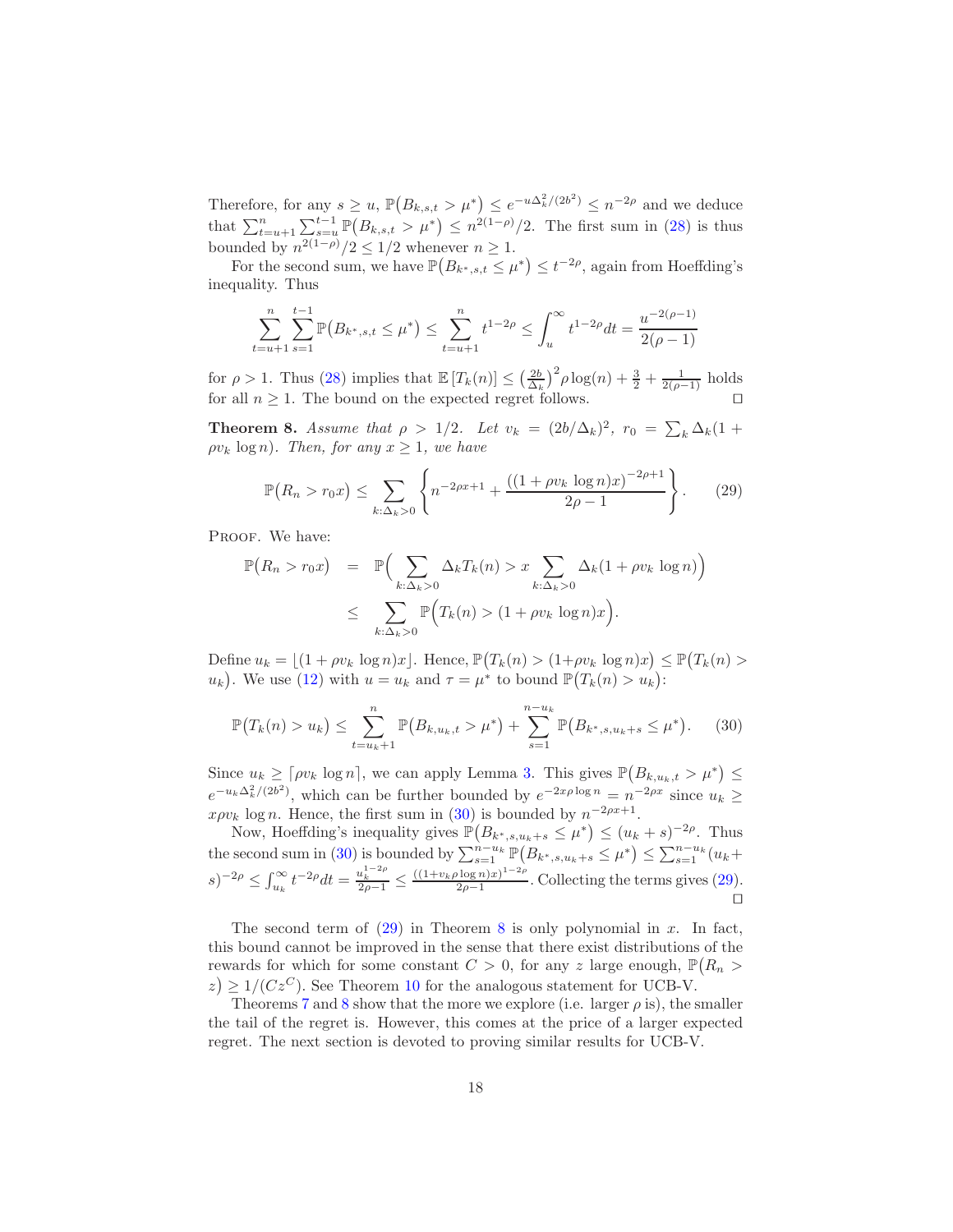Therefore, for any $s \ge u$, $\mathbb{P}\big(B_{k,s,t} > \mu^*\big) \le e^{-u\Delta_k^2/(2b^2)} \le n^{-2\rho}$ and we deduce that $\sum_{t=u+1}^{n}\sum_{s=u}^{t-1}\mathbb{P}\big(B_{k,s,t} > \mu^*\big) \le n^{2(1-\rho)}/2$. The first sum in (28) is thus bounded by $n^{2(1-\rho)}/2 \le 1/2$ whenever $n \ge 1$.

For the second sum, we have $\mathbb{P}\big(B_{k^*,s,t} \le \mu^*\big) \le t^{-2\rho}$, again from Hoeffding's inequality. Thus

$$\sum_{t=u+1}^{n}\sum_{s=1}^{t-1}\mathbb{P}\big(B_{k^*,s,t} \le \mu^*\big) \le \sum_{t=u+1}^{n} t^{1-2\rho} \le \int_u^\infty t^{1-2\rho}dt = \frac{u^{-2(\rho-1)}}{2(\rho-1)}$$

for $\rho > 1$. Thus (28) implies that $\mathbb{E}\left[T_k(n)\right] \le \left(\frac{2b}{\Delta_k}\right)^2\rho\log(n) + \frac{3}{2} + \frac{1}{2(\rho-1)}$ holds for all $n \ge 1$. The bound on the expected regret follows. □

**Theorem 8.** *Assume that $\rho > 1/2$. Let $v_k = (2b/\Delta_k)^2$, $r_0 = \sum_k \Delta_k(1 + \rho v_k \log n)$. Then, for any $x \ge 1$, we have*

$$\mathbb{P}\big(R_n > r_0 x\big) \le \sum_{k:\Delta_k>0}\left\{n^{-2\rho x+1} + \frac{\big((1+\rho v_k \log n)x\big)^{-2\rho+1}}{2\rho-1}\right\}. \tag{29}$$

Proof. We have:

$$\begin{aligned}
\mathbb{P}\big(R_n > r_0 x\big) &= \mathbb{P}\Big(\sum_{k:\Delta_k>0}\Delta_k T_k(n) > x\sum_{k:\Delta_k>0}\Delta_k(1+\rho v_k \log n)\Big) \\
&\le \sum_{k:\Delta_k>0}\mathbb{P}\Big(T_k(n) > (1+\rho v_k \log n)x\Big).
\end{aligned}$$

Define $u_k = \lfloor(1+\rho v_k \log n)x\rfloor$. Hence, $\mathbb{P}\big(T_k(n) > (1+\rho v_k \log n)x\big) \le \mathbb{P}\big(T_k(n) > u_k\big)$. We use (12) with $u = u_k$ and $\tau = \mu^*$ to bound $\mathbb{P}\big(T_k(n) > u_k\big)$:

$$\mathbb{P}\big(T_k(n) > u_k\big) \le \sum_{t=u_k+1}^{n}\mathbb{P}\big(B_{k,u_k,t} > \mu^*\big) + \sum_{s=1}^{n-u_k}\mathbb{P}\big(B_{k^*,s,u_k+s} \le \mu^*\big). \tag{30}$$

Since $u_k \ge \lceil\rho v_k \log n\rceil$, we can apply Lemma 3. This gives $\mathbb{P}\big(B_{k,u_k,t} > \mu^*\big) \le e^{-u_k\Delta_k^2/(2b^2)}$, which can be further bounded by $e^{-2x\rho\log n} = n^{-2\rho x}$ since $u_k \ge x\rho v_k \log n$. Hence, the first sum in (30) is bounded by $n^{-2\rho x+1}$.

Now, Hoeffding's inequality gives $\mathbb{P}\big(B_{k^*,s,u_k+s} \le \mu^*\big) \le (u_k+s)^{-2\rho}$. Thus the second sum in (30) is bounded by $\sum_{s=1}^{n-u_k}\mathbb{P}\big(B_{k^*,s,u_k+s} \le \mu^*\big) \le \sum_{s=1}^{n-u_k}(u_k+s)^{-2\rho} \le \int_{u_k}^\infty t^{-2\rho}dt = \frac{u_k^{1-2\rho}}{2\rho-1} \le \frac{((1+v_k\rho\log n)x)^{1-2\rho}}{2\rho-1}$. Collecting the terms gives (29). □

The second term of (29) in Theorem 8 is only polynomial in $x$. In fact, this bound cannot be improved in the sense that there exist distributions of the rewards for which for some constant $C > 0$, for any $z$ large enough, $\mathbb{P}\big(R_n > z\big) \ge 1/(Cz^C)$. See Theorem 10 for the analogous statement for UCB-V.

Theorems 7 and 8 show that the more we explore (i.e. larger $\rho$ is), the smaller the tail of the regret is. However, this comes at the price of a larger expected regret. The next section is devoted to proving similar results for UCB-V.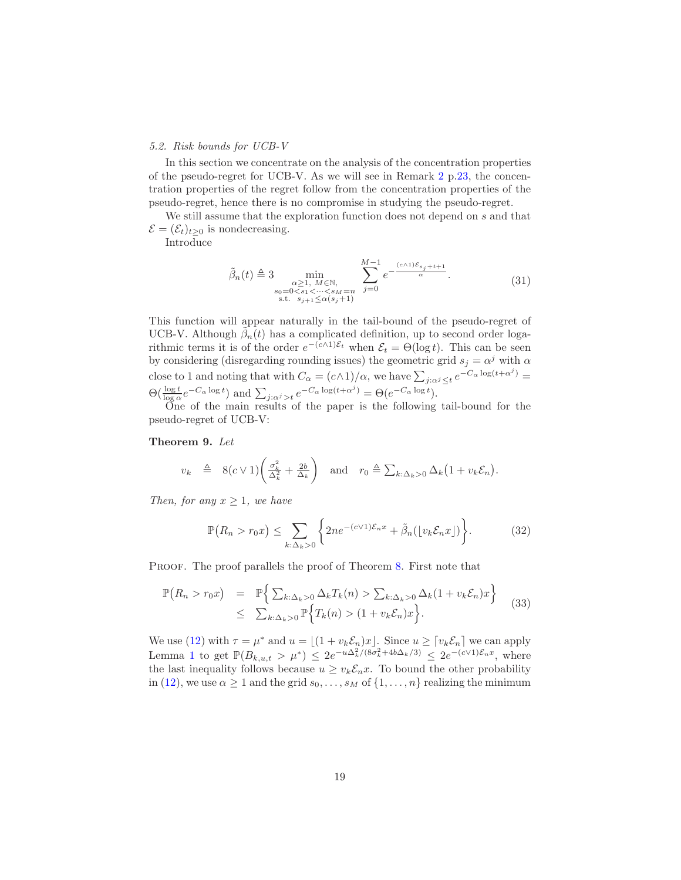### 5.2. Risk bounds for UCB-V

In this section we concentrate on the analysis of the concentration properties of the pseudo-regret for UCB-V. As we will see in Remark 2 p.23, the concentration properties of the regret follow from the concentration properties of the pseudo-regret, hence there is no compromise in studying the pseudo-regret.

We still assume that the exploration function does not depend on $s$ and that $\mathcal{E} = (\mathcal{E}_t)_{t \geq 0}$ is nondecreasing.

Introduce

$$\tilde{\beta}_n(t) \triangleq 3 \min_{\substack{\alpha \geq 1,\ M \in \mathbb{N}, \\ s_0 = 0 < s_1 < \dots < s_M = n \\ \text{s.t. } s_{j+1} \leq \alpha(s_j + 1)}} \sum_{j=0}^{M-1} e^{-\frac{(c \wedge 1)\mathcal{E}_{s_j + t + 1}}{\alpha}}. \tag{31}$$

This function will appear naturally in the tail-bound of the pseudo-regret of UCB-V. Although $\tilde{\beta}_n(t)$ has a complicated definition, up to second order logarithmic terms it is of the order $e^{-(c \wedge 1)\mathcal{E}_t}$ when $\mathcal{E}_t = \Theta(\log t)$. This can be seen by considering (disregarding rounding issues) the geometric grid $s_j = \alpha^j$ with $\alpha$ close to 1 and noting that with $C_\alpha = (c \wedge 1)/\alpha$, we have $\sum_{j : \alpha^j \leq t} e^{-C_\alpha \log(t + \alpha^j)} = \Theta(\frac{\log t}{\log \alpha} e^{-C_\alpha \log t})$ and $\sum_{j : \alpha^j > t} e^{-C_\alpha \log(t + \alpha^j)} = \Theta(e^{-C_\alpha \log t})$.

One of the main results of the paper is the following tail-bound for the pseudo-regret of UCB-V:

**Theorem 9.** *Let*

$$v_k \triangleq 8(c \vee 1)\left( \frac{\sigma_k^2}{\Delta_k^2} + \frac{2b}{\Delta_k} \right) \quad \text{and} \quad r_0 \triangleq \sum_{k : \Delta_k > 0} \Delta_k \big(1 + v_k \mathcal{E}_n\big).$$

*Then, for any $x \geq 1$, we have*

$$\mathbb{P}\big(R_n > r_0 x\big) \leq \sum_{k : \Delta_k > 0} \Big\{ 2n e^{-(c \vee 1)\mathcal{E}_n x} + \tilde{\beta}_n(\lfloor v_k \mathcal{E}_n x \rfloor) \Big\}. \tag{32}$$

Proof. The proof parallels the proof of Theorem 8. First note that

$$\begin{aligned} \mathbb{P}\big(R_n > r_0 x\big) &= \mathbb{P}\Big\{ \textstyle\sum_{k : \Delta_k > 0} \Delta_k T_k(n) > \sum_{k : \Delta_k > 0} \Delta_k (1 + v_k \mathcal{E}_n) x \Big\} \\ &\leq \textstyle\sum_{k : \Delta_k > 0} \mathbb{P}\Big\{ T_k(n) > (1 + v_k \mathcal{E}_n) x \Big\}. \end{aligned} \tag{33}$$

We use (12) with $\tau = \mu^*$ and $u = \lfloor (1 + v_k \mathcal{E}_n) x \rfloor$. Since $u \geq \lceil v_k \mathcal{E}_n \rceil$ we can apply Lemma 1 to get $\mathbb{P}(B_{k,u,t} > \mu^*) \leq 2e^{-u\Delta_k^2/(8\sigma_k^2 + 4b\Delta_k/3)} \leq 2e^{-(c \vee 1)\mathcal{E}_n x}$, where the last inequality follows because $u \geq v_k \mathcal{E}_n x$. To bound the other probability in (12), we use $\alpha \geq 1$ and the grid $s_0, \dots, s_M$ of $\{1, \dots, n\}$ realizing the minimum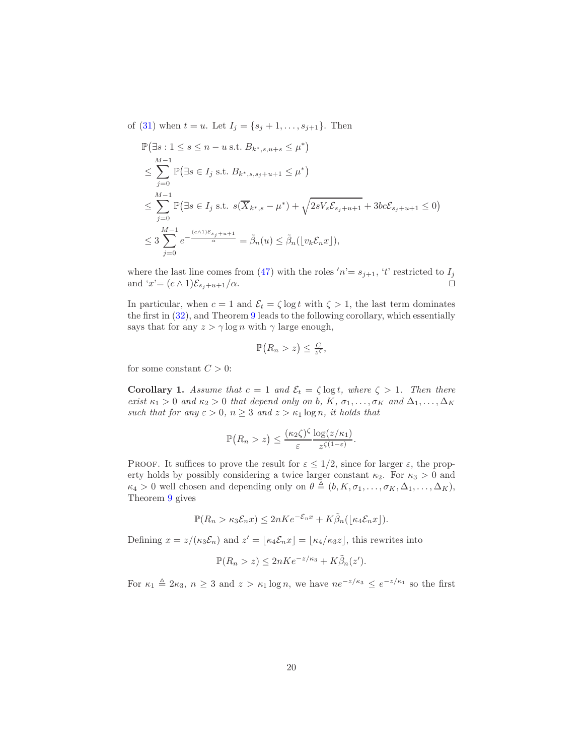of (31) when $t = u$. Let $I_j = \{s_j + 1, \dots, s_{j+1}\}$. Then

$$
\begin{aligned}
&\mathbb{P}\big(\exists s : 1 \leq s \leq n-u \text{ s.t. } B_{k^*,s,u+s} \leq \mu^*\big) \\
&\leq \sum_{j=0}^{M-1} \mathbb{P}\big(\exists s \in I_j \text{ s.t. } B_{k^*,s,s_j+u+1} \leq \mu^*\big) \\
&\leq \sum_{j=0}^{M-1} \mathbb{P}\big(\exists s \in I_j \text{ s.t. } s(\overline{X}_{k^*,s} - \mu^*) + \sqrt{2sV_s\mathcal{E}_{s_j+u+1}} + 3bc\mathcal{E}_{s_j+u+1} \leq 0\big) \\
&\leq 3\sum_{j=0}^{M-1} e^{-\frac{(c\wedge 1)\mathcal{E}_{s_j+u+1}}{\alpha}} = \tilde{\beta}_n(u) \leq \tilde{\beta}_n(\lfloor v_k \mathcal{E}_n x \rfloor),
\end{aligned}
$$

where the last line comes from (47) with the roles '$n$'$= s_{j+1}$, '$t$' restricted to $I_j$ and '$x$'$= (c \wedge 1)\mathcal{E}_{s_j+u+1}/\alpha$. □

In particular, when $c = 1$ and $\mathcal{E}_t = \zeta \log t$ with $\zeta > 1$, the last term dominates the first in (32), and Theorem 9 leads to the following corollary, which essentially says that for any $z > \gamma \log n$ with $\gamma$ large enough,

$$
\mathbb{P}\big(R_n > z\big) \leq \tfrac{C}{z^\zeta},
$$

for some constant $C > 0$:

**Corollary 1.** *Assume that $c = 1$ and $\mathcal{E}_t = \zeta \log t$, where $\zeta > 1$. Then there exist $\kappa_1 > 0$ and $\kappa_2 > 0$ that depend only on $b$, $K$, $\sigma_1, \dots, \sigma_K$ and $\Delta_1, \dots, \Delta_K$ such that for any $\varepsilon > 0$, $n \geq 3$ and $z > \kappa_1 \log n$, it holds that*

$$
\mathbb{P}\big(R_n > z\big) \leq \frac{(\kappa_2\zeta)^\zeta}{\varepsilon} \frac{\log(z/\kappa_1)}{z^{\zeta(1-\varepsilon)}}.
$$

Proof. It suffices to prove the result for $\varepsilon \leq 1/2$, since for larger $\varepsilon$, the property holds by possibly considering a twice larger constant $\kappa_2$. For $\kappa_3 > 0$ and $\kappa_4 > 0$ well chosen and depending only on $\theta \triangleq (b, K, \sigma_1, \dots, \sigma_K, \Delta_1, \dots, \Delta_K)$, Theorem 9 gives

$$
\mathbb{P}(R_n > \kappa_3 \mathcal{E}_n x) \leq 2nKe^{-\mathcal{E}_n x} + K\tilde{\beta}_n(\lfloor \kappa_4 \mathcal{E}_n x \rfloor).
$$

Defining $x = z/(\kappa_3 \mathcal{E}_n)$ and $z' = \lfloor \kappa_4 \mathcal{E}_n x \rfloor = \lfloor \kappa_4/\kappa_3 z \rfloor$, this rewrites into

$$
\mathbb{P}(R_n > z) \leq 2nKe^{-z/\kappa_3} + K\tilde{\beta}_n(z').
$$

For $\kappa_1 \triangleq 2\kappa_3$, $n \geq 3$ and $z > \kappa_1 \log n$, we have $ne^{-z/\kappa_3} \leq e^{-z/\kappa_1}$ so the first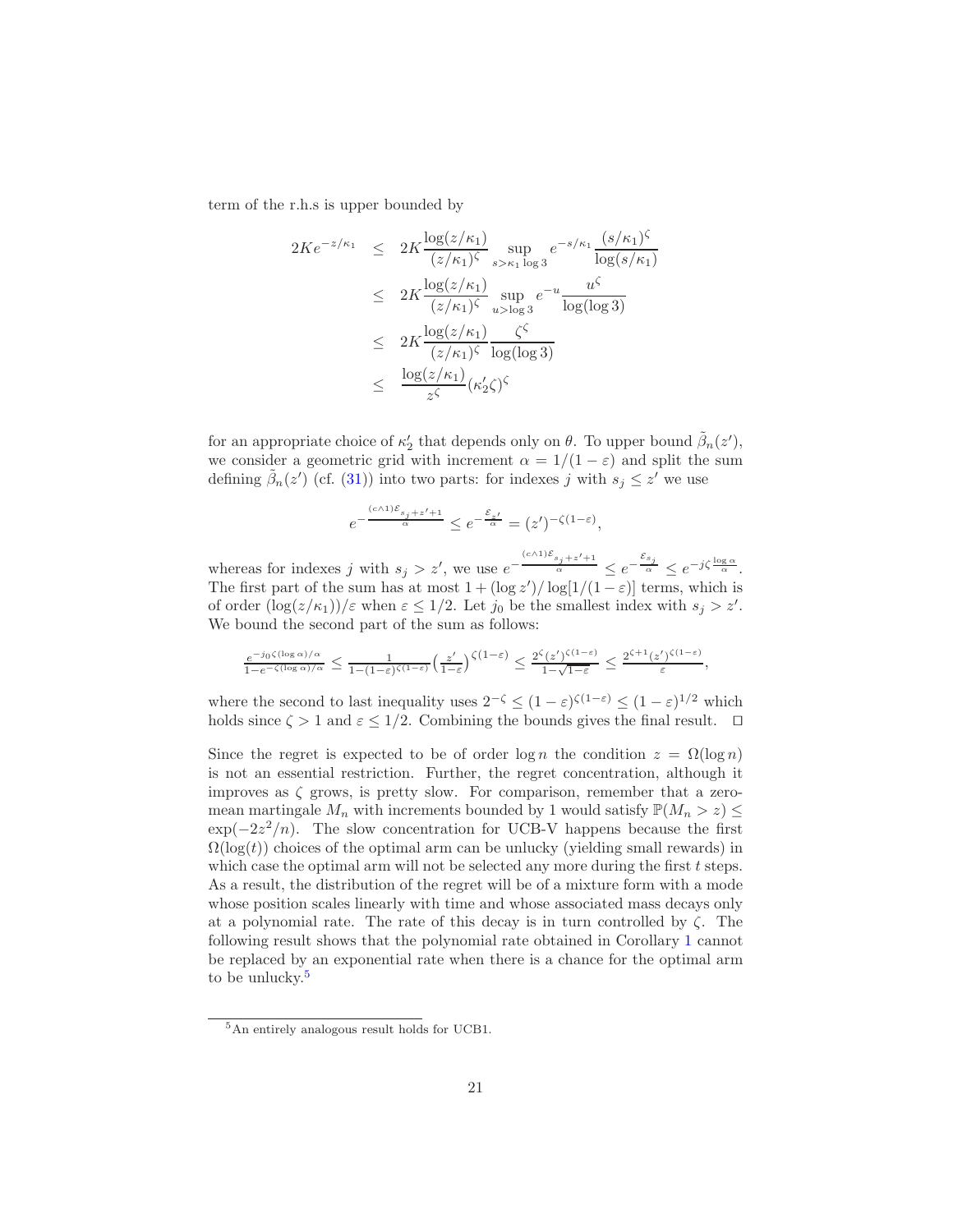term of the r.h.s is upper bounded by

$$
\begin{aligned}
2Ke^{-z/\kappa_1} &\leq 2K\frac{\log(z/\kappa_1)}{(z/\kappa_1)^\zeta}\sup_{s>\kappa_1\log 3} e^{-s/\kappa_1}\frac{(s/\kappa_1)^\zeta}{\log(s/\kappa_1)} \\
&\leq 2K\frac{\log(z/\kappa_1)}{(z/\kappa_1)^\zeta}\sup_{u>\log 3} e^{-u}\frac{u^\zeta}{\log(\log 3)} \\
&\leq 2K\frac{\log(z/\kappa_1)}{(z/\kappa_1)^\zeta}\frac{\zeta^\zeta}{\log(\log 3)} \\
&\leq \frac{\log(z/\kappa_1)}{z^\zeta}(\kappa_2'\zeta)^\zeta
\end{aligned}
$$

for an appropriate choice of $\kappa_2'$ that depends only on $\theta$. To upper bound $\tilde{\beta}_n(z')$, we consider a geometric grid with increment $\alpha = 1/(1-\varepsilon)$ and split the sum defining $\tilde{\beta}_n(z')$ (cf. (31)) into two parts: for indexes $j$ with $s_j \leq z'$ we use

$$
e^{-\frac{(c\wedge 1)\mathcal{E}_{s_j+z'+1}}{\alpha}} \leq e^{-\frac{\mathcal{E}_{z'}}{\alpha}} = (z')^{-\zeta(1-\varepsilon)},
$$

whereas for indexes $j$ with $s_j > z'$, we use $e^{-\frac{(c\wedge 1)\mathcal{E}_{s_j+z'+1}}{\alpha}} \leq e^{-\frac{\mathcal{E}_{s_j}}{\alpha}} \leq e^{-j\zeta\frac{\log\alpha}{\alpha}}$. The first part of the sum has at most $1 + (\log z')/\log[1/(1-\varepsilon)]$ terms, which is of order $(\log(z/\kappa_1))/\varepsilon$ when $\varepsilon \leq 1/2$. Let $j_0$ be the smallest index with $s_j > z'$. We bound the second part of the sum as follows:

$$
\frac{e^{-j_0\zeta(\log\alpha)/\alpha}}{1-e^{-\zeta(\log\alpha)/\alpha}} \leq \frac{1}{1-(1-\varepsilon)^{\zeta(1-\varepsilon)}}\left(\frac{z'}{1-\varepsilon}\right)^{\zeta(1-\varepsilon)} \leq \frac{2^\zeta(z')^{\zeta(1-\varepsilon)}}{1-\sqrt{1-\varepsilon}} \leq \frac{2^{\zeta+1}(z')^{\zeta(1-\varepsilon)}}{\varepsilon},
$$

where the second to last inequality uses $2^{-\zeta} \leq (1-\varepsilon)^{\zeta(1-\varepsilon)} \leq (1-\varepsilon)^{1/2}$ which holds since $\zeta > 1$ and $\varepsilon \leq 1/2$. Combining the bounds gives the final result. ◻

Since the regret is expected to be of order $\log n$ the condition $z = \Omega(\log n)$ is not an essential restriction. Further, the regret concentration, although it improves as $\zeta$ grows, is pretty slow. For comparison, remember that a zero-mean martingale $M_n$ with increments bounded by 1 would satisfy $\mathbb{P}(M_n > z) \leq \exp(-2z^2/n)$. The slow concentration for UCB-V happens because the first $\Omega(\log(t))$ choices of the optimal arm can be unlucky (yielding small rewards) in which case the optimal arm will not be selected any more during the first $t$ steps. As a result, the distribution of the regret will be of a mixture form with a mode whose position scales linearly with time and whose associated mass decays only at a polynomial rate. The rate of this decay is in turn controlled by $\zeta$. The following result shows that the polynomial rate obtained in Corollary 1 cannot be replaced by an exponential rate when there is a chance for the optimal arm to be unlucky.[5]

[5] An entirely analogous result holds for UCB1.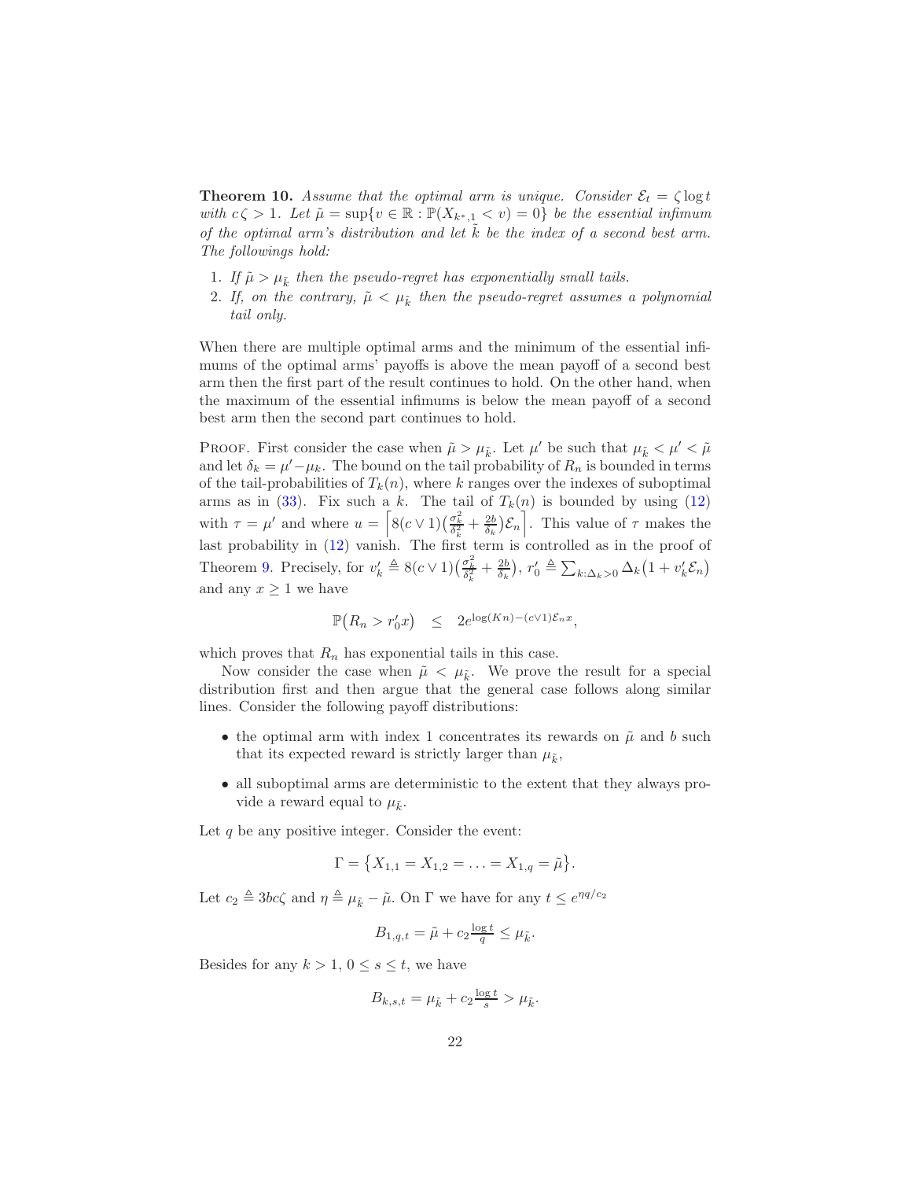**Theorem 10.** *Assume that the optimal arm is unique. Consider $\mathcal{E}_t = \zeta \log t$ with $c\,\zeta > 1$. Let $\tilde{\mu} = \sup\{v \in \mathbb{R} : \mathbb{P}(X_{k^*,1} < v) = 0\}$ be the essential infimum of the optimal arm's distribution and let $\tilde{k}$ be the index of a second best arm. The followings hold:*

1. *If $\tilde{\mu} > \mu_{\tilde{k}}$ then the pseudo-regret has exponentially small tails.*
2. *If, on the contrary, $\tilde{\mu} < \mu_{\tilde{k}}$ then the pseudo-regret assumes a polynomial tail only.*

When there are multiple optimal arms and the minimum of the essential infimums of the optimal arms' payoffs is above the mean payoff of a second best arm then the first part of the result continues to hold. On the other hand, when the maximum of the essential infimums is below the mean payoff of a second best arm then the second part continues to hold.

Proof. First consider the case when $\tilde{\mu} > \mu_{\tilde{k}}$. Let $\mu'$ be such that $\mu_{\tilde{k}} < \mu' < \tilde{\mu}$ and let $\delta_k = \mu' - \mu_k$. The bound on the tail probability of $R_n$ is bounded in terms of the tail-probabilities of $T_k(n)$, where $k$ ranges over the indexes of suboptimal arms as in (33). Fix such a $k$. The tail of $T_k(n)$ is bounded by using (12) with $\tau = \mu'$ and where $u = \left\lceil 8(c \vee 1)\left(\frac{\sigma_k^2}{\delta_k^2} + \frac{2b}{\delta_k}\right)\mathcal{E}_n \right\rceil$. This value of $\tau$ makes the last probability in (12) vanish. The first term is controlled as in the proof of Theorem 9. Precisely, for $v'_k \triangleq 8(c \vee 1)\left(\frac{\sigma_k^2}{\delta_k^2} + \frac{2b}{\delta_k}\right)$, $r'_0 \triangleq \sum_{k:\Delta_k>0} \Delta_k\left(1 + v'_k \mathcal{E}_n\right)$ and any $x \geq 1$ we have

$$\mathbb{P}\big(R_n > r'_0 x\big) \quad \leq \quad 2e^{\log(Kn) - (c \vee 1)\mathcal{E}_n x},$$

which proves that $R_n$ has exponential tails in this case.

Now consider the case when $\tilde{\mu} < \mu_{\tilde{k}}$. We prove the result for a special distribution first and then argue that the general case follows along similar lines. Consider the following payoff distributions:

- the optimal arm with index 1 concentrates its rewards on $\tilde{\mu}$ and $b$ such that its expected reward is strictly larger than $\mu_{\tilde{k}}$,
- all suboptimal arms are deterministic to the extent that they always provide a reward equal to $\mu_{\tilde{k}}$.

Let $q$ be any positive integer. Consider the event:

$$\Gamma = \big\{X_{1,1} = X_{1,2} = \ldots = X_{1,q} = \tilde{\mu}\big\}.$$

Let $c_2 \triangleq 3bc\zeta$ and $\eta \triangleq \mu_{\tilde{k}} - \tilde{\mu}$. On $\Gamma$ we have for any $t \leq e^{\eta q / c_2}$

$$B_{1,q,t} = \tilde{\mu} + c_2 \tfrac{\log t}{q} \leq \mu_{\tilde{k}}.$$

Besides for any $k > 1$, $0 \leq s \leq t$, we have

$$B_{k,s,t} = \mu_{\tilde{k}} + c_2 \tfrac{\log t}{s} > \mu_{\tilde{k}}.$$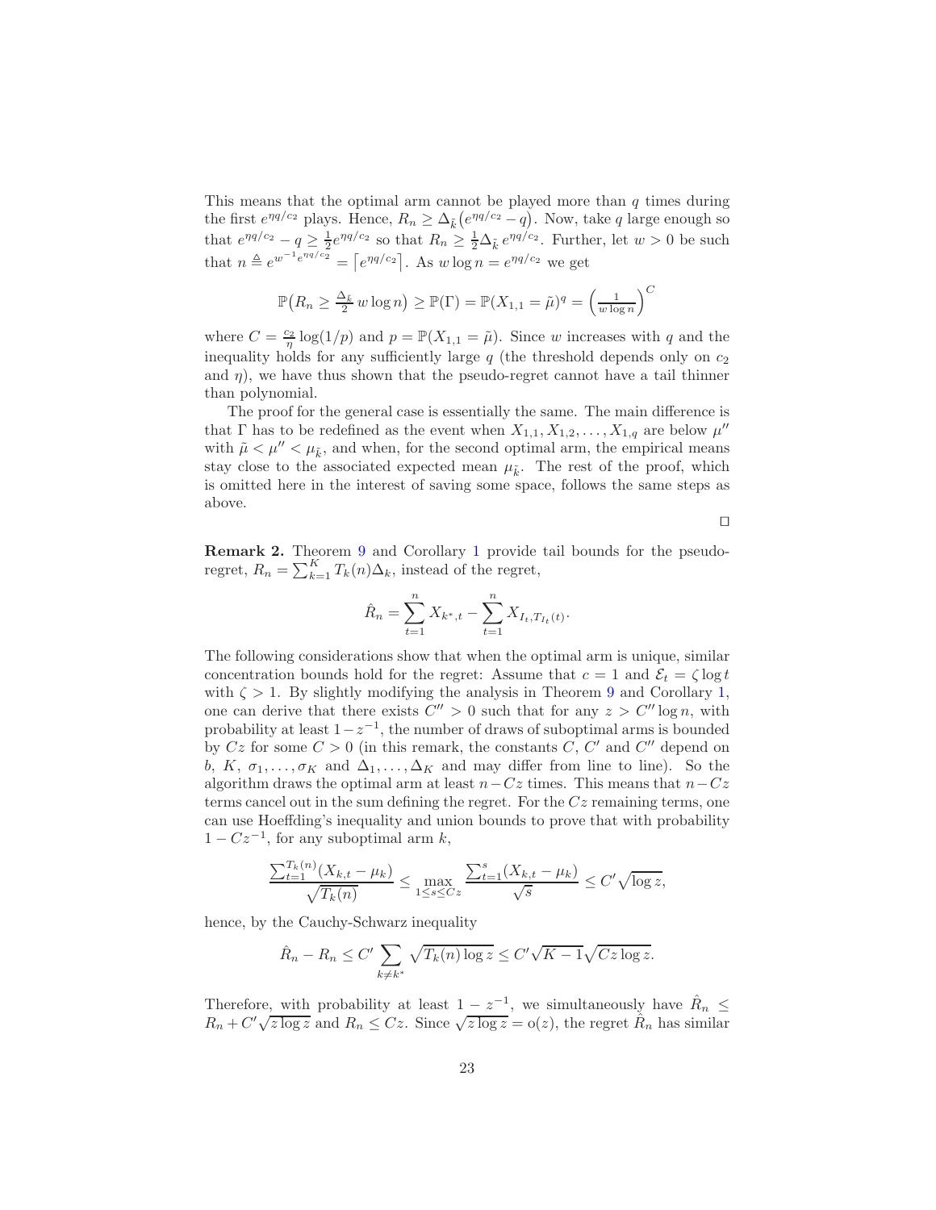This means that the optimal arm cannot be played more than $q$ times during the first $e^{\eta q/c_2}$ plays. Hence, $R_n \geq \Delta_{\tilde{k}}\big(e^{\eta q/c_2} - q\big)$. Now, take $q$ large enough so that $e^{\eta q/c_2} - q \geq \frac{1}{2}e^{\eta q/c_2}$ so that $R_n \geq \frac{1}{2}\Delta_{\tilde{k}}\, e^{\eta q/c_2}$. Further, let $w > 0$ be such that $n \triangleq e^{w^{-1}e^{\eta q/c_2}} = \lceil e^{\eta q/c_2} \rceil$. As $w \log n = e^{\eta q/c_2}$ we get

$$
\mathbb{P}\big(R_n \geq \tfrac{\Delta_{\tilde{k}}}{2}\, w \log n\big) \geq \mathbb{P}(\Gamma) = \mathbb{P}(X_{1,1} = \tilde{\mu})^q = \left(\tfrac{1}{w \log n}\right)^C
$$

where $C = \frac{c_2}{\eta}\log(1/p)$ and $p = \mathbb{P}(X_{1,1} = \tilde{\mu})$. Since $w$ increases with $q$ and the inequality holds for any sufficiently large $q$ (the threshold depends only on $c_2$ and $\eta$), we have thus shown that the pseudo-regret cannot have a tail thinner than polynomial.

The proof for the general case is essentially the same. The main difference is that $\Gamma$ has to be redefined as the event when $X_{1,1}, X_{1,2}, \ldots, X_{1,q}$ are below $\mu''$ with $\tilde{\mu} < \mu'' < \mu_{\tilde{k}}$, and when, for the second optimal arm, the empirical means stay close to the associated expected mean $\mu_{\tilde{k}}$. The rest of the proof, which is omitted here in the interest of saving some space, follows the same steps as above.

□

**Remark 2.** Theorem 9 and Corollary 1 provide tail bounds for the pseudo-regret, $R_n = \sum_{k=1}^{K} T_k(n)\Delta_k$, instead of the regret,

$$
\hat{R}_n = \sum_{t=1}^{n} X_{k^*,t} - \sum_{t=1}^{n} X_{I_t, T_{I_t}(t)}.
$$

The following considerations show that when the optimal arm is unique, similar concentration bounds hold for the regret: Assume that $c = 1$ and $\mathcal{E}_t = \zeta \log t$ with $\zeta > 1$. By slightly modifying the analysis in Theorem 9 and Corollary 1, one can derive that there exists $C'' > 0$ such that for any $z > C'' \log n$, with probability at least $1 - z^{-1}$, the number of draws of suboptimal arms is bounded by $Cz$ for some $C > 0$ (in this remark, the constants $C$, $C'$ and $C''$ depend on $b$, $K$, $\sigma_1, \ldots, \sigma_K$ and $\Delta_1, \ldots, \Delta_K$ and may differ from line to line). So the algorithm draws the optimal arm at least $n - Cz$ times. This means that $n - Cz$ terms cancel out in the sum defining the regret. For the $Cz$ remaining terms, one can use Hoeffding's inequality and union bounds to prove that with probability $1 - Cz^{-1}$, for any suboptimal arm $k$,

$$
\frac{\sum_{t=1}^{T_k(n)}(X_{k,t} - \mu_k)}{\sqrt{T_k(n)}} \leq \max_{1 \leq s \leq Cz} \frac{\sum_{t=1}^{s}(X_{k,t} - \mu_k)}{\sqrt{s}} \leq C'\sqrt{\log z},
$$

hence, by the Cauchy-Schwarz inequality

$$
\hat{R}_n - R_n \leq C' \sum_{k \neq k^*} \sqrt{T_k(n) \log z} \leq C'\sqrt{K-1}\sqrt{Cz \log z}.
$$

Therefore, with probability at least $1 - z^{-1}$, we simultaneously have $\hat{R}_n \leq R_n + C'\sqrt{z \log z}$ and $R_n \leq Cz$. Since $\sqrt{z \log z} = \mathrm{o}(z)$, the regret $\hat{R}_n$ has similar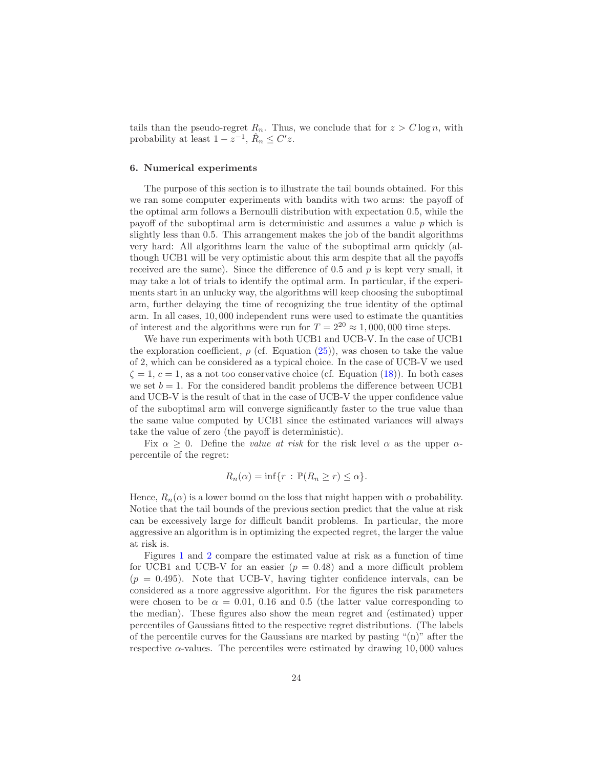tails than the pseudo-regret $R_n$. Thus, we conclude that for $z > C \log n$, with probability at least $1 - z^{-1}$, $\hat{R}_n \le C' z$.

### 6. Numerical experiments

The purpose of this section is to illustrate the tail bounds obtained. For this we ran some computer experiments with bandits with two arms: the payoff of the optimal arm follows a Bernoulli distribution with expectation 0.5, while the payoff of the suboptimal arm is deterministic and assumes a value $p$ which is slightly less than 0.5. This arrangement makes the job of the bandit algorithms very hard: All algorithms learn the value of the suboptimal arm quickly (although UCB1 will be very optimistic about this arm despite that all the payoffs received are the same). Since the difference of 0.5 and $p$ is kept very small, it may take a lot of trials to identify the optimal arm. In particular, if the experiments start in an unlucky way, the algorithms will keep choosing the suboptimal arm, further delaying the time of recognizing the true identity of the optimal arm. In all cases, 10,000 independent runs were used to estimate the quantities of interest and the algorithms were run for $T = 2^{20} \approx 1,000,000$ time steps.

We have run experiments with both UCB1 and UCB-V. In the case of UCB1 the exploration coefficient, $\rho$ (cf. Equation (25)), was chosen to take the value of 2, which can be considered as a typical choice. In the case of UCB-V we used $\zeta = 1$, $c = 1$, as a not too conservative choice (cf. Equation (18)). In both cases we set $b = 1$. For the considered bandit problems the difference between UCB1 and UCB-V is the result of that in the case of UCB-V the upper confidence value of the suboptimal arm will converge significantly faster to the true value than the same value computed by UCB1 since the estimated variances will always take the value of zero (the payoff is deterministic).

Fix $\alpha \ge 0$. Define the *value at risk* for the risk level $\alpha$ as the upper $\alpha$-percentile of the regret:

$$R_n(\alpha) = \inf\{r : \mathbb{P}(R_n \ge r) \le \alpha\}.$$

Hence, $R_n(\alpha)$ is a lower bound on the loss that might happen with $\alpha$ probability. Notice that the tail bounds of the previous section predict that the value at risk can be excessively large for difficult bandit problems. In particular, the more aggressive an algorithm is in optimizing the expected regret, the larger the value at risk is.

Figures 1 and 2 compare the estimated value at risk as a function of time for UCB1 and UCB-V for an easier ($p = 0.48$) and a more difficult problem ($p = 0.495$). Note that UCB-V, having tighter confidence intervals, can be considered as a more aggressive algorithm. For the figures the risk parameters were chosen to be $\alpha = 0.01$, $0.16$ and $0.5$ (the latter value corresponding to the median). These figures also show the mean regret and (estimated) upper percentiles of Gaussians fitted to the respective regret distributions. (The labels of the percentile curves for the Gaussians are marked by pasting "(n)" after the respective $\alpha$-values. The percentiles were estimated by drawing 10,000 values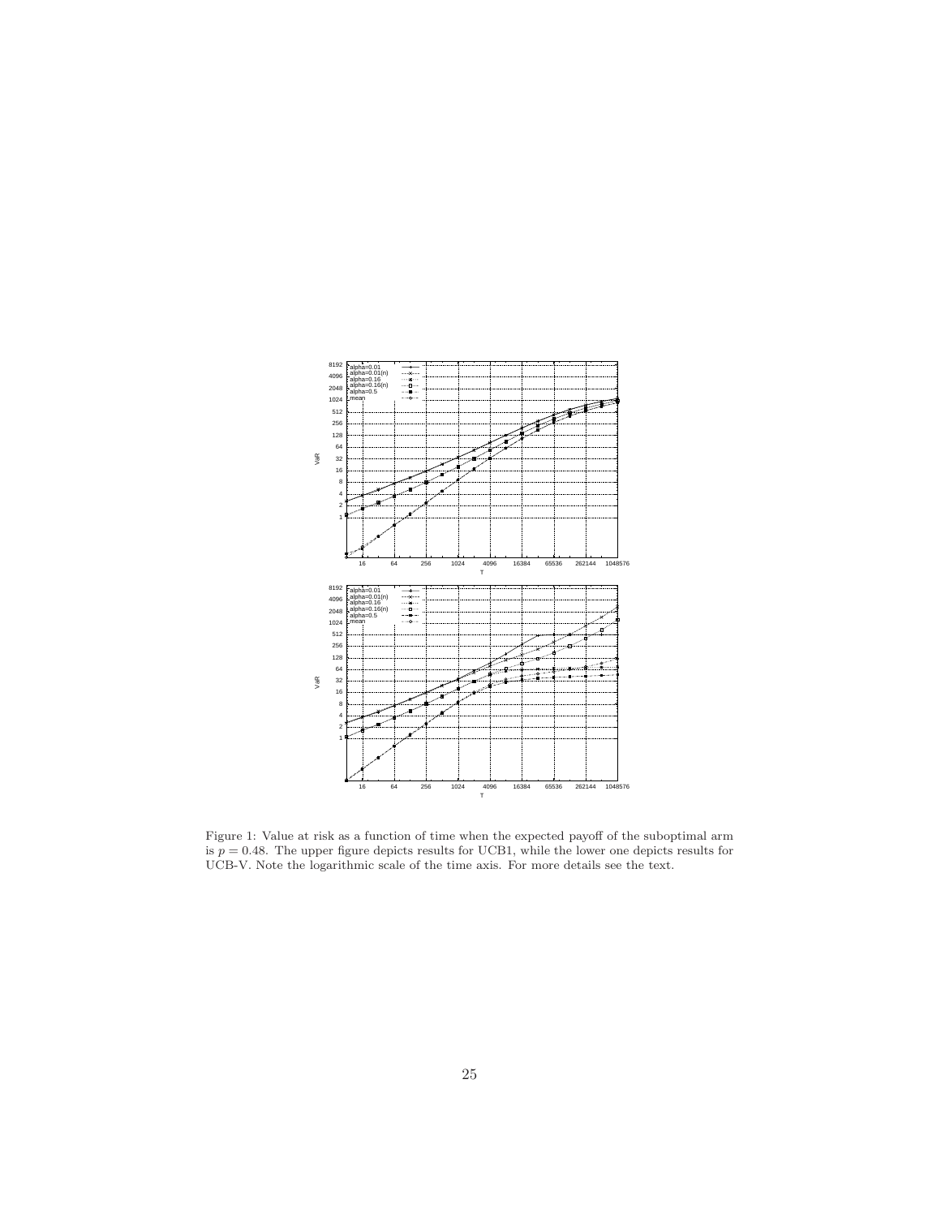Figure 1: Value at risk as a function of time when the expected payoff of the suboptimal arm is $p = 0.48$. The upper figure depicts results for UCB1, while the lower one depicts results for UCB-V. Note the logarithmic scale of the time axis. For more details see the text.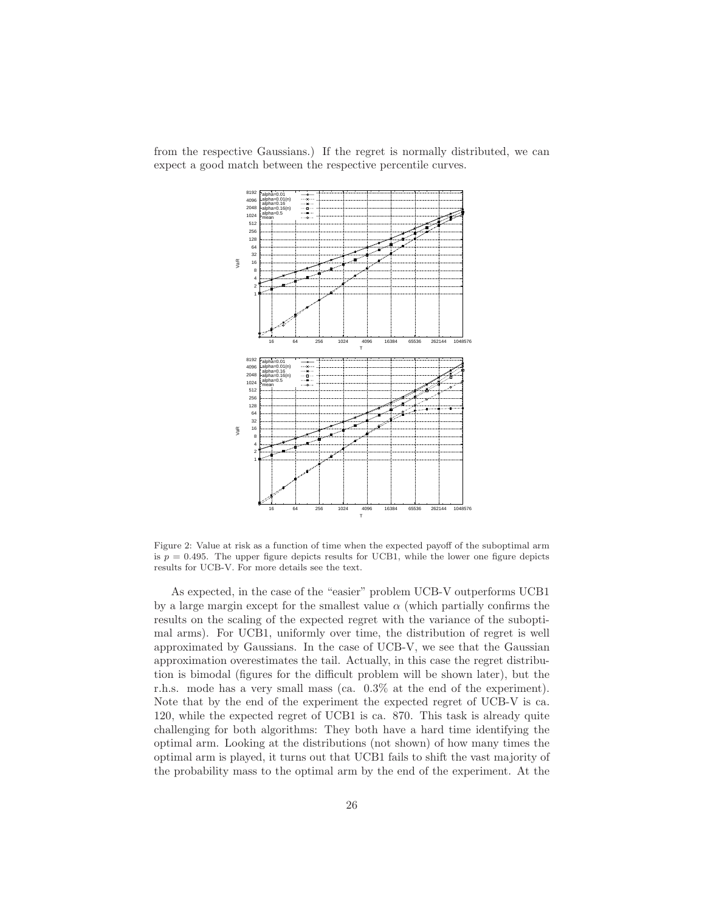from the respective Gaussians.) If the regret is normally distributed, we can expect a good match between the respective percentile curves.

Figure 2: Value at risk as a function of time when the expected payoff of the suboptimal arm is $p = 0.495$. The upper figure depicts results for UCB1, while the lower one figure depicts results for UCB-V. For more details see the text.

As expected, in the case of the "easier" problem UCB-V outperforms UCB1 by a large margin except for the smallest value $\alpha$ (which partially confirms the results on the scaling of the expected regret with the variance of the suboptimal arms). For UCB1, uniformly over time, the distribution of regret is well approximated by Gaussians. In the case of UCB-V, we see that the Gaussian approximation overestimates the tail. Actually, in this case the regret distribution is bimodal (figures for the difficult problem will be shown later), but the r.h.s. mode has a very small mass (ca. 0.3% at the end of the experiment). Note that by the end of the experiment the expected regret of UCB-V is ca. 120, while the expected regret of UCB1 is ca. 870. This task is already quite challenging for both algorithms: They both have a hard time identifying the optimal arm. Looking at the distributions (not shown) of how many times the optimal arm is played, it turns out that UCB1 fails to shift the vast majority of the probability mass to the optimal arm by the end of the experiment. At the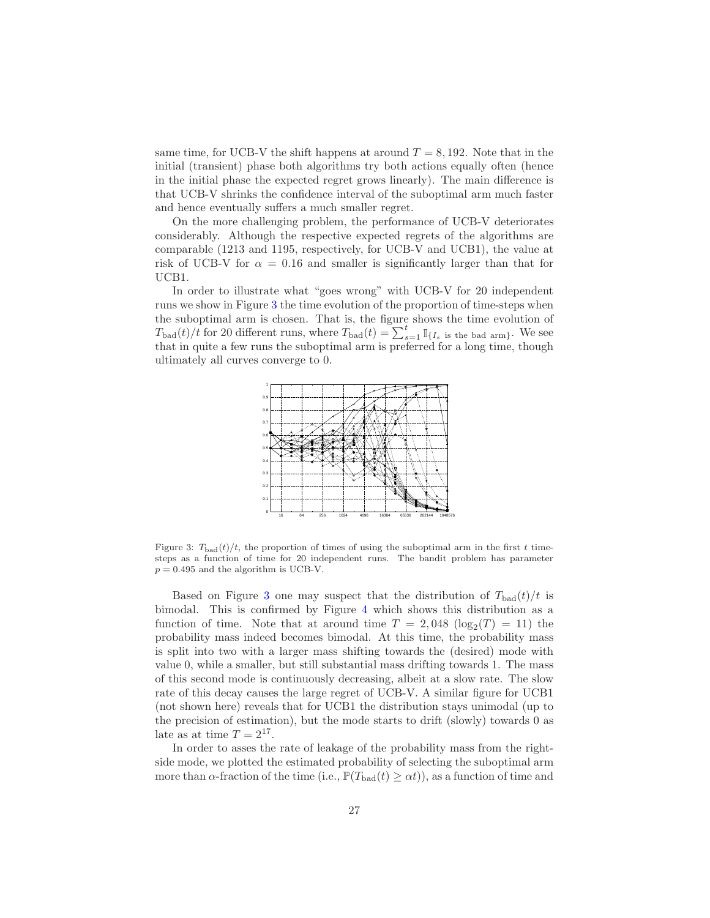same time, for UCB-V the shift happens at around $T = 8,192$. Note that in the initial (transient) phase both algorithms try both actions equally often (hence in the initial phase the expected regret grows linearly). The main difference is that UCB-V shrinks the confidence interval of the suboptimal arm much faster and hence eventually suffers a much smaller regret.

On the more challenging problem, the performance of UCB-V deteriorates considerably. Although the respective expected regrets of the algorithms are comparable (1213 and 1195, respectively, for UCB-V and UCB1), the value at risk of UCB-V for $\alpha = 0.16$ and smaller is significantly larger than that for UCB1.

In order to illustrate what "goes wrong" with UCB-V for 20 independent runs we show in Figure 3 the time evolution of the proportion of time-steps when the suboptimal arm is chosen. That is, the figure shows the time evolution of $T_{\text{bad}}(t)/t$ for 20 different runs, where $T_{\text{bad}}(t) = \sum_{s=1}^{t} \mathbb{I}_{\{I_s \text{ is the bad arm}\}}$. We see that in quite a few runs the suboptimal arm is preferred for a long time, though ultimately all curves converge to 0.

Figure 3: $T_{\text{bad}}(t)/t$, the proportion of times of using the suboptimal arm in the first $t$ time-steps as a function of time for 20 independent runs. The bandit problem has parameter $p = 0.495$ and the algorithm is UCB-V.

Based on Figure 3 one may suspect that the distribution of $T_{\text{bad}}(t)/t$ is bimodal. This is confirmed by Figure 4 which shows this distribution as a function of time. Note that at around time $T = 2,048$ ($\log_2(T) = 11$) the probability mass indeed becomes bimodal. At this time, the probability mass is split into two with a larger mass shifting towards the (desired) mode with value 0, while a smaller, but still substantial mass drifting towards 1. The mass of this second mode is continuously decreasing, albeit at a slow rate. The slow rate of this decay causes the large regret of UCB-V. A similar figure for UCB1 (not shown here) reveals that for UCB1 the distribution stays unimodal (up to the precision of estimation), but the mode starts to drift (slowly) towards 0 as late as at time $T = 2^{17}$.

In order to asses the rate of leakage of the probability mass from the right-side mode, we plotted the estimated probability of selecting the suboptimal arm more than $\alpha$-fraction of the time (i.e., $\mathbb{P}(T_{\text{bad}}(t) \geq \alpha t)$), as a function of time and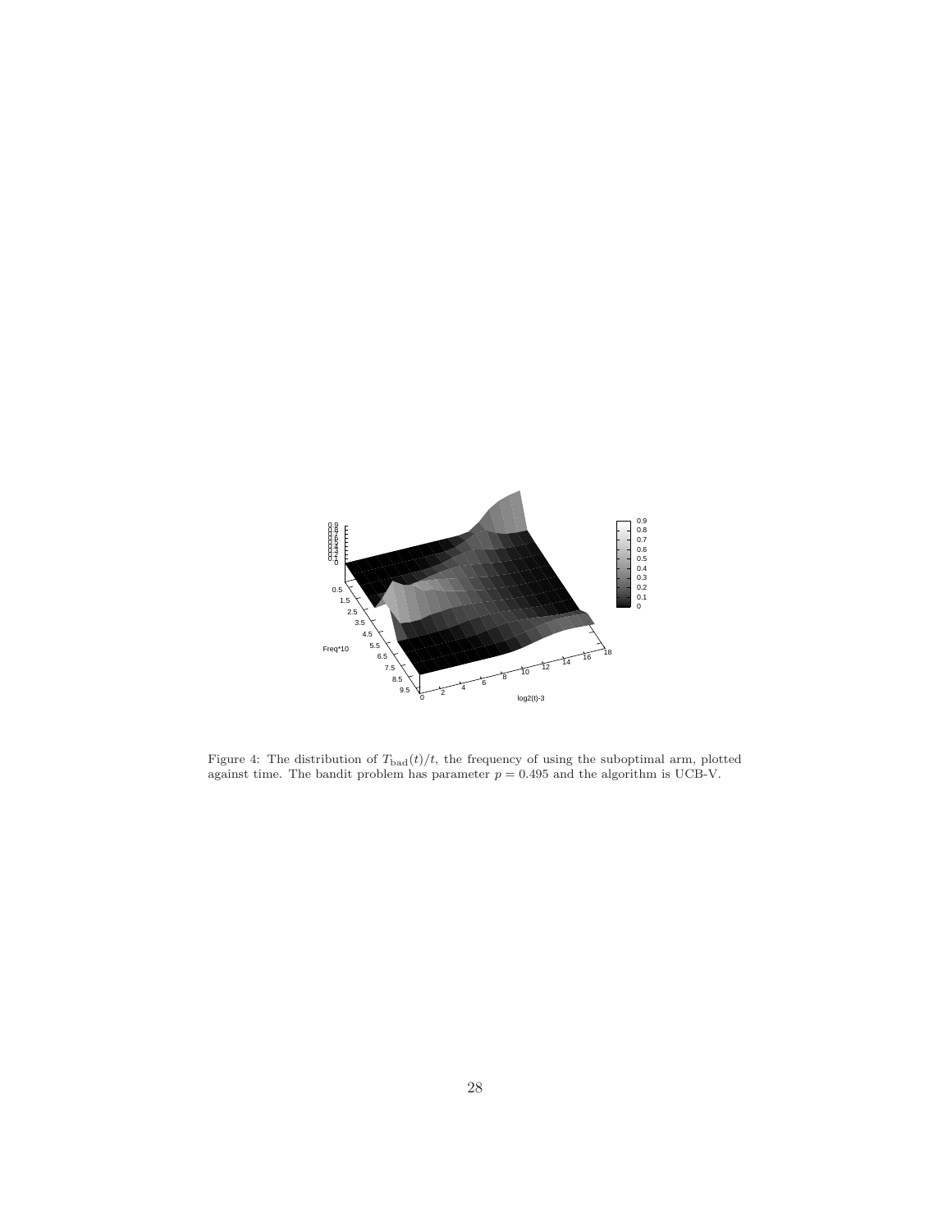Figure 4: The distribution of $T_{\mathrm{bad}}(t)/t$, the frequency of using the suboptimal arm, plotted against time. The bandit problem has parameter $p = 0.495$ and the algorithm is UCB-V.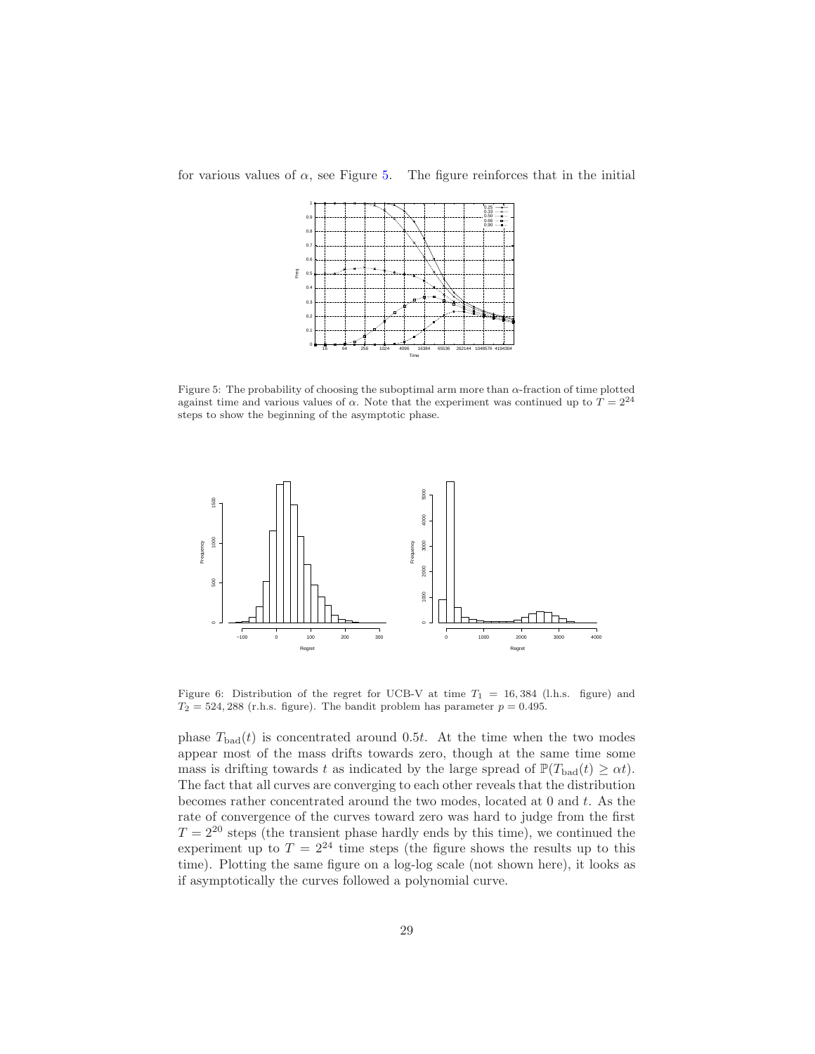for various values of $\alpha$, see Figure 5. The figure reinforces that in the initial

Figure 5: The probability of choosing the suboptimal arm more than $\alpha$-fraction of time plotted against time and various values of $\alpha$. Note that the experiment was continued up to $T = 2^{24}$ steps to show the beginning of the asymptotic phase.

Figure 6: Distribution of the regret for UCB-V at time $T_1 = 16,384$ (l.h.s. figure) and $T_2 = 524,288$ (r.h.s. figure). The bandit problem has parameter $p = 0.495$.

phase $T_{\mathrm{bad}}(t)$ is concentrated around $0.5t$. At the time when the two modes appear most of the mass drifts towards zero, though at the same time some mass is drifting towards $t$ as indicated by the large spread of $\mathbb{P}(T_{\mathrm{bad}}(t) \geq \alpha t)$. The fact that all curves are converging to each other reveals that the distribution becomes rather concentrated around the two modes, located at 0 and $t$. As the rate of convergence of the curves toward zero was hard to judge from the first $T = 2^{20}$ steps (the transient phase hardly ends by this time), we continued the experiment up to $T = 2^{24}$ time steps (the figure shows the results up to this time). Plotting the same figure on a log-log scale (not shown here), it looks as if asymptotically the curves followed a polynomial curve.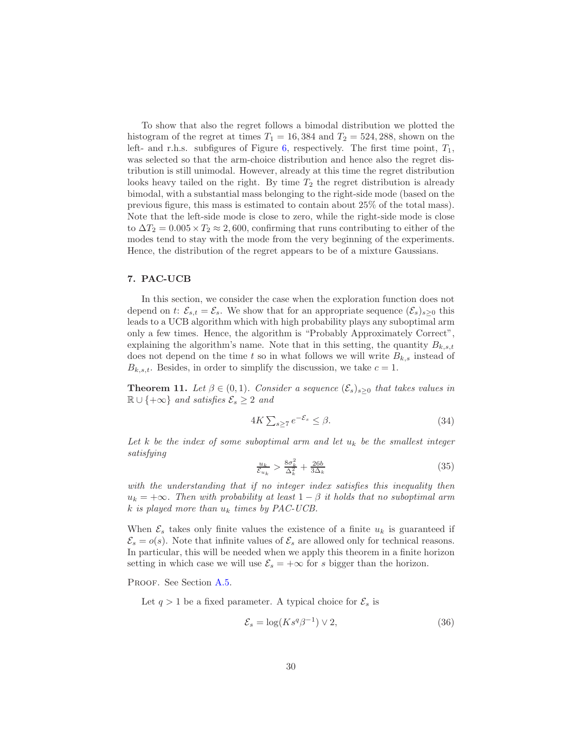To show that also the regret follows a bimodal distribution we plotted the histogram of the regret at times $T_1 = 16,384$ and $T_2 = 524,288$, shown on the left- and r.h.s. subfigures of Figure 6, respectively. The first time point, $T_1$, was selected so that the arm-choice distribution and hence also the regret distribution is still unimodal. However, already at this time the regret distribution looks heavy tailed on the right. By time $T_2$ the regret distribution is already bimodal, with a substantial mass belonging to the right-side mode (based on the previous figure, this mass is estimated to contain about 25% of the total mass). Note that the left-side mode is close to zero, while the right-side mode is close to $\Delta T_2 = 0.005 \times T_2 \approx 2,600$, confirming that runs contributing to either of the modes tend to stay with the mode from the very beginning of the experiments. Hence, the distribution of the regret appears to be of a mixture Gaussians.

## 7. PAC-UCB

In this section, we consider the case when the exploration function does not depend on $t$: $\mathcal{E}_{s,t} = \mathcal{E}_s$. We show that for an appropriate sequence $(\mathcal{E}_s)_{s\geq 0}$ this leads to a UCB algorithm which with high probability plays any suboptimal arm only a few times. Hence, the algorithm is "Probably Approximately Correct", explaining the algorithm's name. Note that in this setting, the quantity $B_{k,s,t}$ does not depend on the time $t$ so in what follows we will write $B_{k,s}$ instead of $B_{k,s,t}$. Besides, in order to simplify the discussion, we take $c = 1$.

**Theorem 11.** *Let $\beta \in (0, 1)$. Consider a sequence $(\mathcal{E}_s)_{s\geq 0}$ that takes values in $\mathbb{R} \cup \{+\infty\}$ and satisfies $\mathcal{E}_s \geq 2$ and*

$$4K \sum_{s\geq 7} e^{-\mathcal{E}_s} \leq \beta. \tag{34}$$

*Let $k$ be the index of some suboptimal arm and let $u_k$ be the smallest integer satisfying*

$$\frac{u_k}{\mathcal{E}_{u_k}} > \frac{8\sigma_k^2}{\Delta_k^2} + \frac{26b}{3\Delta_k} \tag{35}$$

*with the understanding that if no integer index satisfies this inequality then $u_k = +\infty$. Then with probability at least $1 - \beta$ it holds that no suboptimal arm $k$ is played more than $u_k$ times by PAC-UCB.*

When $\mathcal{E}_s$ takes only finite values the existence of a finite $u_k$ is guaranteed if $\mathcal{E}_s = o(s)$. Note that infinite values of $\mathcal{E}_s$ are allowed only for technical reasons. In particular, this will be needed when we apply this theorem in a finite horizon setting in which case we will use $\mathcal{E}_s = +\infty$ for $s$ bigger than the horizon.

Proof. See Section A.5.

Let $q > 1$ be a fixed parameter. A typical choice for $\mathcal{E}_s$ is

$$\mathcal{E}_s = \log(K s^q \beta^{-1}) \vee 2, \tag{36}$$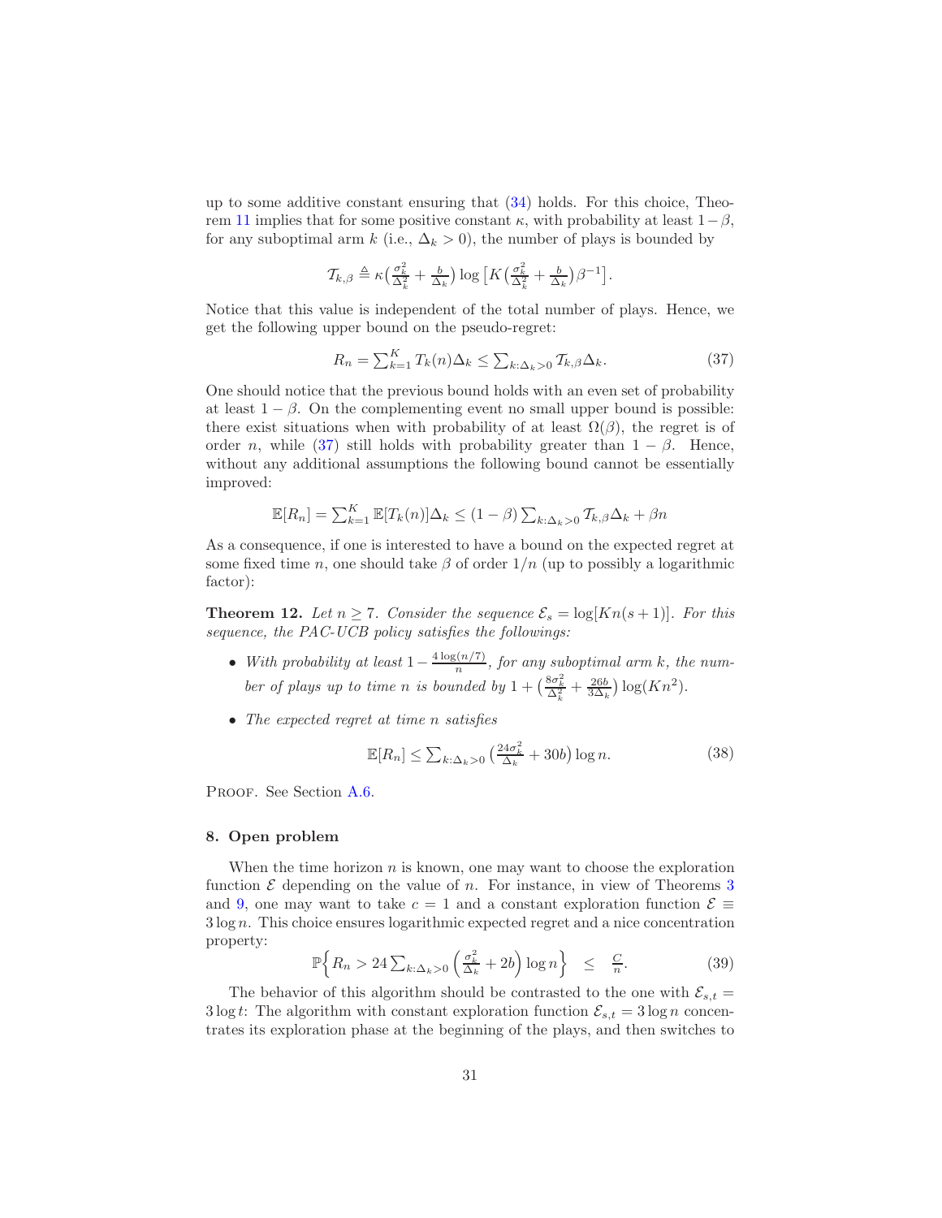up to some additive constant ensuring that (34) holds. For this choice, Theorem 11 implies that for some positive constant $\kappa$, with probability at least $1-\beta$, for any suboptimal arm $k$ (i.e., $\Delta_k > 0$), the number of plays is bounded by

$$\mathcal{T}_{k,\beta} \triangleq \kappa\big(\tfrac{\sigma_k^2}{\Delta_k^2} + \tfrac{b}{\Delta_k}\big) \log\big[K\big(\tfrac{\sigma_k^2}{\Delta_k^2} + \tfrac{b}{\Delta_k}\big)\beta^{-1}\big].$$

Notice that this value is independent of the total number of plays. Hence, we get the following upper bound on the pseudo-regret:

$$R_n = \textstyle\sum_{k=1}^K T_k(n)\Delta_k \le \sum_{k:\Delta_k>0} \mathcal{T}_{k,\beta}\Delta_k. \tag{37}$$

One should notice that the previous bound holds with an even set of probability at least $1-\beta$. On the complementing event no small upper bound is possible: there exist situations when with probability of at least $\Omega(\beta)$, the regret is of order $n$, while (37) still holds with probability greater than $1-\beta$. Hence, without any additional assumptions the following bound cannot be essentially improved:

$$\mathbb{E}[R_n] = \textstyle\sum_{k=1}^K \mathbb{E}[T_k(n)]\Delta_k \le (1-\beta)\sum_{k:\Delta_k>0} \mathcal{T}_{k,\beta}\Delta_k + \beta n$$

As a consequence, if one is interested to have a bound on the expected regret at some fixed time $n$, one should take $\beta$ of order $1/n$ (up to possibly a logarithmic factor):

**Theorem 12.** *Let $n \ge 7$. Consider the sequence $\mathcal{E}_s = \log[Kn(s+1)]$. For this sequence, the PAC-UCB policy satisfies the followings:*

- *With probability at least $1 - \frac{4\log(n/7)}{n}$, for any suboptimal arm $k$, the number of plays up to time $n$ is bounded by $1 + \big(\frac{8\sigma_k^2}{\Delta_k^2} + \frac{26b}{3\Delta_k}\big)\log(Kn^2)$.*
- *The expected regret at time $n$ satisfies*

$$\mathbb{E}[R_n] \le \textstyle\sum_{k:\Delta_k>0}\big(\frac{24\sigma_k^2}{\Delta_k} + 30b\big)\log n. \tag{38}$$

Proof. See Section A.6.

## 8. Open problem

When the time horizon $n$ is known, one may want to choose the exploration function $\mathcal{E}$ depending on the value of $n$. For instance, in view of Theorems 3 and 9, one may want to take $c = 1$ and a constant exploration function $\mathcal{E} \equiv 3\log n$. This choice ensures logarithmic expected regret and a nice concentration property:

$$\mathbb{P}\Big\{R_n > 24\textstyle\sum_{k:\Delta_k>0}\Big(\frac{\sigma_k^2}{\Delta_k} + 2b\Big)\log n\Big\} \quad\le\quad \frac{C}{n}. \tag{39}$$

The behavior of this algorithm should be contrasted to the one with $\mathcal{E}_{s,t} = 3\log t$: The algorithm with constant exploration function $\mathcal{E}_{s,t} = 3\log n$ concentrates its exploration phase at the beginning of the plays, and then switches to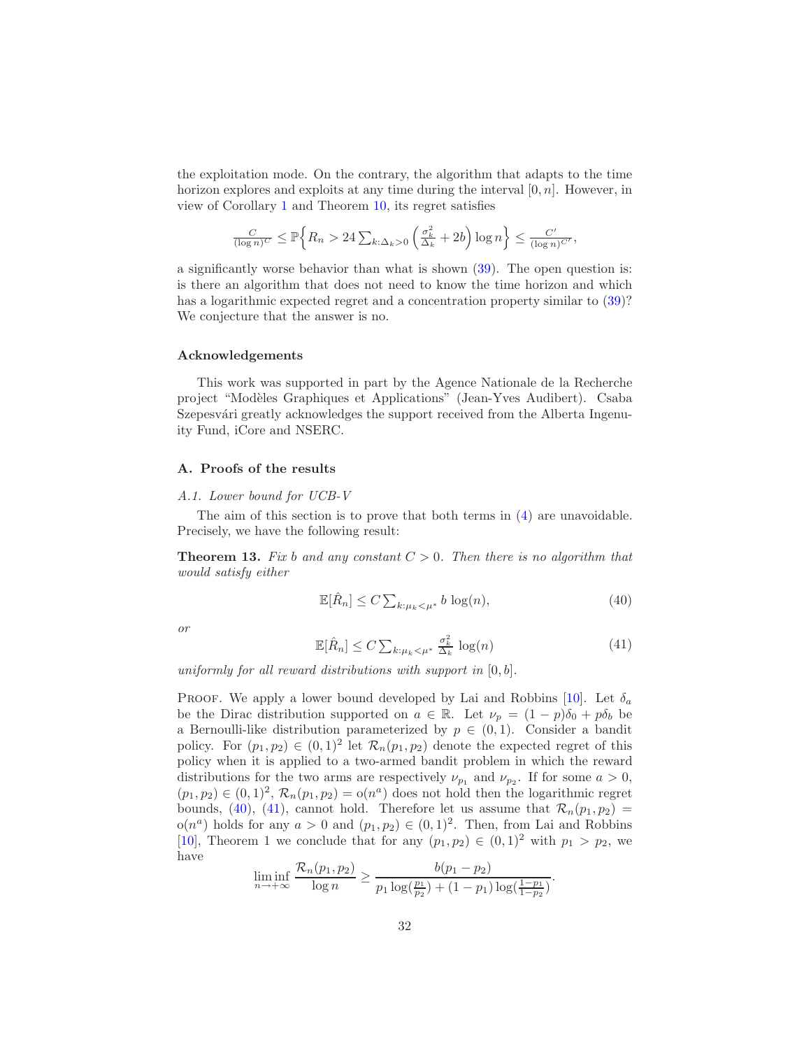the exploitation mode. On the contrary, the algorithm that adapts to the time horizon explores and exploits at any time during the interval $[0, n]$. However, in view of Corollary 1 and Theorem 10, its regret satisfies

$$\frac{C}{(\log n)^C} \leq \mathbb{P}\Big\{R_n > 24 \sum_{k:\Delta_k>0} \Big(\frac{\sigma_k^2}{\Delta_k} + 2b\Big) \log n\Big\} \leq \frac{C'}{(\log n)^{C'}},$$

a significantly worse behavior than what is shown (39). The open question is: is there an algorithm that does not need to know the time horizon and which has a logarithmic expected regret and a concentration property similar to (39)? We conjecture that the answer is no.

### Acknowledgements

This work was supported in part by the Agence Nationale de la Recherche project "Modèles Graphiques et Applications" (Jean-Yves Audibert). Csaba Szepesvári greatly acknowledges the support received from the Alberta Ingenuity Fund, iCore and NSERC.

## A. Proofs of the results

### A.1. Lower bound for UCB-V

The aim of this section is to prove that both terms in (4) are unavoidable. Precisely, we have the following result:

**Theorem 13.** *Fix $b$ and any constant $C > 0$. Then there is no algorithm that would satisfy either*

$$\mathbb{E}[\hat{R}_n] \leq C \textstyle\sum_{k:\mu_k<\mu^*} b \log(n), \tag{40}$$

*or*

$$\mathbb{E}[\hat{R}_n] \leq C \textstyle\sum_{k:\mu_k<\mu^*} \frac{\sigma_k^2}{\Delta_k} \log(n) \tag{41}$$

*uniformly for all reward distributions with support in $[0, b]$.*

Proof. We apply a lower bound developed by Lai and Robbins [10]. Let $\delta_a$ be the Dirac distribution supported on $a \in \mathbb{R}$. Let $\nu_p = (1-p)\delta_0 + p\delta_b$ be a Bernoulli-like distribution parameterized by $p \in (0, 1)$. Consider a bandit policy. For $(p_1, p_2) \in (0, 1)^2$ let $\mathcal{R}_n(p_1, p_2)$ denote the expected regret of this policy when it is applied to a two-armed bandit problem in which the reward distributions for the two arms are respectively $\nu_{p_1}$ and $\nu_{p_2}$. If for some $a > 0$, $(p_1, p_2) \in (0, 1)^2$, $\mathcal{R}_n(p_1, p_2) = \mathrm{o}(n^a)$ does not hold then the logarithmic regret bounds, (40), (41), cannot hold. Therefore let us assume that $\mathcal{R}_n(p_1, p_2) = \mathrm{o}(n^a)$ holds for any $a > 0$ and $(p_1, p_2) \in (0, 1)^2$. Then, from Lai and Robbins [10], Theorem 1 we conclude that for any $(p_1, p_2) \in (0, 1)^2$ with $p_1 > p_2$, we have

$$\liminf_{n\to+\infty} \frac{\mathcal{R}_n(p_1, p_2)}{\log n} \geq \frac{b(p_1 - p_2)}{p_1 \log(\frac{p_1}{p_2}) + (1-p_1)\log(\frac{1-p_1}{1-p_2})}.$$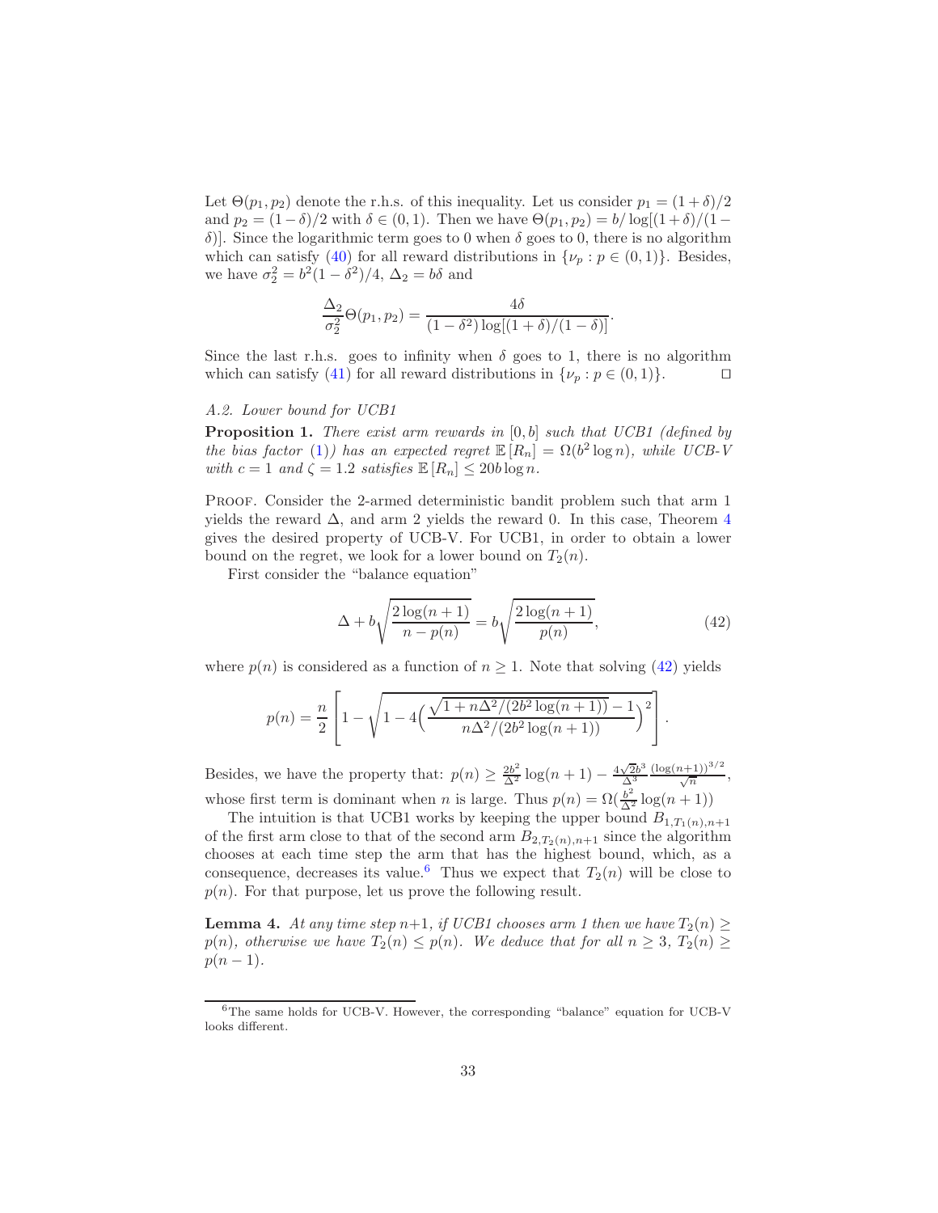Let $\Theta(p_1, p_2)$ denote the r.h.s. of this inequality. Let us consider $p_1 = (1+\delta)/2$ and $p_2 = (1-\delta)/2$ with $\delta \in (0,1)$. Then we have $\Theta(p_1, p_2) = b/\log[(1+\delta)/(1-\delta)]$. Since the logarithmic term goes to 0 when $\delta$ goes to 0, there is no algorithm which can satisfy (40) for all reward distributions in $\{\nu_p : p \in (0,1)\}$. Besides, we have $\sigma_2^2 = b^2(1-\delta^2)/4$, $\Delta_2 = b\delta$ and

$$\frac{\Delta_2}{\sigma_2^2}\Theta(p_1, p_2) = \frac{4\delta}{(1-\delta^2)\log[(1+\delta)/(1-\delta)]}.$$

Since the last r.h.s. goes to infinity when $\delta$ goes to 1, there is no algorithm which can satisfy (41) for all reward distributions in $\{\nu_p : p \in (0,1)\}$. $\square$

### *A.2. Lower bound for UCB1*

**Proposition 1.** *There exist arm rewards in $[0,b]$ such that UCB1 (defined by the bias factor (1)) has an expected regret $\mathbb{E}[R_n] = \Omega(b^2 \log n)$, while UCB-V with $c = 1$ and $\zeta = 1.2$ satisfies $\mathbb{E}[R_n] \leq 20b \log n$.*

Proof. Consider the 2-armed deterministic bandit problem such that arm 1 yields the reward $\Delta$, and arm 2 yields the reward 0. In this case, Theorem 4 gives the desired property of UCB-V. For UCB1, in order to obtain a lower bound on the regret, we look for a lower bound on $T_2(n)$.

First consider the "balance equation"

$$\Delta + b\sqrt{\frac{2\log(n+1)}{n - p(n)}} = b\sqrt{\frac{2\log(n+1)}{p(n)}}, \tag{42}$$

where $p(n)$ is considered as a function of $n \geq 1$. Note that solving (42) yields

$$p(n) = \frac{n}{2}\left[1 - \sqrt{1 - 4\Big(\frac{\sqrt{1 + n\Delta^2/(2b^2\log(n+1))} - 1}{n\Delta^2/(2b^2\log(n+1))}\Big)^2}\,\right].$$

Besides, we have the property that: $p(n) \geq \frac{2b^2}{\Delta^2}\log(n+1) - \frac{4\sqrt{2}b^3}{\Delta^3}\frac{(\log(n+1))^{3/2}}{\sqrt{n}}$, whose first term is dominant when $n$ is large. Thus $p(n) = \Omega(\frac{b^2}{\Delta^2}\log(n+1))$

The intuition is that UCB1 works by keeping the upper bound $B_{1,T_1(n),n+1}$ of the first arm close to that of the second arm $B_{2,T_2(n),n+1}$ since the algorithm chooses at each time step the arm that has the highest bound, which, as a consequence, decreases its value.[6] Thus we expect that $T_2(n)$ will be close to $p(n)$. For that purpose, let us prove the following result.

**Lemma 4.** *At any time step $n+1$, if UCB1 chooses arm 1 then we have $T_2(n) \geq p(n)$, otherwise we have $T_2(n) \leq p(n)$. We deduce that for all $n \geq 3$, $T_2(n) \geq p(n-1)$.*

[6] The same holds for UCB-V. However, the corresponding "balance" equation for UCB-V looks different.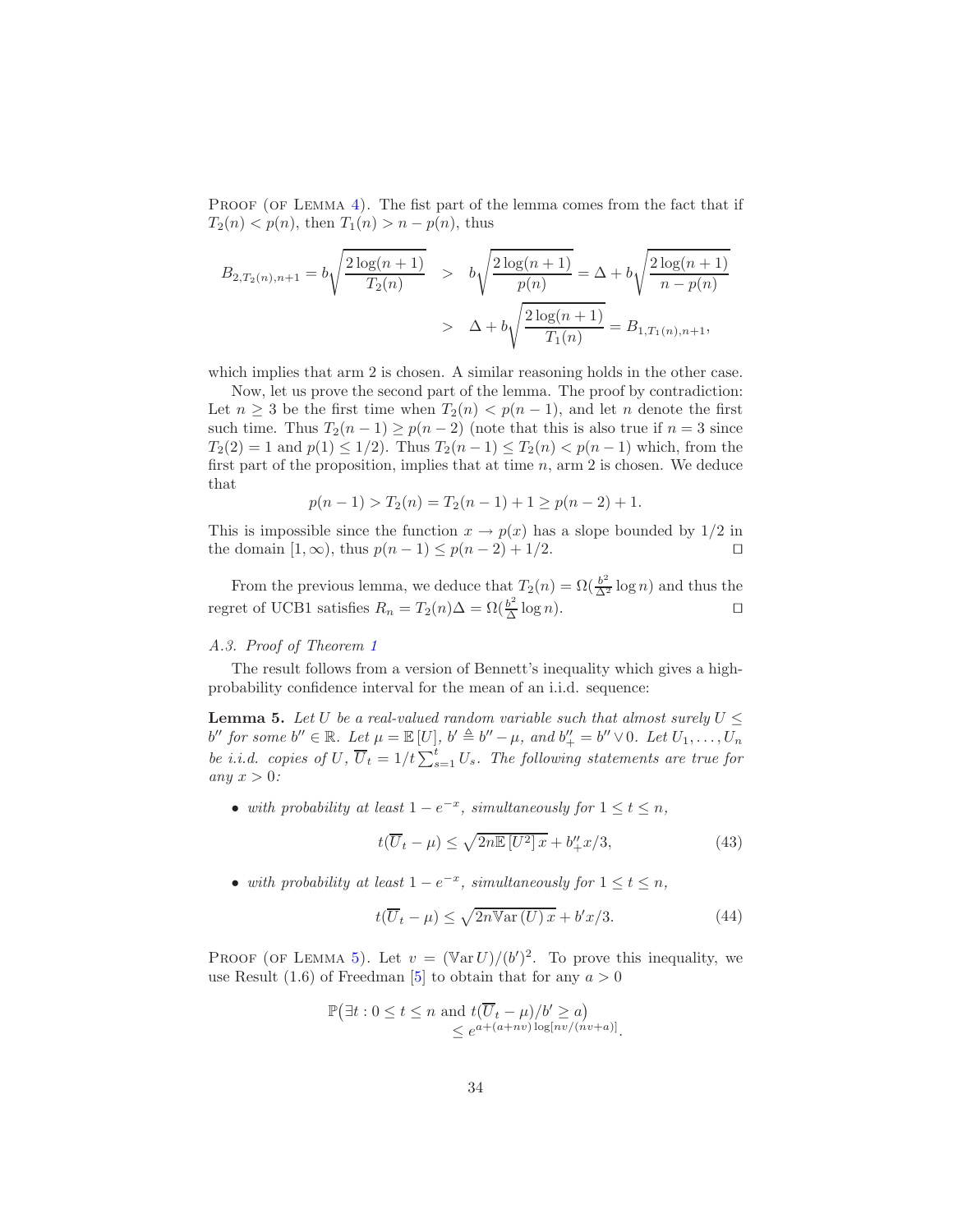PROOF (OF LEMMA 4). The fist part of the lemma comes from the fact that if $T_2(n) < p(n)$, then $T_1(n) > n - p(n)$, thus

$$
\begin{aligned}
B_{2,T_2(n),n+1} = b\sqrt{\frac{2\log(n+1)}{T_2(n)}} &> b\sqrt{\frac{2\log(n+1)}{p(n)}} = \Delta + b\sqrt{\frac{2\log(n+1)}{n-p(n)}} \\
&> \Delta + b\sqrt{\frac{2\log(n+1)}{T_1(n)}} = B_{1,T_1(n),n+1},
\end{aligned}
$$

which implies that arm 2 is chosen. A similar reasoning holds in the other case.

Now, let us prove the second part of the lemma. The proof by contradiction: Let $n \geq 3$ be the first time when $T_2(n) < p(n-1)$, and let $n$ denote the first such time. Thus $T_2(n-1) \geq p(n-2)$ (note that this is also true if $n = 3$ since $T_2(2) = 1$ and $p(1) \leq 1/2$). Thus $T_2(n-1) \leq T_2(n) < p(n-1)$ which, from the first part of the proposition, implies that at time $n$, arm 2 is chosen. We deduce that

$$
p(n-1) > T_2(n) = T_2(n-1) + 1 \geq p(n-2) + 1.
$$

This is impossible since the function $x \to p(x)$ has a slope bounded by $1/2$ in the domain $[1, \infty)$, thus $p(n-1) \leq p(n-2) + 1/2$. $\square$

From the previous lemma, we deduce that $T_2(n) = \Omega(\frac{b^2}{\Delta^2}\log n)$ and thus the regret of UCB1 satisfies $R_n = T_2(n)\Delta = \Omega(\frac{b^2}{\Delta}\log n)$. $\square$

### A.3. Proof of Theorem 1

The result follows from a version of Bennett's inequality which gives a high-probability confidence interval for the mean of an i.i.d. sequence:

**Lemma 5.** *Let $U$ be a real-valued random variable such that almost surely $U \leq b''$ for some $b'' \in \mathbb{R}$. Let $\mu = \mathbb{E}[U]$, $b' \triangleq b'' - \mu$, and $b''_+ = b'' \vee 0$. Let $U_1, \ldots, U_n$ be i.i.d. copies of $U$, $\overline{U}_t = 1/t\sum_{s=1}^{t} U_s$. The following statements are true for any $x > 0$:*

- *with probability at least $1 - e^{-x}$, simultaneously for $1 \leq t \leq n$,*

$$
t(\overline{U}_t - \mu) \leq \sqrt{2n\mathbb{E}[U^2]\,x} + b''_+ x/3, \tag{43}
$$

- *with probability at least $1 - e^{-x}$, simultaneously for $1 \leq t \leq n$,*

$$
t(\overline{U}_t - \mu) \leq \sqrt{2n\mathbb{V}\mathrm{ar}(U)\,x} + b' x/3. \tag{44}
$$

PROOF (OF LEMMA 5). Let $v = (\mathbb{V}\mathrm{ar}\, U)/(b')^2$. To prove this inequality, we use Result (1.6) of Freedman [5] to obtain that for any $a > 0$

$$
\begin{aligned}
&\mathbb{P}\big(\exists t : 0 \leq t \leq n \text{ and } t(\overline{U}_t - \mu)/b' \geq a\big) \\
&\qquad \leq e^{a + (a+nv)\log[nv/(nv+a)]}.
\end{aligned}
$$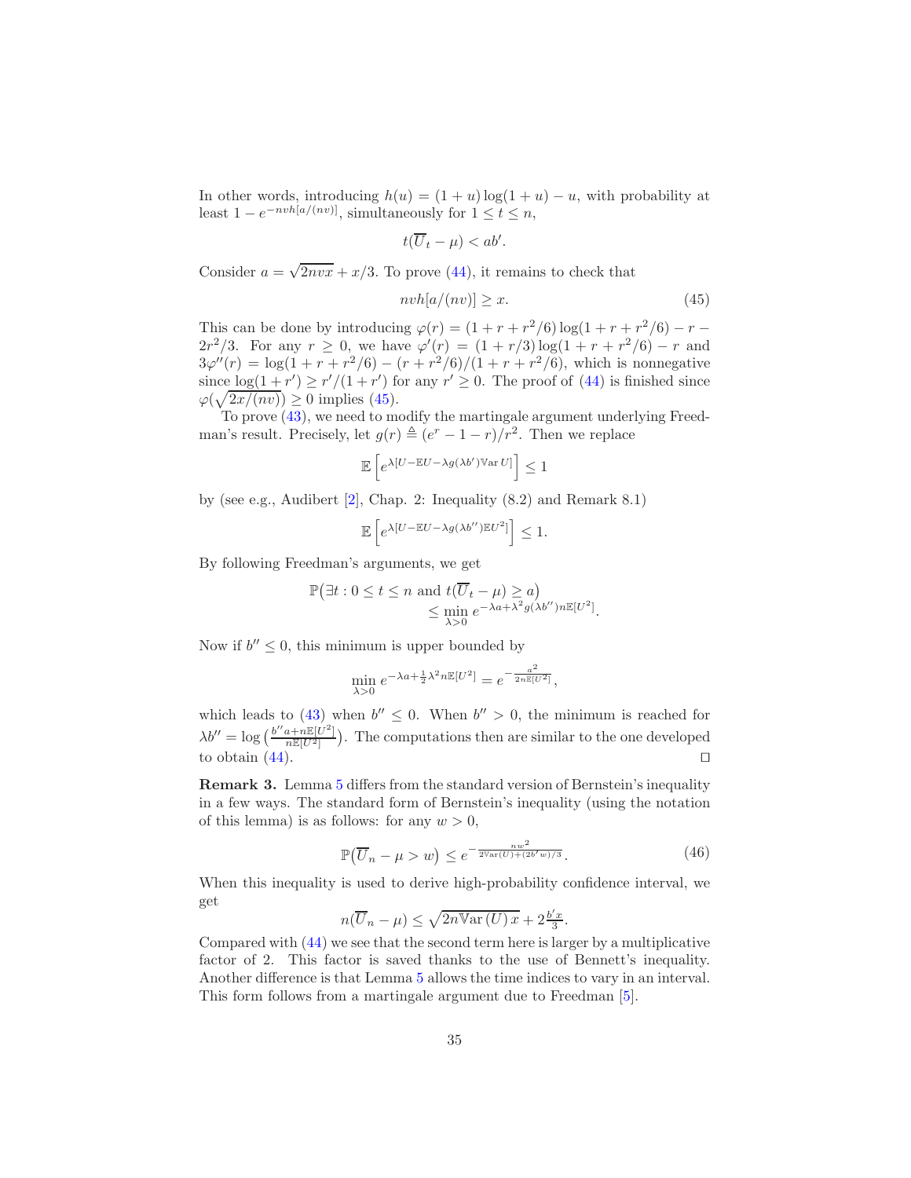In other words, introducing $h(u) = (1+u)\log(1+u) - u$, with probability at least $1 - e^{-nvh[a/(nv)]}$, simultaneously for $1 \le t \le n$,

$$t(\overline{U}_t - \mu) < ab'.$$

Consider $a = \sqrt{2nvx} + x/3$. To prove (44), it remains to check that

$$nvh[a/(nv)] \ge x. \tag{45}$$

This can be done by introducing $\varphi(r) = (1 + r + r^2/6)\log(1 + r + r^2/6) - r - 2r^2/3$. For any $r \ge 0$, we have $\varphi'(r) = (1 + r/3)\log(1 + r + r^2/6) - r$ and $3\varphi''(r) = \log(1 + r + r^2/6) - (r + r^2/6)/(1 + r + r^2/6)$, which is nonnegative since $\log(1 + r') \ge r'/(1 + r')$ for any $r' \ge 0$. The proof of (44) is finished since $\varphi(\sqrt{2x/(nv)}) \ge 0$ implies (45).

To prove (43), we need to modify the martingale argument underlying Freedman's result. Precisely, let $g(r) \triangleq (e^r - 1 - r)/r^2$. Then we replace

$$\mathbb{E}\left[e^{\lambda[U - \mathbb{E}U - \lambda g(\lambda b')\mathbb{V}\mathrm{ar}\, U]}\right] \le 1$$

by (see e.g., Audibert [2], Chap. 2: Inequality (8.2) and Remark 8.1)

$$\mathbb{E}\left[e^{\lambda[U - \mathbb{E}U - \lambda g(\lambda b'')\mathbb{E}U^2]}\right] \le 1.$$

By following Freedman's arguments, we get

$$\mathbb{P}\big(\exists t : 0 \le t \le n \text{ and } t(\overline{U}_t - \mu) \ge a\big) \le \min_{\lambda > 0} e^{-\lambda a + \lambda^2 g(\lambda b'') n\mathbb{E}[U^2]}.$$

Now if $b'' \le 0$, this minimum is upper bounded by

$$\min_{\lambda > 0} e^{-\lambda a + \frac{1}{2}\lambda^2 n\mathbb{E}[U^2]} = e^{-\frac{a^2}{2n\mathbb{E}[U^2]}},$$

which leads to (43) when $b'' \le 0$. When $b'' > 0$, the minimum is reached for $\lambda b'' = \log\left(\frac{b''a + n\mathbb{E}[U^2]}{n\mathbb{E}[U^2]}\right)$. The computations then are similar to the one developed to obtain (44). □

**Remark 3.** Lemma 5 differs from the standard version of Bernstein's inequality in a few ways. The standard form of Bernstein's inequality (using the notation of this lemma) is as follows: for any $w > 0$,

$$\mathbb{P}\big(\overline{U}_n - \mu > w\big) \le e^{-\frac{nw^2}{2\mathbb{V}\mathrm{ar}(U) + (2b'w)/3}}. \tag{46}$$

When this inequality is used to derive high-probability confidence interval, we get

$$n(\overline{U}_n - \mu) \le \sqrt{2n\mathbb{V}\mathrm{ar}\,(U)\,x} + 2\frac{b'x}{3}.$$

Compared with (44) we see that the second term here is larger by a multiplicative factor of 2. This factor is saved thanks to the use of Bennett's inequality. Another difference is that Lemma 5 allows the time indices to vary in an interval. This form follows from a martingale argument due to Freedman [5].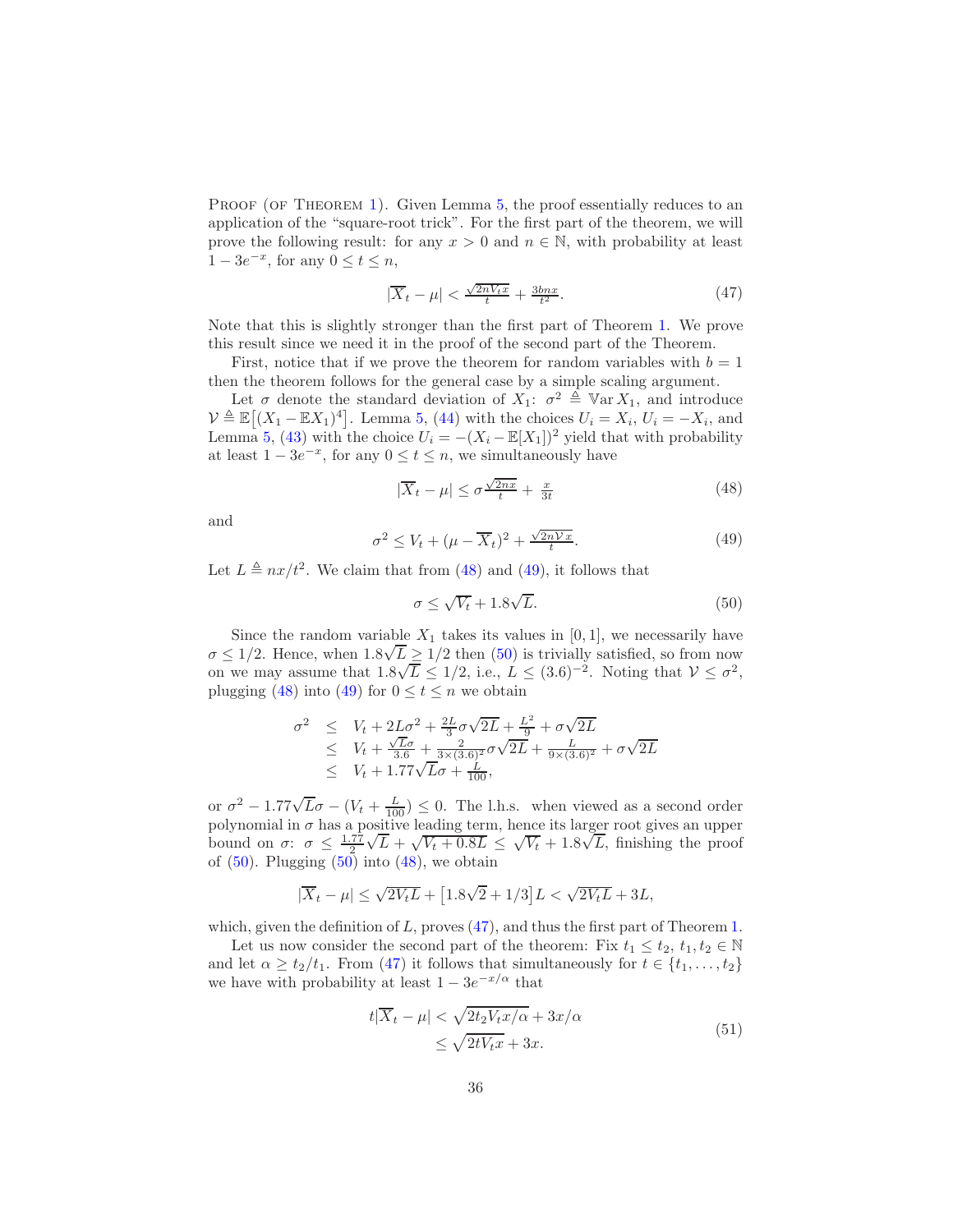Proof (of Theorem 1). Given Lemma 5, the proof essentially reduces to an application of the "square-root trick". For the first part of the theorem, we will prove the following result: for any $x > 0$ and $n \in \mathbb{N}$, with probability at least $1 - 3e^{-x}$, for any $0 \le t \le n$,

$$|\overline{X}_t - \mu| < \tfrac{\sqrt{2nV_t x}}{t} + \tfrac{3bnx}{t^2}. \tag{47}$$

Note that this is slightly stronger than the first part of Theorem 1. We prove this result since we need it in the proof of the second part of the Theorem.

First, notice that if we prove the theorem for random variables with $b = 1$ then the theorem follows for the general case by a simple scaling argument.

Let $\sigma$ denote the standard deviation of $X_1$: $\sigma^2 \triangleq \mathbb{V}\mathrm{ar}\, X_1$, and introduce $\mathcal{V} \triangleq \mathbb{E}\big[(X_1 - \mathbb{E}X_1)^4\big]$. Lemma 5, (44) with the choices $U_i = X_i$, $U_i = -X_i$, and Lemma 5, (43) with the choice $U_i = -(X_i - \mathbb{E}[X_1])^2$ yield that with probability at least $1 - 3e^{-x}$, for any $0 \le t \le n$, we simultaneously have

$$|\overline{X}_t - \mu| \le \sigma \tfrac{\sqrt{2nx}}{t} + \tfrac{x}{3t} \tag{48}$$

and

$$\sigma^2 \le V_t + (\mu - \overline{X}_t)^2 + \tfrac{\sqrt{2n\mathcal{V}x}}{t}. \tag{49}$$

Let $L \triangleq nx/t^2$. We claim that from (48) and (49), it follows that

$$\sigma \le \sqrt{V_t} + 1.8\sqrt{L}. \tag{50}$$

Since the random variable $X_1$ takes its values in $[0, 1]$, we necessarily have $\sigma \le 1/2$. Hence, when $1.8\sqrt{L} \ge 1/2$ then (50) is trivially satisfied, so from now on we may assume that $1.8\sqrt{L} \le 1/2$, i.e., $L \le (3.6)^{-2}$. Noting that $\mathcal{V} \le \sigma^2$, plugging (48) into (49) for $0 \le t \le n$ we obtain

$$\begin{aligned}
\sigma^2 &\le V_t + 2L\sigma^2 + \tfrac{2L}{3}\sigma\sqrt{2L} + \tfrac{L^2}{9} + \sigma\sqrt{2L} \\
&\le V_t + \tfrac{\sqrt{L}\sigma}{3.6} + \tfrac{2}{3\times(3.6)^2}\sigma\sqrt{2L} + \tfrac{L}{9\times(3.6)^2} + \sigma\sqrt{2L} \\
&\le V_t + 1.77\sqrt{L}\sigma + \tfrac{L}{100},
\end{aligned}$$

or $\sigma^2 - 1.77\sqrt{L}\sigma - (V_t + \frac{L}{100}) \le 0$. The l.h.s. when viewed as a second order polynomial in $\sigma$ has a positive leading term, hence its larger root gives an upper bound on $\sigma$: $\sigma \le \frac{1.77}{2}\sqrt{L} + \sqrt{V_t + 0.8L} \le \sqrt{V_t} + 1.8\sqrt{L}$, finishing the proof of (50). Plugging (50) into (48), we obtain

$$|\overline{X}_t - \mu| \le \sqrt{2V_t L} + \big[1.8\sqrt{2} + 1/3\big]L < \sqrt{2V_t L} + 3L,$$

which, given the definition of $L$, proves (47), and thus the first part of Theorem 1.

Let us now consider the second part of the theorem: Fix $t_1 \le t_2$, $t_1, t_2 \in \mathbb{N}$ and let $\alpha \ge t_2/t_1$. From (47) it follows that simultaneously for $t \in \{t_1, \ldots, t_2\}$ we have with probability at least $1 - 3e^{-x/\alpha}$ that

$$\begin{aligned}
t|\overline{X}_t - \mu| &< \sqrt{2t_2 V_t x/\alpha} + 3x/\alpha \\
&\le \sqrt{2tV_t x} + 3x.
\end{aligned} \tag{51}$$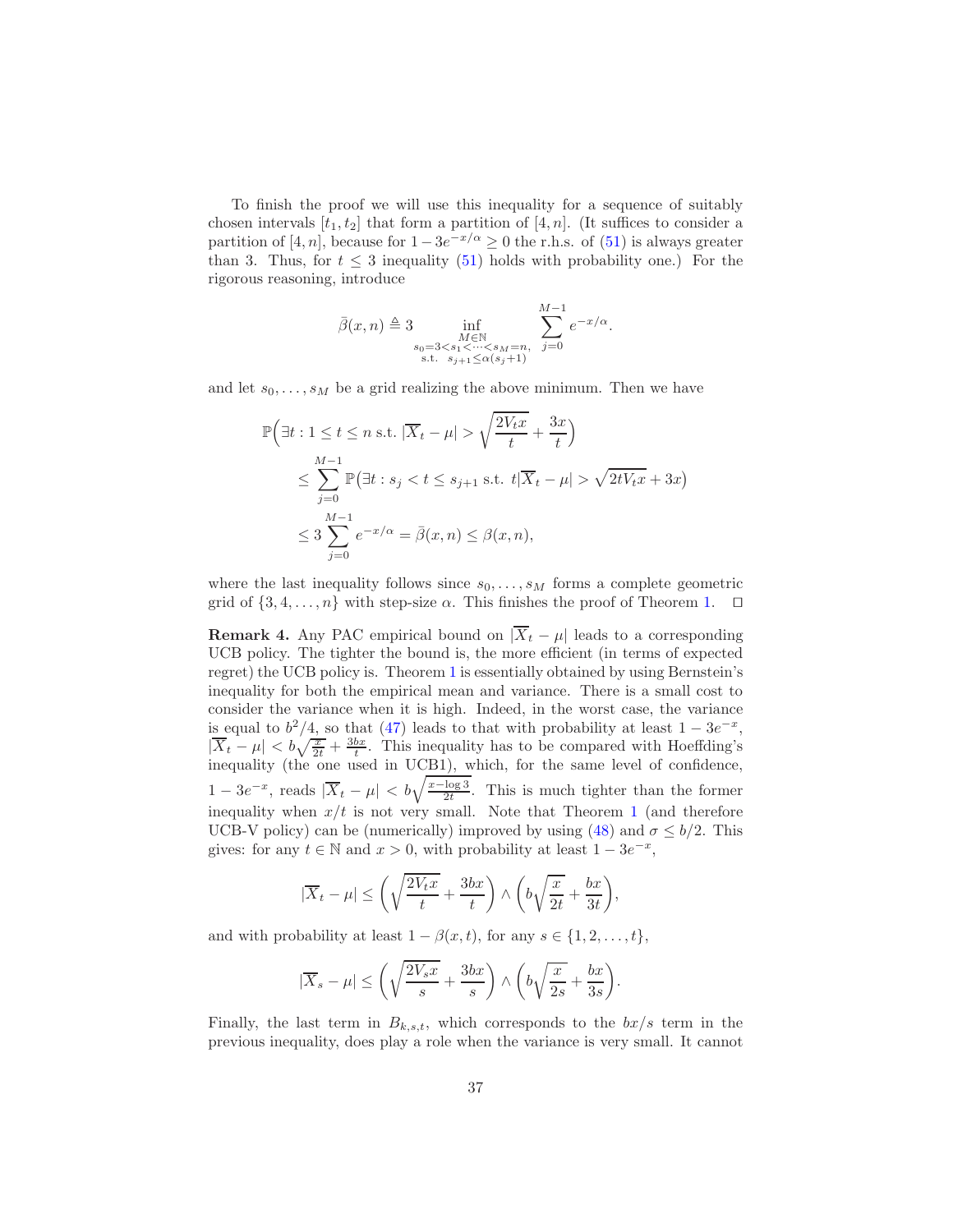To finish the proof we will use this inequality for a sequence of suitably chosen intervals $[t_1, t_2]$ that form a partition of $[4, n]$. (It suffices to consider a partition of $[4, n]$, because for $1 - 3e^{-x/\alpha} \geq 0$ the r.h.s. of (51) is always greater than 3. Thus, for $t \leq 3$ inequality (51) holds with probability one.) For the rigorous reasoning, introduce

$$\bar{\beta}(x, n) \triangleq 3 \inf_{\substack{M \in \mathbb{N} \\ s_0 = 3 < s_1 < \cdots < s_M = n, \\ \text{s.t. } s_{j+1} \leq \alpha(s_j + 1)}} \sum_{j=0}^{M-1} e^{-x/\alpha}.$$

and let $s_0, \ldots, s_M$ be a grid realizing the above minimum. Then we have

$$\begin{aligned}
&\mathbb{P}\Big(\exists t : 1 \leq t \leq n \text{ s.t. } |\overline{X}_t - \mu| > \sqrt{\frac{2V_t x}{t}} + \frac{3x}{t}\Big) \\
&\quad \leq \sum_{j=0}^{M-1} \mathbb{P}\big(\exists t : s_j < t \leq s_{j+1} \text{ s.t. } t|\overline{X}_t - \mu| > \sqrt{2tV_t x} + 3x\big) \\
&\quad \leq 3 \sum_{j=0}^{M-1} e^{-x/\alpha} = \bar{\beta}(x, n) \leq \beta(x, n),
\end{aligned}$$

where the last inequality follows since $s_0, \ldots, s_M$ forms a complete geometric grid of $\{3, 4, \ldots, n\}$ with step-size $\alpha$. This finishes the proof of Theorem 1. $\square$

**Remark 4.** Any PAC empirical bound on $|\overline{X}_t - \mu|$ leads to a corresponding UCB policy. The tighter the bound is, the more efficient (in terms of expected regret) the UCB policy is. Theorem 1 is essentially obtained by using Bernstein's inequality for both the empirical mean and variance. There is a small cost to consider the variance when it is high. Indeed, in the worst case, the variance is equal to $b^2/4$, so that (47) leads to that with probability at least $1 - 3e^{-x}$, $|\overline{X}_t - \mu| < b\sqrt{\frac{x}{2t}} + \frac{3bx}{t}$. This inequality has to be compared with Hoeffding's inequality (the one used in UCB1), which, for the same level of confidence, $1 - 3e^{-x}$, reads $|\overline{X}_t - \mu| < b\sqrt{\frac{x - \log 3}{2t}}$. This is much tighter than the former inequality when $x/t$ is not very small. Note that Theorem 1 (and therefore UCB-V policy) can be (numerically) improved by using (48) and $\sigma \leq b/2$. This gives: for any $t \in \mathbb{N}$ and $x > 0$, with probability at least $1 - 3e^{-x}$,

$$|\overline{X}_t - \mu| \leq \left(\sqrt{\frac{2V_t x}{t}} + \frac{3bx}{t}\right) \wedge \left(b\sqrt{\frac{x}{2t}} + \frac{bx}{3t}\right),$$

and with probability at least $1 - \beta(x, t)$, for any $s \in \{1, 2, \ldots, t\}$,

$$|\overline{X}_s - \mu| \leq \left(\sqrt{\frac{2V_s x}{s}} + \frac{3bx}{s}\right) \wedge \left(b\sqrt{\frac{x}{2s}} + \frac{bx}{3s}\right).$$

Finally, the last term in $B_{k,s,t}$, which corresponds to the $bx/s$ term in the previous inequality, does play a role when the variance is very small. It cannot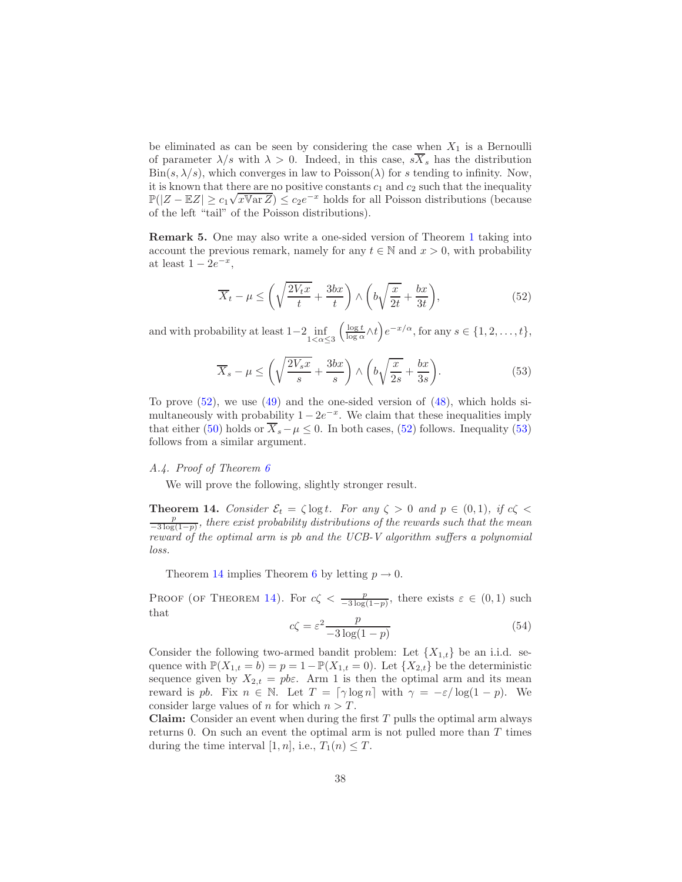be eliminated as can be seen by considering the case when $X_1$ is a Bernoulli of parameter $\lambda/s$ with $\lambda > 0$. Indeed, in this case, $s\overline{X}_s$ has the distribution $\text{Bin}(s, \lambda/s)$, which converges in law to $\text{Poisson}(\lambda)$ for $s$ tending to infinity. Now, it is known that there are no positive constants $c_1$ and $c_2$ such that the inequality $\mathbb{P}(|Z - \mathbb{E}Z| \geq c_1\sqrt{x\mathbb{V}\text{ar}\, Z}) \leq c_2 e^{-x}$ holds for all Poisson distributions (because of the left "tail" of the Poisson distributions).

**Remark 5.** One may also write a one-sided version of Theorem 1 taking into account the previous remark, namely for any $t \in \mathbb{N}$ and $x > 0$, with probability at least $1 - 2e^{-x}$,

$$\overline{X}_t - \mu \leq \left(\sqrt{\frac{2V_t x}{t}} + \frac{3bx}{t}\right) \wedge \left(b\sqrt{\frac{x}{2t}} + \frac{bx}{3t}\right), \tag{52}$$

and with probability at least $1 - 2 \inf_{1<\alpha\leq 3}\left(\frac{\log t}{\log \alpha} \wedge t\right) e^{-x/\alpha}$, for any $s \in \{1, 2, \ldots, t\}$,

$$\overline{X}_s - \mu \leq \left(\sqrt{\frac{2V_s x}{s}} + \frac{3bx}{s}\right) \wedge \left(b\sqrt{\frac{x}{2s}} + \frac{bx}{3s}\right). \tag{53}$$

To prove (52), we use (49) and the one-sided version of (48), which holds simultaneously with probability $1 - 2e^{-x}$. We claim that these inequalities imply that either (50) holds or $\overline{X}_s - \mu \leq 0$. In both cases, (52) follows. Inequality (53) follows from a similar argument.

### A.4. Proof of Theorem 6

We will prove the following, slightly stronger result.

**Theorem 14.** *Consider $\mathcal{E}_t = \zeta \log t$. For any $\zeta > 0$ and $p \in (0,1)$, if $c\zeta < \frac{p}{-3\log(1-p)}$, there exist probability distributions of the rewards such that the mean reward of the optimal arm is $pb$ and the UCB-V algorithm suffers a polynomial loss.*

Theorem 14 implies Theorem 6 by letting $p \to 0$.

Proof (of Theorem 14). For $c\zeta < \frac{p}{-3\log(1-p)}$, there exists $\varepsilon \in (0,1)$ such that

$$c\zeta = \varepsilon^2 \frac{p}{-3\log(1-p)} \tag{54}$$

Consider the following two-armed bandit problem: Let $\{X_{1,t}\}$ be an i.i.d. sequence with $\mathbb{P}(X_{1,t} = b) = p = 1 - \mathbb{P}(X_{1,t} = 0)$. Let $\{X_{2,t}\}$ be the deterministic sequence given by $X_{2,t} = pb\varepsilon$. Arm 1 is then the optimal arm and its mean reward is $pb$. Fix $n \in \mathbb{N}$. Let $T = \lceil \gamma \log n \rceil$ with $\gamma = -\varepsilon/\log(1-p)$. We consider large values of $n$ for which $n > T$.

**Claim:** Consider an event when during the first $T$ pulls the optimal arm always returns 0. On such an event the optimal arm is not pulled more than $T$ times during the time interval $[1, n]$, i.e., $T_1(n) \leq T$.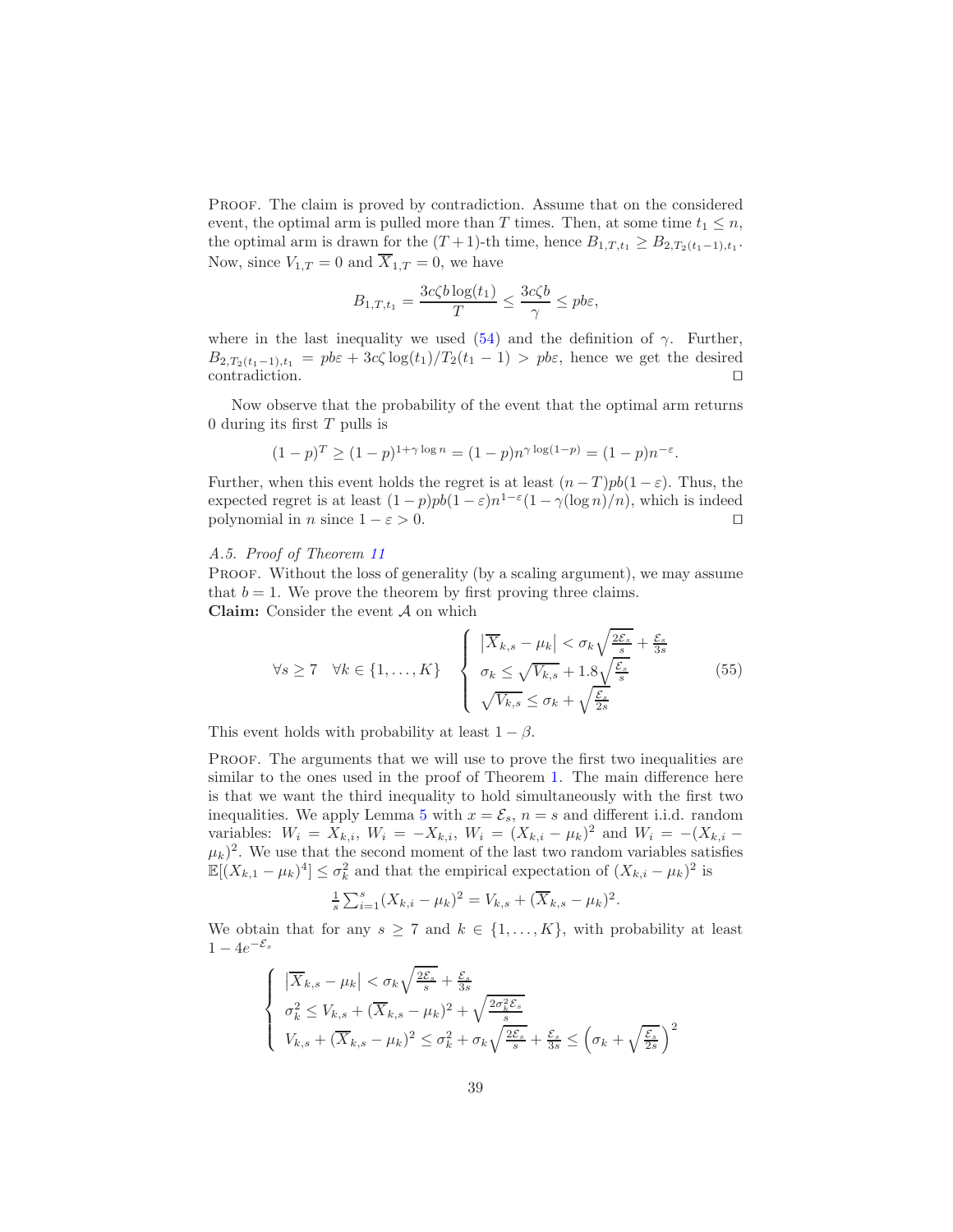Proof. The claim is proved by contradiction. Assume that on the considered event, the optimal arm is pulled more than $T$ times. Then, at some time $t_1 \le n$, the optimal arm is drawn for the $(T+1)$-th time, hence $B_{1,T,t_1} \ge B_{2,T_2(t_1-1),t_1}$. Now, since $V_{1,T} = 0$ and $\overline{X}_{1,T} = 0$, we have

$$B_{1,T,t_1} = \frac{3c\zeta b \log(t_1)}{T} \le \frac{3c\zeta b}{\gamma} \le pb\varepsilon,$$

where in the last inequality we used (54) and the definition of $\gamma$. Further, $B_{2,T_2(t_1-1),t_1} = pb\varepsilon + 3c\zeta \log(t_1)/T_2(t_1-1) > pb\varepsilon$, hence we get the desired contradiction. $\square$

Now observe that the probability of the event that the optimal arm returns 0 during its first $T$ pulls is

$$(1-p)^T \ge (1-p)^{1+\gamma \log n} = (1-p)n^{\gamma \log(1-p)} = (1-p)n^{-\varepsilon}.$$

Further, when this event holds the regret is at least $(n-T)pb(1-\varepsilon)$. Thus, the expected regret is at least $(1-p)pb(1-\varepsilon)n^{1-\varepsilon}(1-\gamma(\log n)/n)$, which is indeed polynomial in $n$ since $1-\varepsilon > 0$. $\square$

*A.5. Proof of Theorem 11*

Proof. Without the loss of generality (by a scaling argument), we may assume that $b = 1$. We prove the theorem by first proving three claims.

**Claim:** Consider the event $\mathcal{A}$ on which

$$\forall s \ge 7 \quad \forall k \in \{1,\ldots,K\} \quad \begin{cases} \left|\overline{X}_{k,s} - \mu_k\right| < \sigma_k \sqrt{\frac{2\mathcal{E}_s}{s}} + \frac{\mathcal{E}_s}{3s} \\ \sigma_k \le \sqrt{V_{k,s}} + 1.8\sqrt{\frac{\mathcal{E}_s}{s}} \\ \sqrt{V_{k,s}} \le \sigma_k + \sqrt{\frac{\mathcal{E}_s}{2s}} \end{cases} \tag{55}$$

This event holds with probability at least $1-\beta$.

Proof. The arguments that we will use to prove the first two inequalities are similar to the ones used in the proof of Theorem 1. The main difference here is that we want the third inequality to hold simultaneously with the first two inequalities. We apply Lemma 5 with $x = \mathcal{E}_s$, $n = s$ and different i.i.d. random variables: $W_i = X_{k,i}$, $W_i = -X_{k,i}$, $W_i = (X_{k,i} - \mu_k)^2$ and $W_i = -(X_{k,i} - \mu_k)^2$. We use that the second moment of the last two random variables satisfies $\mathbb{E}[(X_{k,1} - \mu_k)^4] \le \sigma_k^2$ and that the empirical expectation of $(X_{k,i} - \mu_k)^2$ is

$$\tfrac{1}{s}\textstyle\sum_{i=1}^{s}(X_{k,i} - \mu_k)^2 = V_{k,s} + (\overline{X}_{k,s} - \mu_k)^2.$$

We obtain that for any $s \ge 7$ and $k \in \{1,\ldots,K\}$, with probability at least $1 - 4e^{-\mathcal{E}_s}$

$$\begin{cases} \left|\overline{X}_{k,s} - \mu_k\right| < \sigma_k \sqrt{\frac{2\mathcal{E}_s}{s}} + \frac{\mathcal{E}_s}{3s} \\ \sigma_k^2 \le V_{k,s} + (\overline{X}_{k,s} - \mu_k)^2 + \sqrt{\frac{2\sigma_k^2 \mathcal{E}_s}{s}} \\ V_{k,s} + (\overline{X}_{k,s} - \mu_k)^2 \le \sigma_k^2 + \sigma_k\sqrt{\frac{2\mathcal{E}_s}{s}} + \frac{\mathcal{E}_s}{3s} \le \left(\sigma_k + \sqrt{\frac{\mathcal{E}_s}{2s}}\right)^2 \end{cases}$$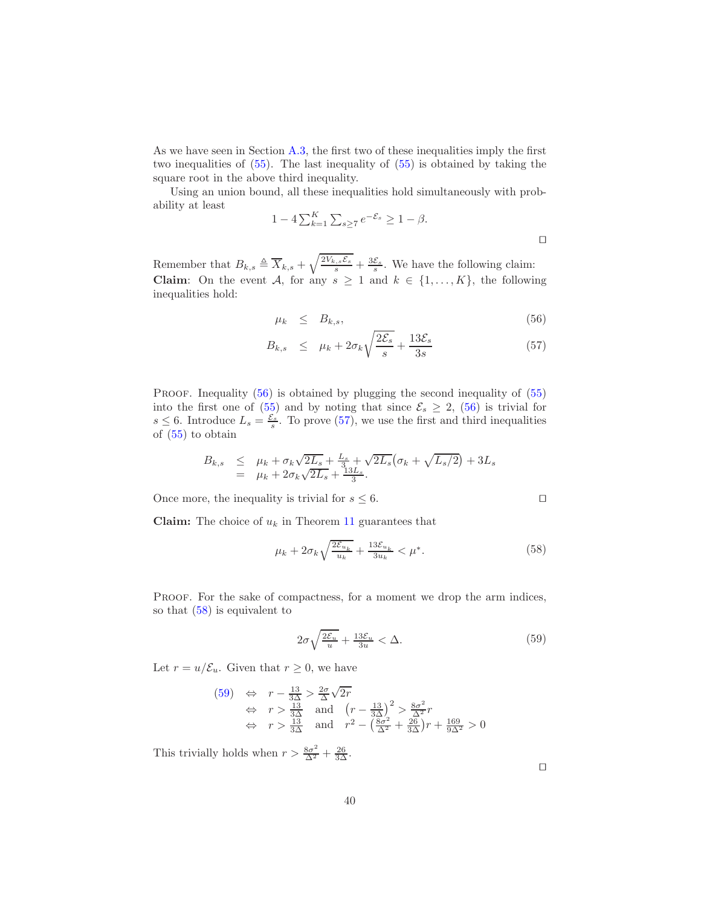As we have seen in Section A.3, the first two of these inequalities imply the first two inequalities of (55). The last inequality of (55) is obtained by taking the square root in the above third inequality.

Using an union bound, all these inequalities hold simultaneously with probability at least

$$1 - 4\sum_{k=1}^{K}\sum_{s\geq 7} e^{-\mathcal{E}_s} \geq 1-\beta.$$

□

Remember that $B_{k,s} \triangleq \overline{X}_{k,s} + \sqrt{\frac{2V_{k,s}\mathcal{E}_s}{s}} + \frac{3\mathcal{E}_s}{s}$. We have the following claim:
**Claim**: On the event $\mathcal{A}$, for any $s \geq 1$ and $k \in \{1,\ldots,K\}$, the following inequalities hold:

$$\mu_k \leq B_{k,s}, \tag{56}$$

$$B_{k,s} \leq \mu_k + 2\sigma_k\sqrt{\frac{2\mathcal{E}_s}{s}} + \frac{13\mathcal{E}_s}{3s} \tag{57}$$

Proof. Inequality (56) is obtained by plugging the second inequality of (55) into the first one of (55) and by noting that since $\mathcal{E}_s \geq 2$, (56) is trivial for $s \leq 6$. Introduce $L_s = \frac{\mathcal{E}_s}{s}$. To prove (57), we use the first and third inequalities of (55) to obtain

$$\begin{aligned} B_{k,s} &\leq \mu_k + \sigma_k\sqrt{2L_s} + \tfrac{L_s}{3} + \sqrt{2L_s}\big(\sigma_k + \sqrt{L_s/2}\big) + 3L_s \\ &= \mu_k + 2\sigma_k\sqrt{2L_s} + \tfrac{13L_s}{3}. \end{aligned}$$

Once more, the inequality is trivial for $s \leq 6$. □

**Claim:** The choice of $u_k$ in Theorem 11 guarantees that

$$\mu_k + 2\sigma_k\sqrt{\tfrac{2\mathcal{E}_{u_k}}{u_k}} + \tfrac{13\mathcal{E}_{u_k}}{3u_k} < \mu^*. \tag{58}$$

Proof. For the sake of compactness, for a moment we drop the arm indices, so that (58) is equivalent to

$$2\sigma\sqrt{\tfrac{2\mathcal{E}_u}{u}} + \tfrac{13\mathcal{E}_u}{3u} < \Delta. \tag{59}$$

Let $r = u/\mathcal{E}_u$. Given that $r \geq 0$, we have

$$\begin{aligned} (59) &\Leftrightarrow r - \tfrac{13}{3\Delta} > \tfrac{2\sigma}{\Delta}\sqrt{2r} \\ &\Leftrightarrow r > \tfrac{13}{3\Delta} \quad \text{and} \quad \big(r - \tfrac{13}{3\Delta}\big)^2 > \tfrac{8\sigma^2}{\Delta^2}r \\ &\Leftrightarrow r > \tfrac{13}{3\Delta} \quad \text{and} \quad r^2 - \big(\tfrac{8\sigma^2}{\Delta^2} + \tfrac{26}{3\Delta}\big)r + \tfrac{169}{9\Delta^2} > 0 \end{aligned}$$

This trivially holds when $r > \frac{8\sigma^2}{\Delta^2} + \frac{26}{3\Delta}$.

□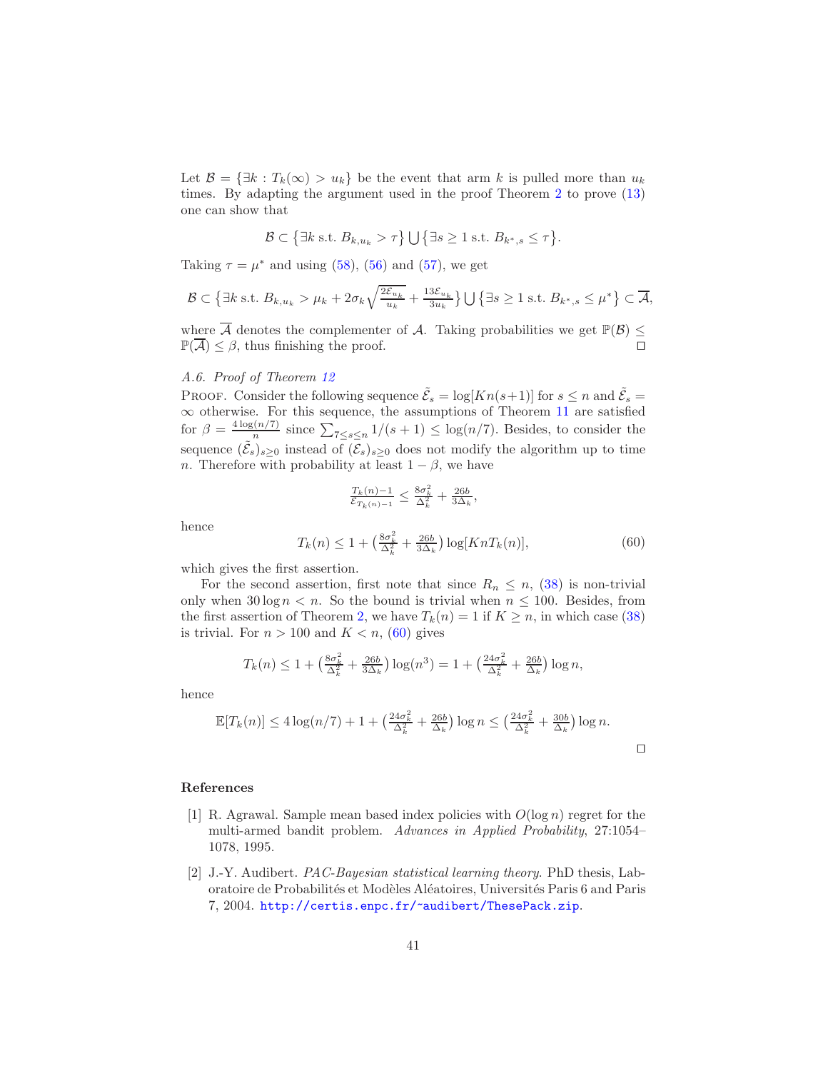Let $\mathcal{B} = \{\exists k : T_k(\infty) > u_k\}$ be the event that arm $k$ is pulled more than $u_k$ times. By adapting the argument used in the proof Theorem 2 to prove (13) one can show that

$$\mathcal{B} \subset \big\{\exists k \text{ s.t. } B_{k,u_k} > \tau\big\} \bigcup \big\{\exists s \geq 1 \text{ s.t. } B_{k^*,s} \leq \tau\big\}.$$

Taking $\tau = \mu^*$ and using (58), (56) and (57), we get

$$\mathcal{B} \subset \Big\{\exists k \text{ s.t. } B_{k,u_k} > \mu_k + 2\sigma_k\sqrt{\tfrac{2\mathcal{E}_{u_k}}{u_k}} + \tfrac{13\mathcal{E}_{u_k}}{3u_k}\Big\} \bigcup \big\{\exists s \geq 1 \text{ s.t. } B_{k^*,s} \leq \mu^*\big\} \subset \overline{\mathcal{A}},$$

where $\overline{\mathcal{A}}$ denotes the complementer of $\mathcal{A}$. Taking probabilities we get $\mathbb{P}(\mathcal{B}) \leq \mathbb{P}(\overline{\mathcal{A}}) \leq \beta$, thus finishing the proof. □

*A.6. Proof of Theorem 12*

Proof. Consider the following sequence $\tilde{\mathcal{E}}_s = \log[Kn(s+1)]$ for $s \leq n$ and $\tilde{\mathcal{E}}_s = \infty$ otherwise. For this sequence, the assumptions of Theorem 11 are satisfied for $\beta = \frac{4\log(n/7)}{n}$ since $\sum_{7\leq s\leq n} 1/(s+1) \leq \log(n/7)$. Besides, to consider the sequence $(\tilde{\mathcal{E}}_s)_{s\geq 0}$ instead of $(\mathcal{E}_s)_{s\geq 0}$ does not modify the algorithm up to time $n$. Therefore with probability at least $1-\beta$, we have

$$\tfrac{T_k(n)-1}{\tilde{\mathcal{E}}_{T_k(n)-1}} \leq \tfrac{8\sigma_k^2}{\Delta_k^2} + \tfrac{26b}{3\Delta_k},$$

hence

$$T_k(n) \leq 1 + \big(\tfrac{8\sigma_k^2}{\Delta_k^2} + \tfrac{26b}{3\Delta_k}\big)\log[KnT_k(n)], \tag{60}$$

which gives the first assertion.

For the second assertion, first note that since $R_n \leq n$, (38) is non-trivial only when $30\log n < n$. So the bound is trivial when $n \leq 100$. Besides, from the first assertion of Theorem 2, we have $T_k(n) = 1$ if $K \geq n$, in which case (38) is trivial. For $n > 100$ and $K < n$, (60) gives

$$T_k(n) \leq 1 + \big(\tfrac{8\sigma_k^2}{\Delta_k^2} + \tfrac{26b}{3\Delta_k}\big)\log(n^3) = 1 + \big(\tfrac{24\sigma_k^2}{\Delta_k^2} + \tfrac{26b}{\Delta_k}\big)\log n,$$

hence

$$\mathbb{E}[T_k(n)] \leq 4\log(n/7) + 1 + \big(\tfrac{24\sigma_k^2}{\Delta_k^2} + \tfrac{26b}{\Delta_k}\big)\log n \leq \big(\tfrac{24\sigma_k^2}{\Delta_k^2} + \tfrac{30b}{\Delta_k}\big)\log n.$$

□

## References

[1] R. Agrawal. Sample mean based index policies with $O(\log n)$ regret for the multi-armed bandit problem. *Advances in Applied Probability*, 27:1054–1078, 1995.

[2] J.-Y. Audibert. *PAC-Bayesian statistical learning theory*. PhD thesis, Laboratoire de Probabilités et Modèles Aléatoires, Universités Paris 6 and Paris 7, 2004. http://certis.enpc.fr/~audibert/ThesePack.zip.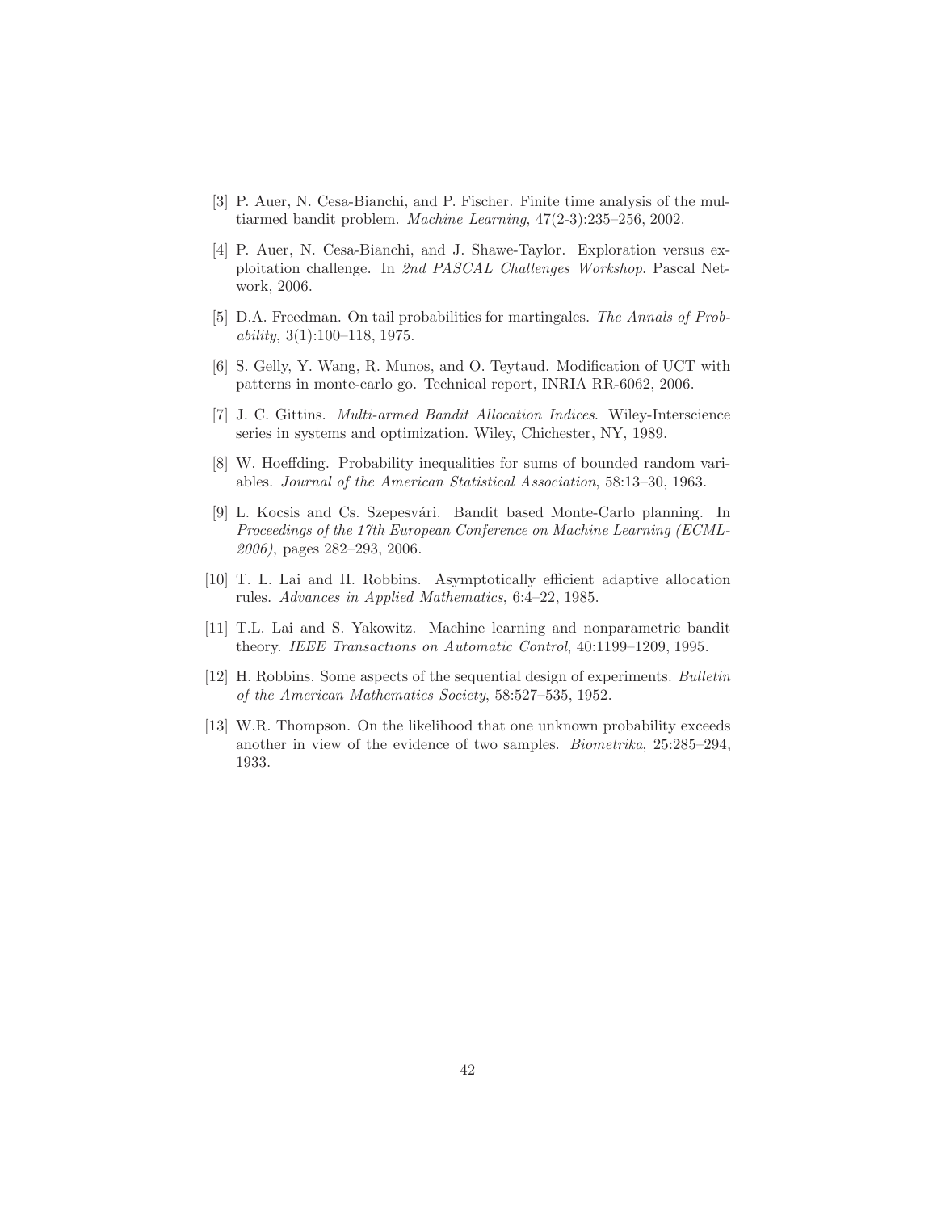[3] P. Auer, N. Cesa-Bianchi, and P. Fischer. Finite time analysis of the multiarmed bandit problem. *Machine Learning*, 47(2-3):235–256, 2002.

[4] P. Auer, N. Cesa-Bianchi, and J. Shawe-Taylor. Exploration versus exploitation challenge. In *2nd PASCAL Challenges Workshop*. Pascal Network, 2006.

[5] D.A. Freedman. On tail probabilities for martingales. *The Annals of Probability*, 3(1):100–118, 1975.

[6] S. Gelly, Y. Wang, R. Munos, and O. Teytaud. Modification of UCT with patterns in monte-carlo go. Technical report, INRIA RR-6062, 2006.

[7] J. C. Gittins. *Multi-armed Bandit Allocation Indices*. Wiley-Interscience series in systems and optimization. Wiley, Chichester, NY, 1989.

[8] W. Hoeffding. Probability inequalities for sums of bounded random variables. *Journal of the American Statistical Association*, 58:13–30, 1963.

[9] L. Kocsis and Cs. Szepesvári. Bandit based Monte-Carlo planning. In *Proceedings of the 17th European Conference on Machine Learning (ECML-2006)*, pages 282–293, 2006.

[10] T. L. Lai and H. Robbins. Asymptotically efficient adaptive allocation rules. *Advances in Applied Mathematics*, 6:4–22, 1985.

[11] T.L. Lai and S. Yakowitz. Machine learning and nonparametric bandit theory. *IEEE Transactions on Automatic Control*, 40:1199–1209, 1995.

[12] H. Robbins. Some aspects of the sequential design of experiments. *Bulletin of the American Mathematics Society*, 58:527–535, 1952.

[13] W.R. Thompson. On the likelihood that one unknown probability exceeds another in view of the evidence of two samples. *Biometrika*, 25:285–294, 1933.